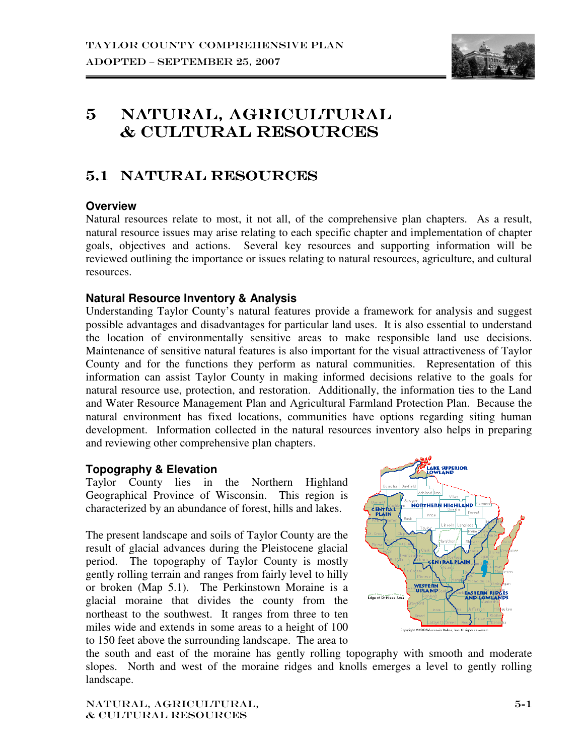# 5 NATURAL, AGRICULTURAL & CULTURAL RESOURCES

## 5.1 NATURAL RESOURCES

### Overview

Natural resources relate to most, it not all, of the comprehensive plan chapters. As a result, natural resource issues may arise relating to each specific chapter and implementation of chapter goals, objectives and actions. Several key resources and supporting information will be reviewed outlining the importance or issues relating to natural resources, agriculture, and cultural resources.

### Natural Resource Inventory & Analysis

Understanding Taylor County's natural features provide a framework for analysis and suggest possible advantages and disadvantages for particular land uses. It is also essential to understand the location of environmentally sensitive areas to make responsible land use decisions. Maintenance of sensitive natural features is also important for the visual attractiveness of Taylor County and for the functions they perform as natural communities. Representation of this information can assist Taylor County in making informed decisions relative to the goals for natural resource use, protection, and restoration. Additionally, the information ties to the Land and Water Resource Management Plan and Agricultural Farmland Protection Plan. Because the natural environment has fixed locations, communities have options regarding siting human development. Information collected in the natural resources inventory also helps in preparing and reviewing other comprehensive plan chapters.

### Topography & Elevation

Taylor County lies in the Northern Highland Geographical Province of Wisconsin. This region is characterized by an abundance of forest, hills and lakes.

The present landscape and soils of Taylor County are the result of glacial advances during the Pleistocene glacial period. The topography of Taylor County is mostly gently rolling terrain and ranges from fairly level to hilly or broken (Map 5.1). The Perkinstown Moraine is a glacial moraine that divides the county from the northeast to the southwest. It ranges from three to ten miles wide and extends in some areas to a height of 100 to 150 feet above the surrounding landscape. The area to the south and east of the moraine has gently rolling topography with smooth and moderate slopes. North and west of the moraine ridges and knolls emerges a level to gently rolling landscape.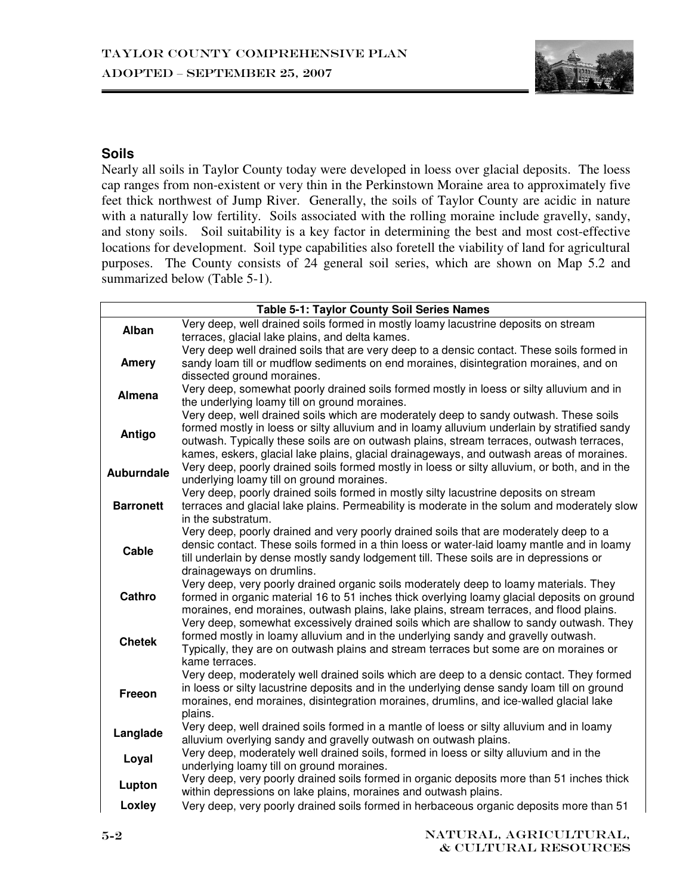## Soils

Nearly all soils in Taylor County today were developed in loess over glacial deposits. The loess cap ranges from non-existent or very thin in the Perkinstown Moraine area to approximately five feet thick northwest of Jump River. Generally, the soils of Taylor County are acidic in nature with a naturally low fertility. Soils associated with the rolling moraine include gravelly, sandy, and stony soils. Soil suitability is a key factor in determining the best and most cost-effective locations for development. Soil type capabilities also foretell the viability of land for agricultural purposes. The County consists of 24 general soil series, which are shown on Map 5.2 and summarized below (Table 5-1).

| Table 5-1: Taylor County Soil Series Names | |
|---|---|
| **Alban** | Very deep, well drained soils formed in mostly loamy lacustrine deposits on stream terraces, glacial lake plains, and delta kames. |
| **Amery** | Very deep well drained soils that are very deep to a densic contact. These soils formed in sandy loam till or mudflow sediments on end moraines, disintegration moraines, and on dissected ground moraines. |
| **Almena** | Very deep, somewhat poorly drained soils formed mostly in loess or silty alluvium and in the underlying loamy till on ground moraines. |
| **Antigo** | Very deep, well drained soils which are moderately deep to sandy outwash. These soils formed mostly in loess or silty alluvium and in loamy alluvium underlain by stratified sandy outwash. Typically these soils are on outwash plains, stream terraces, outwash terraces, kames, eskers, glacial lake plains, glacial drainageways, and outwash areas of moraines. |
| **Auburndale** | Very deep, poorly drained soils formed mostly in loess or silty alluvium, or both, and in the underlying loamy till on ground moraines. |
| **Barronett** | Very deep, poorly drained soils formed in mostly silty lacustrine deposits on stream terraces and glacial lake plains. Permeability is moderate in the solum and moderately slow in the substratum. |
| **Cable** | Very deep, poorly drained and very poorly drained soils that are moderately deep to a densic contact. These soils formed in a thin loess or water-laid loamy mantle and in loamy till underlain by dense mostly sandy lodgement till. These soils are in depressions or drainageways on drumlins. |
| **Cathro** | Very deep, very poorly drained organic soils moderately deep to loamy materials. They formed in organic material 16 to 51 inches thick overlying loamy glacial deposits on ground moraines, end moraines, outwash plains, lake plains, stream terraces, and flood plains. |
| **Chetek** | Very deep, somewhat excessively drained soils which are shallow to sandy outwash. They formed mostly in loamy alluvium and in the underlying sandy and gravelly outwash. Typically, they are on outwash plains and stream terraces but some are on moraines or kame terraces. |
| **Freeon** | Very deep, moderately well drained soils which are deep to a densic contact. They formed in loess or silty lacustrine deposits and in the underlying dense sandy loam till on ground moraines, end moraines, disintegration moraines, drumlins, and ice-walled glacial lake plains. |
| **Langlade** | Very deep, well drained soils formed in a mantle of loess or silty alluvium and in loamy alluvium overlying sandy and gravelly outwash on outwash plains. |
| **Loyal** | Very deep, moderately well drained soils, formed in loess or silty alluvium and in the underlying loamy till on ground moraines. |
| **Lupton** | Very deep, very poorly drained soils formed in organic deposits more than 51 inches thick within depressions on lake plains, moraines and outwash plains. |
| **Loxley** | Very deep, very poorly drained soils formed in herbaceous organic deposits more than 51 |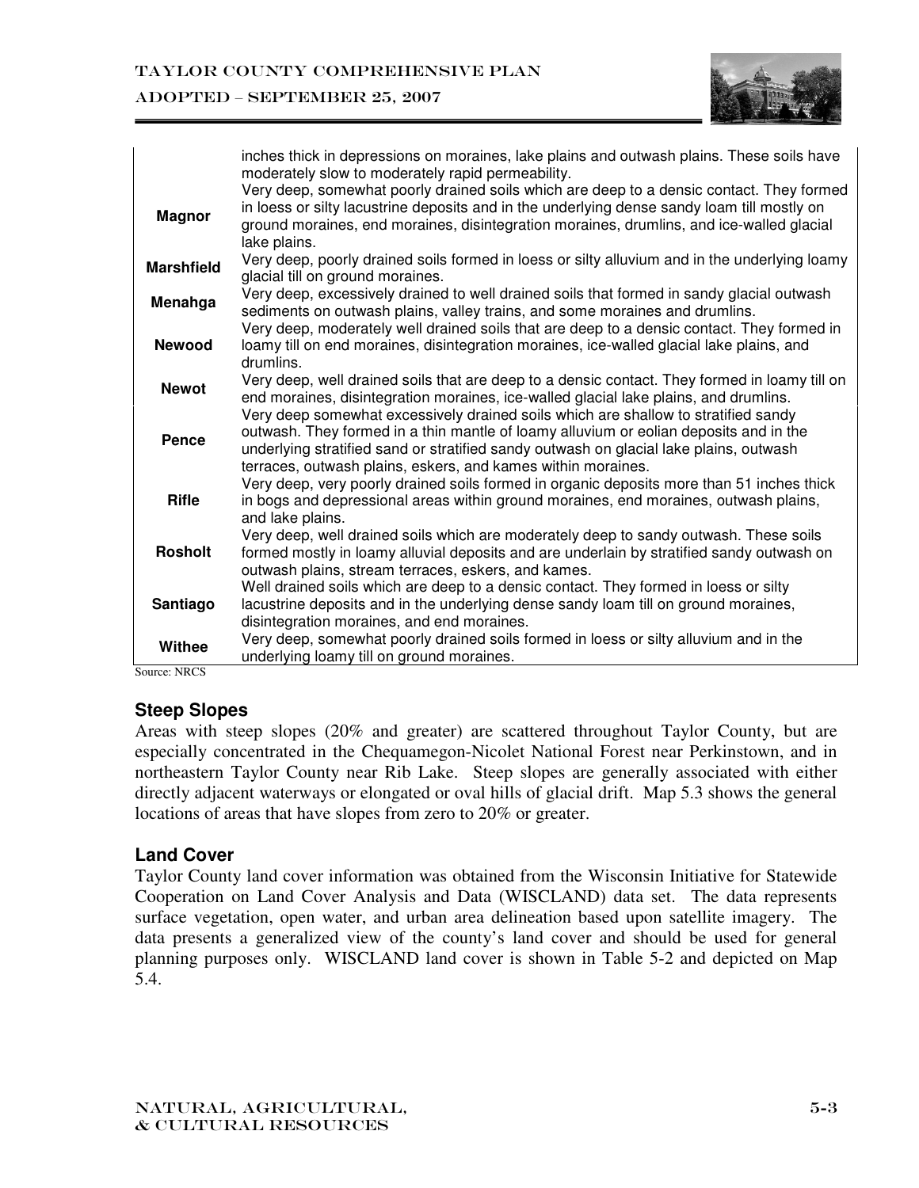| | |
|---|---|
| | inches thick in depressions on moraines, lake plains and outwash plains. These soils have moderately slow to moderately rapid permeability. |
| **Magnor** | Very deep, somewhat poorly drained soils which are deep to a densic contact. They formed in loess or silty lacustrine deposits and in the underlying dense sandy loam till mostly on ground moraines, end moraines, disintegration moraines, drumlins, and ice-walled glacial lake plains. |
| **Marshfield** | Very deep, poorly drained soils formed in loess or silty alluvium and in the underlying loamy glacial till on ground moraines. |
| **Menahga** | Very deep, excessively drained to well drained soils that formed in sandy glacial outwash sediments on outwash plains, valley trains, and some moraines and drumlins. |
| **Newood** | Very deep, moderately well drained soils that are deep to a densic contact. They formed in loamy till on end moraines, disintegration moraines, ice-walled glacial lake plains, and drumlins. |
| **Newot** | Very deep, well drained soils that are deep to a densic contact. They formed in loamy till on end moraines, disintegration moraines, ice-walled glacial lake plains, and drumlins. |
| **Pence** | Very deep somewhat excessively drained soils which are shallow to stratified sandy outwash. They formed in a thin mantle of loamy alluvium or eolian deposits and in the underlying stratified sand or stratified sandy outwash on glacial lake plains, outwash terraces, outwash plains, eskers, and kames within moraines. |
| **Rifle** | Very deep, very poorly drained soils formed in organic deposits more than 51 inches thick in bogs and depressional areas within ground moraines, end moraines, outwash plains, and lake plains. |
| **Rosholt** | Very deep, well drained soils which are moderately deep to sandy outwash. These soils formed mostly in loamy alluvial deposits and are underlain by stratified sandy outwash on outwash plains, stream terraces, eskers, and kames. |
| **Santiago** | Well drained soils which are deep to a densic contact. They formed in loess or silty lacustrine deposits and in the underlying dense sandy loam till on ground moraines, disintegration moraines, and end moraines. |
| **Withee** | Very deep, somewhat poorly drained soils formed in loess or silty alluvium and in the underlying loamy till on ground moraines. |

Source: NRCS

## Steep Slopes

Areas with steep slopes (20% and greater) are scattered throughout Taylor County, but are especially concentrated in the Chequamegon-Nicolet National Forest near Perkinstown, and in northeastern Taylor County near Rib Lake. Steep slopes are generally associated with either directly adjacent waterways or elongated or oval hills of glacial drift. Map 5.3 shows the general locations of areas that have slopes from zero to 20% or greater.

## Land Cover

Taylor County land cover information was obtained from the Wisconsin Initiative for Statewide Cooperation on Land Cover Analysis and Data (WISCLAND) data set. The data represents surface vegetation, open water, and urban area delineation based upon satellite imagery. The data presents a generalized view of the county's land cover and should be used for general planning purposes only. WISCLAND land cover is shown in Table 5-2 and depicted on Map 5.4.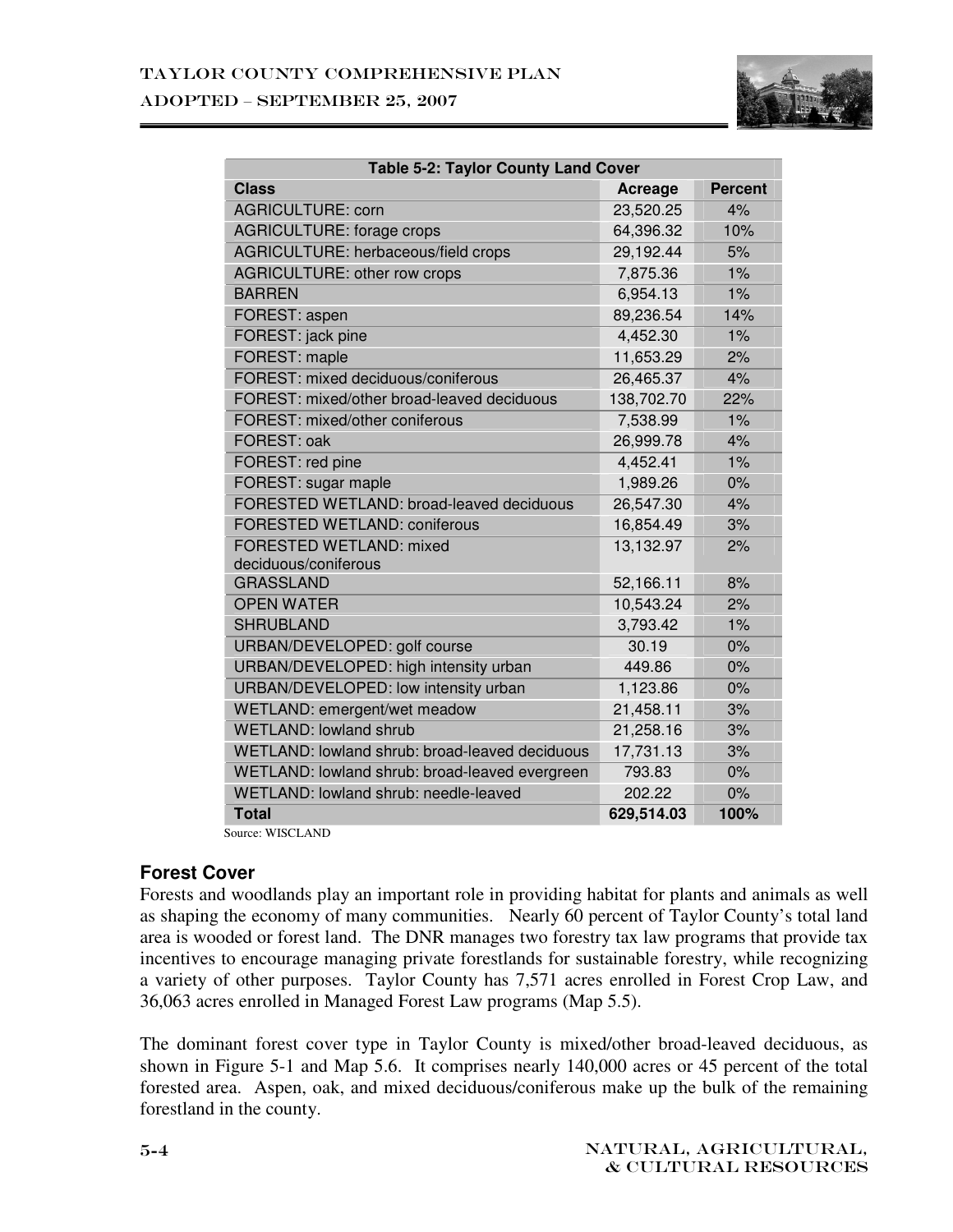| Table 5-2: Taylor County Land Cover | | |
|---|---|---|
| **Class** | **Acreage** | **Percent** |
| AGRICULTURE: corn | 23,520.25 | 4% |
| AGRICULTURE: forage crops | 64,396.32 | 10% |
| AGRICULTURE: herbaceous/field crops | 29,192.44 | 5% |
| AGRICULTURE: other row crops | 7,875.36 | 1% |
| BARREN | 6,954.13 | 1% |
| FOREST: aspen | 89,236.54 | 14% |
| FOREST: jack pine | 4,452.30 | 1% |
| FOREST: maple | 11,653.29 | 2% |
| FOREST: mixed deciduous/coniferous | 26,465.37 | 4% |
| FOREST: mixed/other broad-leaved deciduous | 138,702.70 | 22% |
| FOREST: mixed/other coniferous | 7,538.99 | 1% |
| FOREST: oak | 26,999.78 | 4% |
| FOREST: red pine | 4,452.41 | 1% |
| FOREST: sugar maple | 1,989.26 | 0% |
| FORESTED WETLAND: broad-leaved deciduous | 26,547.30 | 4% |
| FORESTED WETLAND: coniferous | 16,854.49 | 3% |
| FORESTED WETLAND: mixed deciduous/coniferous | 13,132.97 | 2% |
| GRASSLAND | 52,166.11 | 8% |
| OPEN WATER | 10,543.24 | 2% |
| SHRUBLAND | 3,793.42 | 1% |
| URBAN/DEVELOPED: golf course | 30.19 | 0% |
| URBAN/DEVELOPED: high intensity urban | 449.86 | 0% |
| URBAN/DEVELOPED: low intensity urban | 1,123.86 | 0% |
| WETLAND: emergent/wet meadow | 21,458.11 | 3% |
| WETLAND: lowland shrub | 21,258.16 | 3% |
| WETLAND: lowland shrub: broad-leaved deciduous | 17,731.13 | 3% |
| WETLAND: lowland shrub: broad-leaved evergreen | 793.83 | 0% |
| WETLAND: lowland shrub: needle-leaved | 202.22 | 0% |
| **Total** | **629,514.03** | **100%** |

Source: WISCLAND

### Forest Cover

Forests and woodlands play an important role in providing habitat for plants and animals as well as shaping the economy of many communities. Nearly 60 percent of Taylor County's total land area is wooded or forest land. The DNR manages two forestry tax law programs that provide tax incentives to encourage managing private forestlands for sustainable forestry, while recognizing a variety of other purposes. Taylor County has 7,571 acres enrolled in Forest Crop Law, and 36,063 acres enrolled in Managed Forest Law programs (Map 5.5).

The dominant forest cover type in Taylor County is mixed/other broad-leaved deciduous, as shown in Figure 5-1 and Map 5.6. It comprises nearly 140,000 acres or 45 percent of the total forested area. Aspen, oak, and mixed deciduous/coniferous make up the bulk of the remaining forestland in the county.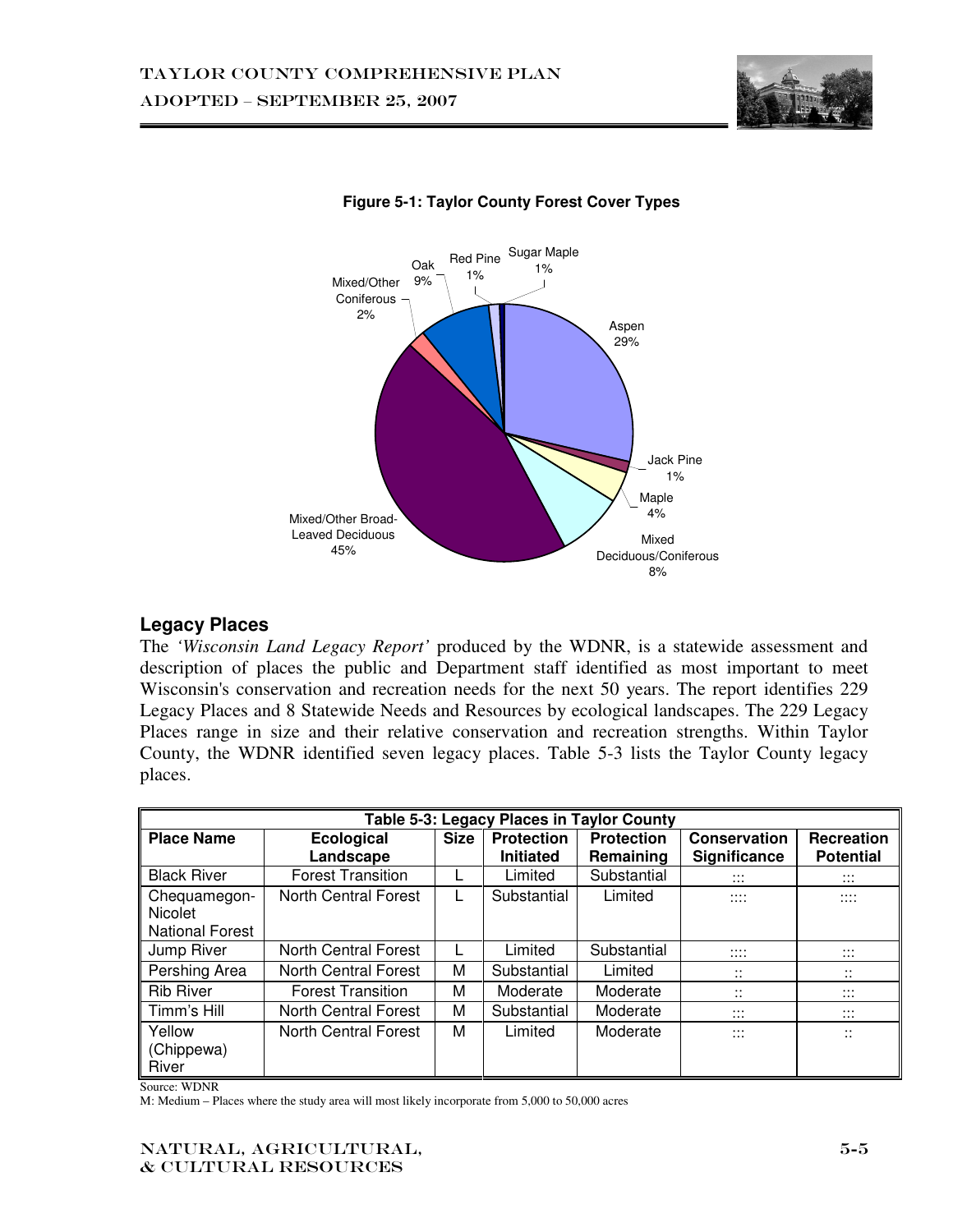**Figure 5-1: Taylor County Forest Cover Types**

## Legacy Places

The *'Wisconsin Land Legacy Report'* produced by the WDNR, is a statewide assessment and description of places the public and Department staff identified as most important to meet Wisconsin's conservation and recreation needs for the next 50 years. The report identifies 229 Legacy Places and 8 Statewide Needs and Resources by ecological landscapes. The 229 Legacy Places range in size and their relative conservation and recreation strengths. Within Taylor County, the WDNR identified seven legacy places. Table 5-3 lists the Taylor County legacy places.

**Table 5-3: Legacy Places in Taylor County**

| Place Name | Ecological Landscape | Size | Protection Initiated | Protection Remaining | Conservation Significance | Recreation Potential |
|---|---|---|---|---|---|---|
| Black River | Forest Transition | L | Limited | Substantial | ::: | ::: |
| Chequamegon-Nicolet National Forest | North Central Forest | L | Substantial | Limited | :::: | :::: |
| Jump River | North Central Forest | L | Limited | Substantial | :::: | ::: |
| Pershing Area | North Central Forest | M | Substantial | Limited | :: | :: |
| Rib River | Forest Transition | M | Moderate | Moderate | :: | ::: |
| Timm's Hill | North Central Forest | M | Substantial | Moderate | ::: | ::: |
| Yellow (Chippewa) River | North Central Forest | M | Limited | Moderate | ::: | :: |

Source: WDNR

M: Medium – Places where the study area will most likely incorporate from 5,000 to 50,000 acres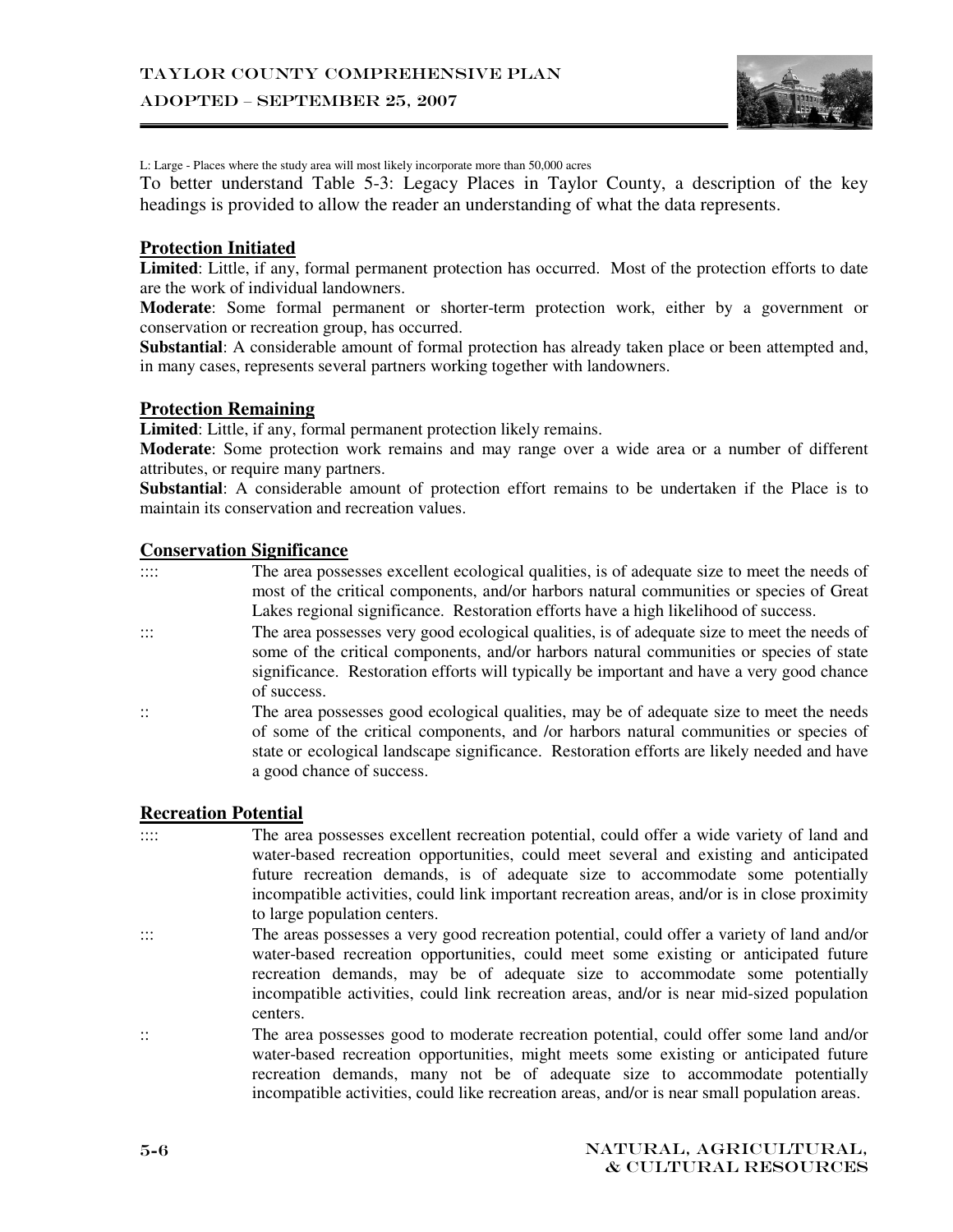L: Large - Places where the study area will most likely incorporate more than 50,000 acres

To better understand Table 5-3: Legacy Places in Taylor County, a description of the key headings is provided to allow the reader an understanding of what the data represents.

**Protection Initiated**

**Limited**: Little, if any, formal permanent protection has occurred. Most of the protection efforts to date are the work of individual landowners.

**Moderate**: Some formal permanent or shorter-term protection work, either by a government or conservation or recreation group, has occurred.

**Substantial**: A considerable amount of formal protection has already taken place or been attempted and, in many cases, represents several partners working together with landowners.

**Protection Remaining**

**Limited**: Little, if any, formal permanent protection likely remains.

**Moderate**: Some protection work remains and may range over a wide area or a number of different attributes, or require many partners.

**Substantial**: A considerable amount of protection effort remains to be undertaken if the Place is to maintain its conservation and recreation values.

**Conservation Significance**

:::: The area possesses excellent ecological qualities, is of adequate size to meet the needs of most of the critical components, and/or harbors natural communities or species of Great Lakes regional significance. Restoration efforts have a high likelihood of success.

::: The area possesses very good ecological qualities, is of adequate size to meet the needs of some of the critical components, and/or harbors natural communities or species of state significance. Restoration efforts will typically be important and have a very good chance of success.

:: The area possesses good ecological qualities, may be of adequate size to meet the needs of some of the critical components, and /or harbors natural communities or species of state or ecological landscape significance. Restoration efforts are likely needed and have a good chance of success.

**Recreation Potential**

:::: The area possesses excellent recreation potential, could offer a wide variety of land and water-based recreation opportunities, could meet several and existing and anticipated future recreation demands, is of adequate size to accommodate some potentially incompatible activities, could link important recreation areas, and/or is in close proximity to large population centers.

::: The areas possesses a very good recreation potential, could offer a variety of land and/or water-based recreation opportunities, could meet some existing or anticipated future recreation demands, may be of adequate size to accommodate some potentially incompatible activities, could link recreation areas, and/or is near mid-sized population centers.

:: The area possesses good to moderate recreation potential, could offer some land and/or water-based recreation opportunities, might meets some existing or anticipated future recreation demands, many not be of adequate size to accommodate potentially incompatible activities, could like recreation areas, and/or is near small population areas.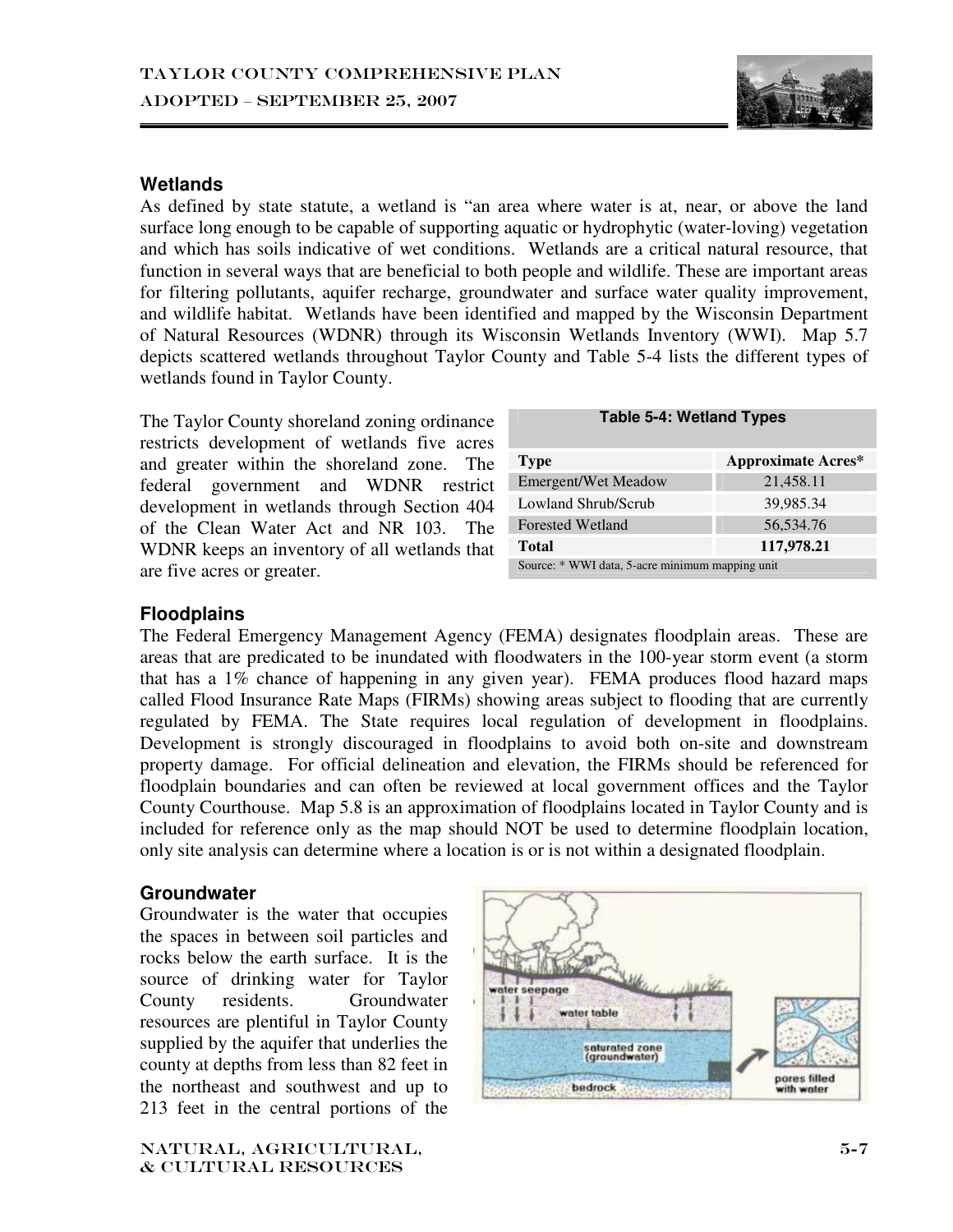## Wetlands

As defined by state statute, a wetland is "an area where water is at, near, or above the land surface long enough to be capable of supporting aquatic or hydrophytic (water-loving) vegetation and which has soils indicative of wet conditions. Wetlands are a critical natural resource, that function in several ways that are beneficial to both people and wildlife. These are important areas for filtering pollutants, aquifer recharge, groundwater and surface water quality improvement, and wildlife habitat. Wetlands have been identified and mapped by the Wisconsin Department of Natural Resources (WDNR) through its Wisconsin Wetlands Inventory (WWI). Map 5.7 depicts scattered wetlands throughout Taylor County and Table 5-4 lists the different types of wetlands found in Taylor County.

The Taylor County shoreland zoning ordinance restricts development of wetlands five acres and greater within the shoreland zone. The federal government and WDNR restrict development in wetlands through Section 404 of the Clean Water Act and NR 103. The WDNR keeps an inventory of all wetlands that are five acres or greater.

**Table 5-4: Wetland Types**

| Type | Approximate Acres* |
|---|---|
| Emergent/Wet Meadow | 21,458.11 |
| Lowland Shrub/Scrub | 39,985.34 |
| Forested Wetland | 56,534.76 |
| **Total** | **117,978.21** |

Source: * WWI data, 5-acre minimum mapping unit

## Floodplains

The Federal Emergency Management Agency (FEMA) designates floodplain areas. These are areas that are predicated to be inundated with floodwaters in the 100-year storm event (a storm that has a 1% chance of happening in any given year). FEMA produces flood hazard maps called Flood Insurance Rate Maps (FIRMs) showing areas subject to flooding that are currently regulated by FEMA. The State requires local regulation of development in floodplains. Development is strongly discouraged in floodplains to avoid both on-site and downstream property damage. For official delineation and elevation, the FIRMs should be referenced for floodplain boundaries and can often be reviewed at local government offices and the Taylor County Courthouse. Map 5.8 is an approximation of floodplains located in Taylor County and is included for reference only as the map should NOT be used to determine floodplain location, only site analysis can determine where a location is or is not within a designated floodplain.

## Groundwater

Groundwater is the water that occupies the spaces in between soil particles and rocks below the earth surface. It is the source of drinking water for Taylor County residents. Groundwater resources are plentiful in Taylor County supplied by the aquifer that underlies the county at depths from less than 82 feet in the northeast and southwest and up to 213 feet in the central portions of the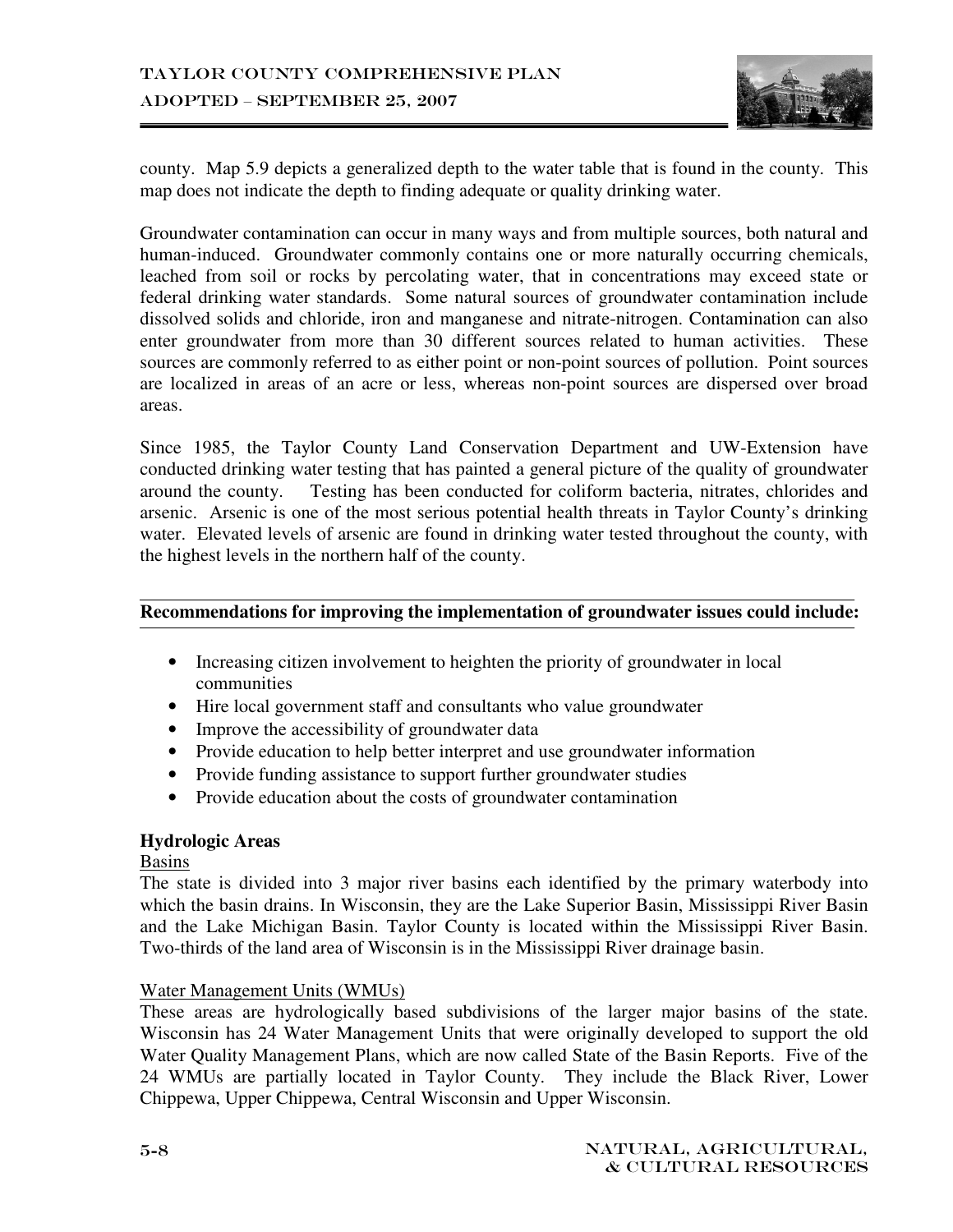county. Map 5.9 depicts a generalized depth to the water table that is found in the county. This map does not indicate the depth to finding adequate or quality drinking water.

Groundwater contamination can occur in many ways and from multiple sources, both natural and human-induced. Groundwater commonly contains one or more naturally occurring chemicals, leached from soil or rocks by percolating water, that in concentrations may exceed state or federal drinking water standards. Some natural sources of groundwater contamination include dissolved solids and chloride, iron and manganese and nitrate-nitrogen. Contamination can also enter groundwater from more than 30 different sources related to human activities. These sources are commonly referred to as either point or non-point sources of pollution. Point sources are localized in areas of an acre or less, whereas non-point sources are dispersed over broad areas.

Since 1985, the Taylor County Land Conservation Department and UW-Extension have conducted drinking water testing that has painted a general picture of the quality of groundwater around the county. Testing has been conducted for coliform bacteria, nitrates, chlorides and arsenic. Arsenic is one of the most serious potential health threats in Taylor County's drinking water. Elevated levels of arsenic are found in drinking water tested throughout the county, with the highest levels in the northern half of the county.

**Recommendations for improving the implementation of groundwater issues could include:**

- Increasing citizen involvement to heighten the priority of groundwater in local communities
- Hire local government staff and consultants who value groundwater
- Improve the accessibility of groundwater data
- Provide education to help better interpret and use groundwater information
- Provide funding assistance to support further groundwater studies
- Provide education about the costs of groundwater contamination

### Hydrologic Areas

Basins

The state is divided into 3 major river basins each identified by the primary waterbody into which the basin drains. In Wisconsin, they are the Lake Superior Basin, Mississippi River Basin and the Lake Michigan Basin. Taylor County is located within the Mississippi River Basin. Two-thirds of the land area of Wisconsin is in the Mississippi River drainage basin.

Water Management Units (WMUs)

These areas are hydrologically based subdivisions of the larger major basins of the state. Wisconsin has 24 Water Management Units that were originally developed to support the old Water Quality Management Plans, which are now called State of the Basin Reports. Five of the 24 WMUs are partially located in Taylor County. They include the Black River, Lower Chippewa, Upper Chippewa, Central Wisconsin and Upper Wisconsin.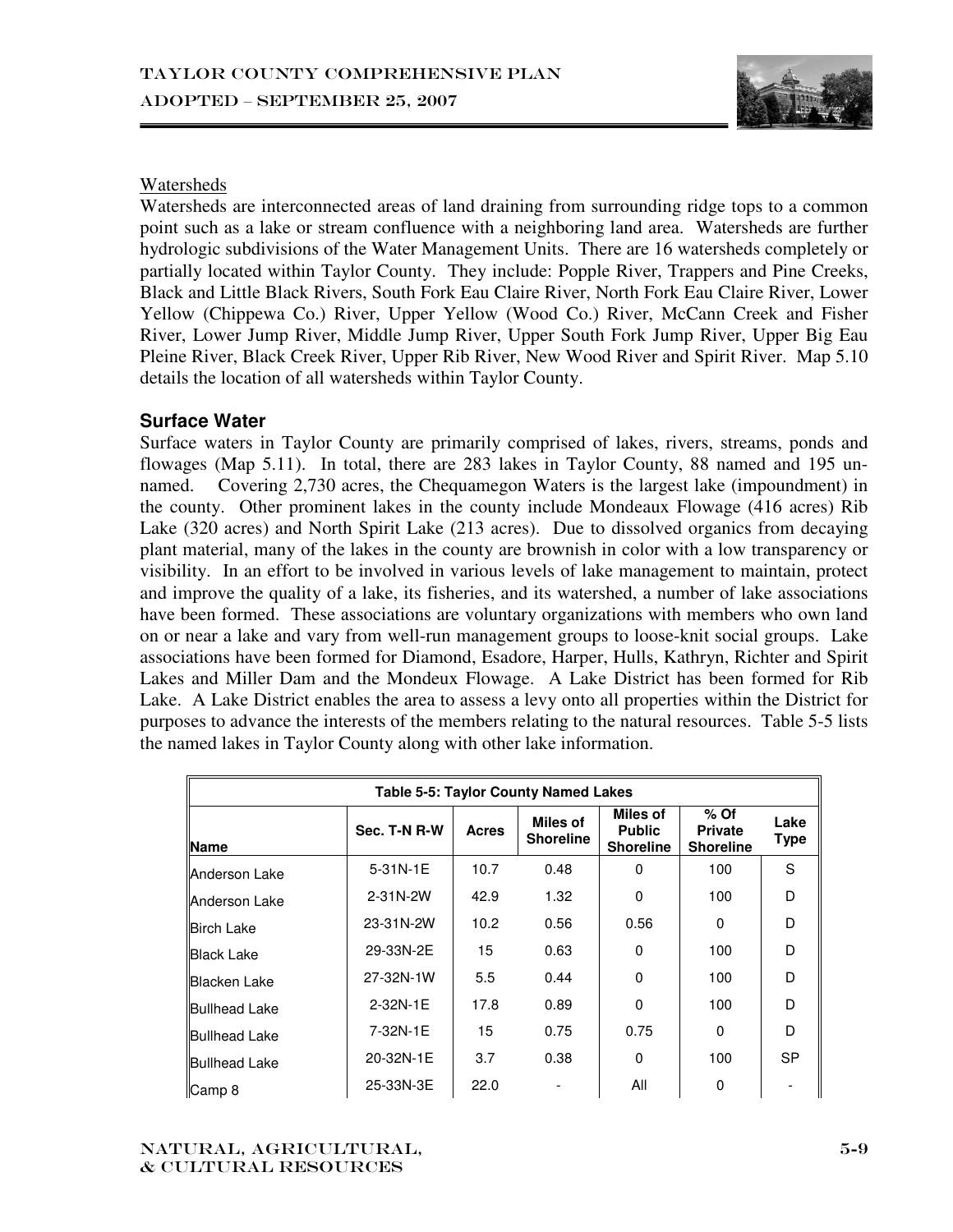Watersheds

Watersheds are interconnected areas of land draining from surrounding ridge tops to a common point such as a lake or stream confluence with a neighboring land area. Watersheds are further hydrologic subdivisions of the Water Management Units. There are 16 watersheds completely or partially located within Taylor County. They include: Popple River, Trappers and Pine Creeks, Black and Little Black Rivers, South Fork Eau Claire River, North Fork Eau Claire River, Lower Yellow (Chippewa Co.) River, Upper Yellow (Wood Co.) River, McCann Creek and Fisher River, Lower Jump River, Middle Jump River, Upper South Fork Jump River, Upper Big Eau Pleine River, Black Creek River, Upper Rib River, New Wood River and Spirit River. Map 5.10 details the location of all watersheds within Taylor County.

## Surface Water

Surface waters in Taylor County are primarily comprised of lakes, rivers, streams, ponds and flowages (Map 5.11). In total, there are 283 lakes in Taylor County, 88 named and 195 unnamed. Covering 2,730 acres, the Chequamegon Waters is the largest lake (impoundment) in the county. Other prominent lakes in the county include Mondeaux Flowage (416 acres) Rib Lake (320 acres) and North Spirit Lake (213 acres). Due to dissolved organics from decaying plant material, many of the lakes in the county are brownish in color with a low transparency or visibility. In an effort to be involved in various levels of lake management to maintain, protect and improve the quality of a lake, its fisheries, and its watershed, a number of lake associations have been formed. These associations are voluntary organizations with members who own land on or near a lake and vary from well-run management groups to loose-knit social groups. Lake associations have been formed for Diamond, Esadore, Harper, Hulls, Kathryn, Richter and Spirit Lakes and Miller Dam and the Mondeux Flowage. A Lake District has been formed for Rib Lake. A Lake District enables the area to assess a levy onto all properties within the District for purposes to advance the interests of the members relating to the natural resources. Table 5-5 lists the named lakes in Taylor County along with other lake information.

**Table 5-5: Taylor County Named Lakes**

| Name | Sec. T-N R-W | Acres | Miles of Shoreline | Miles of Public Shoreline | % Of Private Shoreline | Lake Type |
|---|---|---|---|---|---|---|
| Anderson Lake | 5-31N-1E | 10.7 | 0.48 | 0 | 100 | S |
| Anderson Lake | 2-31N-2W | 42.9 | 1.32 | 0 | 100 | D |
| Birch Lake | 23-31N-2W | 10.2 | 0.56 | 0.56 | 0 | D |
| Black Lake | 29-33N-2E | 15 | 0.63 | 0 | 100 | D |
| Blacken Lake | 27-32N-1W | 5.5 | 0.44 | 0 | 100 | D |
| Bullhead Lake | 2-32N-1E | 17.8 | 0.89 | 0 | 100 | D |
| Bullhead Lake | 7-32N-1E | 15 | 0.75 | 0.75 | 0 | D |
| Bullhead Lake | 20-32N-1E | 3.7 | 0.38 | 0 | 100 | SP |
| Camp 8 | 25-33N-3E | 22.0 | - | All | 0 | - |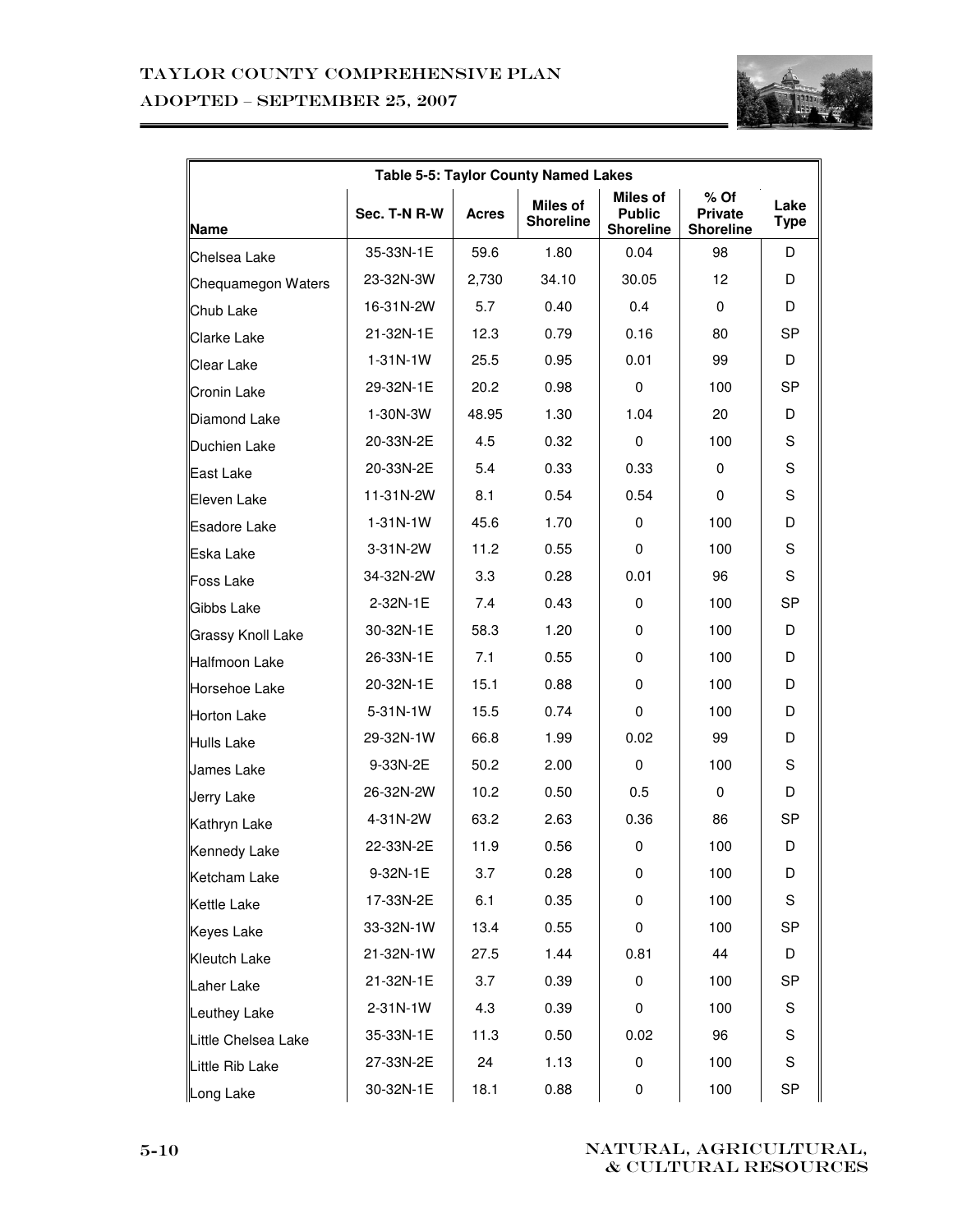| Table 5-5: Taylor County Named Lakes | | | | | | |
|---|---|---|---|---|---|---|
| Name | Sec. T-N R-W | Acres | Miles of Shoreline | Miles of Public Shoreline | % Of Private Shoreline | Lake Type |
| Chelsea Lake | 35-33N-1E | 59.6 | 1.80 | 0.04 | 98 | D |
| Chequamegon Waters | 23-32N-3W | 2,730 | 34.10 | 30.05 | 12 | D |
| Chub Lake | 16-31N-2W | 5.7 | 0.40 | 0.4 | 0 | D |
| Clarke Lake | 21-32N-1E | 12.3 | 0.79 | 0.16 | 80 | SP |
| Clear Lake | 1-31N-1W | 25.5 | 0.95 | 0.01 | 99 | D |
| Cronin Lake | 29-32N-1E | 20.2 | 0.98 | 0 | 100 | SP |
| Diamond Lake | 1-30N-3W | 48.95 | 1.30 | 1.04 | 20 | D |
| Duchien Lake | 20-33N-2E | 4.5 | 0.32 | 0 | 100 | S |
| East Lake | 20-33N-2E | 5.4 | 0.33 | 0.33 | 0 | S |
| Eleven Lake | 11-31N-2W | 8.1 | 0.54 | 0.54 | 0 | S |
| Esadore Lake | 1-31N-1W | 45.6 | 1.70 | 0 | 100 | D |
| Eska Lake | 3-31N-2W | 11.2 | 0.55 | 0 | 100 | S |
| Foss Lake | 34-32N-2W | 3.3 | 0.28 | 0.01 | 96 | S |
| Gibbs Lake | 2-32N-1E | 7.4 | 0.43 | 0 | 100 | SP |
| Grassy Knoll Lake | 30-32N-1E | 58.3 | 1.20 | 0 | 100 | D |
| Halfmoon Lake | 26-33N-1E | 7.1 | 0.55 | 0 | 100 | D |
| Horsehoe Lake | 20-32N-1E | 15.1 | 0.88 | 0 | 100 | D |
| Horton Lake | 5-31N-1W | 15.5 | 0.74 | 0 | 100 | D |
| Hulls Lake | 29-32N-1W | 66.8 | 1.99 | 0.02 | 99 | D |
| James Lake | 9-33N-2E | 50.2 | 2.00 | 0 | 100 | S |
| Jerry Lake | 26-32N-2W | 10.2 | 0.50 | 0.5 | 0 | D |
| Kathryn Lake | 4-31N-2W | 63.2 | 2.63 | 0.36 | 86 | SP |
| Kennedy Lake | 22-33N-2E | 11.9 | 0.56 | 0 | 100 | D |
| Ketcham Lake | 9-32N-1E | 3.7 | 0.28 | 0 | 100 | D |
| Kettle Lake | 17-33N-2E | 6.1 | 0.35 | 0 | 100 | S |
| Keyes Lake | 33-32N-1W | 13.4 | 0.55 | 0 | 100 | SP |
| Kleutch Lake | 21-32N-1W | 27.5 | 1.44 | 0.81 | 44 | D |
| Laher Lake | 21-32N-1E | 3.7 | 0.39 | 0 | 100 | SP |
| Leuthey Lake | 2-31N-1W | 4.3 | 0.39 | 0 | 100 | S |
| Little Chelsea Lake | 35-33N-1E | 11.3 | 0.50 | 0.02 | 96 | S |
| Little Rib Lake | 27-33N-2E | 24 | 1.13 | 0 | 100 | S |
| Long Lake | 30-32N-1E | 18.1 | 0.88 | 0 | 100 | SP |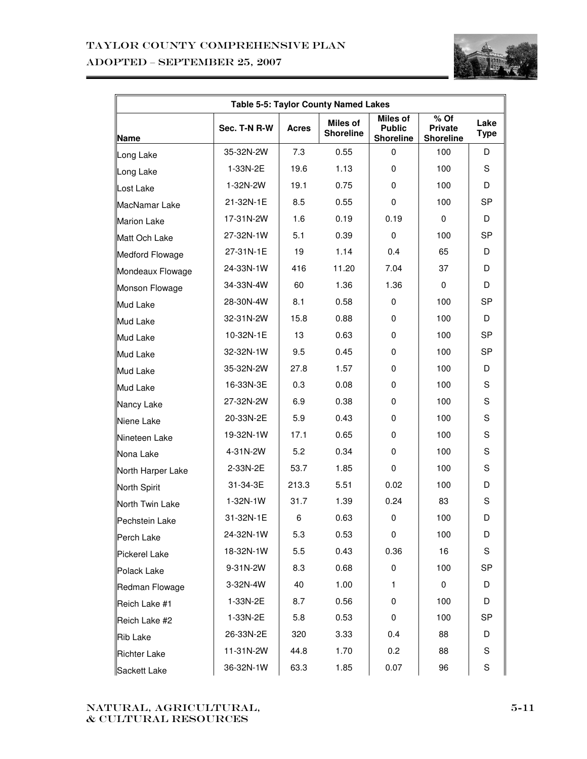| Table 5-5: Taylor County Named Lakes | | | | | | |
|---|---|---|---|---|---|---|
| Name | Sec. T-N R-W | Acres | Miles of Shoreline | Miles of Public Shoreline | % Of Private Shoreline | Lake Type |
| Long Lake | 35-32N-2W | 7.3 | 0.55 | 0 | 100 | D |
| Long Lake | 1-33N-2E | 19.6 | 1.13 | 0 | 100 | S |
| Lost Lake | 1-32N-2W | 19.1 | 0.75 | 0 | 100 | D |
| MacNamar Lake | 21-32N-1E | 8.5 | 0.55 | 0 | 100 | SP |
| Marion Lake | 17-31N-2W | 1.6 | 0.19 | 0.19 | 0 | D |
| Matt Och Lake | 27-32N-1W | 5.1 | 0.39 | 0 | 100 | SP |
| Medford Flowage | 27-31N-1E | 19 | 1.14 | 0.4 | 65 | D |
| Mondeaux Flowage | 24-33N-1W | 416 | 11.20 | 7.04 | 37 | D |
| Monson Flowage | 34-33N-4W | 60 | 1.36 | 1.36 | 0 | D |
| Mud Lake | 28-30N-4W | 8.1 | 0.58 | 0 | 100 | SP |
| Mud Lake | 32-31N-2W | 15.8 | 0.88 | 0 | 100 | D |
| Mud Lake | 10-32N-1E | 13 | 0.63 | 0 | 100 | SP |
| Mud Lake | 32-32N-1W | 9.5 | 0.45 | 0 | 100 | SP |
| Mud Lake | 35-32N-2W | 27.8 | 1.57 | 0 | 100 | D |
| Mud Lake | 16-33N-3E | 0.3 | 0.08 | 0 | 100 | S |
| Nancy Lake | 27-32N-2W | 6.9 | 0.38 | 0 | 100 | S |
| Niene Lake | 20-33N-2E | 5.9 | 0.43 | 0 | 100 | S |
| Nineteen Lake | 19-32N-1W | 17.1 | 0.65 | 0 | 100 | S |
| Nona Lake | 4-31N-2W | 5.2 | 0.34 | 0 | 100 | S |
| North Harper Lake | 2-33N-2E | 53.7 | 1.85 | 0 | 100 | S |
| North Spirit | 31-34-3E | 213.3 | 5.51 | 0.02 | 100 | D |
| North Twin Lake | 1-32N-1W | 31.7 | 1.39 | 0.24 | 83 | S |
| Pechstein Lake | 31-32N-1E | 6 | 0.63 | 0 | 100 | D |
| Perch Lake | 24-32N-1W | 5.3 | 0.53 | 0 | 100 | D |
| Pickerel Lake | 18-32N-1W | 5.5 | 0.43 | 0.36 | 16 | S |
| Polack Lake | 9-31N-2W | 8.3 | 0.68 | 0 | 100 | SP |
| Redman Flowage | 3-32N-4W | 40 | 1.00 | 1 | 0 | D |
| Reich Lake #1 | 1-33N-2E | 8.7 | 0.56 | 0 | 100 | D |
| Reich Lake #2 | 1-33N-2E | 5.8 | 0.53 | 0 | 100 | SP |
| Rib Lake | 26-33N-2E | 320 | 3.33 | 0.4 | 88 | D |
| Richter Lake | 11-31N-2W | 44.8 | 1.70 | 0.2 | 88 | S |
| Sackett Lake | 36-32N-1W | 63.3 | 1.85 | 0.07 | 96 | S |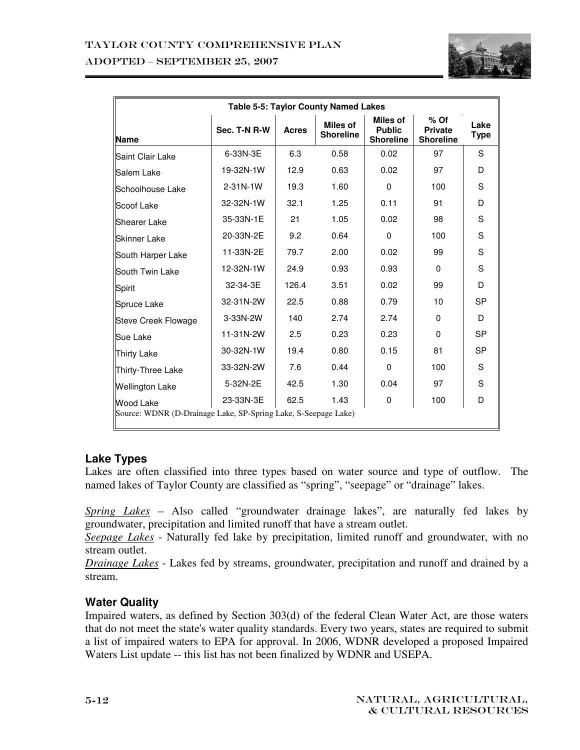| Table 5-5: Taylor County Named Lakes | | | | | | |
|---|---|---|---|---|---|---|
| Name | Sec. T-N R-W | Acres | Miles of Shoreline | Miles of Public Shoreline | % Of Private Shoreline | Lake Type |
| Saint Clair Lake | 6-33N-3E | 6.3 | 0.58 | 0.02 | 97 | S |
| Salem Lake | 19-32N-1W | 12.9 | 0.63 | 0.02 | 97 | D |
| Schoolhouse Lake | 2-31N-1W | 19.3 | 1.60 | 0 | 100 | S |
| Scoof Lake | 32-32N-1W | 32.1 | 1.25 | 0.11 | 91 | D |
| Shearer Lake | 35-33N-1E | 21 | 1.05 | 0.02 | 98 | S |
| Skinner Lake | 20-33N-2E | 9.2 | 0.64 | 0 | 100 | S |
| South Harper Lake | 11-33N-2E | 79.7 | 2.00 | 0.02 | 99 | S |
| South Twin Lake | 12-32N-1W | 24.9 | 0.93 | 0.93 | 0 | S |
| Spirit | 32-34-3E | 126.4 | 3.51 | 0.02 | 99 | D |
| Spruce Lake | 32-31N-2W | 22.5 | 0.88 | 0.79 | 10 | SP |
| Steve Creek Flowage | 3-33N-2W | 140 | 2.74 | 2.74 | 0 | D |
| Sue Lake | 11-31N-2W | 2.5 | 0.23 | 0.23 | 0 | SP |
| Thirty Lake | 30-32N-1W | 19.4 | 0.80 | 0.15 | 81 | SP |
| Thirty-Three Lake | 33-32N-2W | 7.6 | 0.44 | 0 | 100 | S |
| Wellington Lake | 5-32N-2E | 42.5 | 1.30 | 0.04 | 97 | S |
| Wood Lake | 23-33N-3E | 62.5 | 1.43 | 0 | 100 | D |

Source: WDNR (D-Drainage Lake, SP-Spring Lake, S-Seepage Lake)

### Lake Types

Lakes are often classified into three types based on water source and type of outflow. The named lakes of Taylor County are classified as "spring", "seepage" or "drainage" lakes.

*Spring Lakes* – Also called "groundwater drainage lakes", are naturally fed lakes by groundwater, precipitation and limited runoff that have a stream outlet.
*Seepage Lakes* - Naturally fed lake by precipitation, limited runoff and groundwater, with no stream outlet.
*Drainage Lakes* - Lakes fed by streams, groundwater, precipitation and runoff and drained by a stream.

### Water Quality

Impaired waters, as defined by Section 303(d) of the federal Clean Water Act, are those waters that do not meet the state's water quality standards. Every two years, states are required to submit a list of impaired waters to EPA for approval. In 2006, WDNR developed a proposed Impaired Waters List update -- this list has not been finalized by WDNR and USEPA.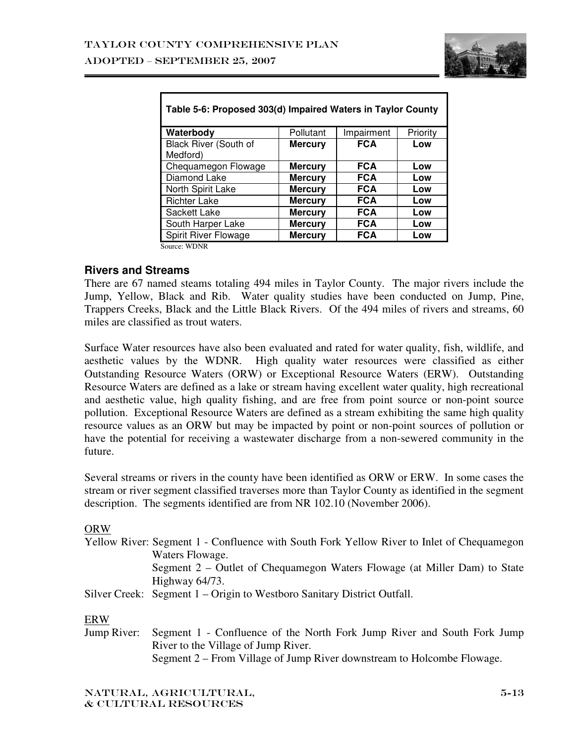**Table 5-6: Proposed 303(d) Impaired Waters in Taylor County**

| Waterbody | Pollutant | Impairment | Priority |
|---|---|---|---|
| Black River (South of Medford) | **Mercury** | **FCA** | **Low** |
| Chequamegon Flowage | **Mercury** | **FCA** | **Low** |
| Diamond Lake | **Mercury** | **FCA** | **Low** |
| North Spirit Lake | **Mercury** | **FCA** | **Low** |
| Richter Lake | **Mercury** | **FCA** | **Low** |
| Sackett Lake | **Mercury** | **FCA** | **Low** |
| South Harper Lake | **Mercury** | **FCA** | **Low** |
| Spirit River Flowage | **Mercury** | **FCA** | **Low** |

Source: WDNR

### Rivers and Streams

There are 67 named steams totaling 494 miles in Taylor County. The major rivers include the Jump, Yellow, Black and Rib. Water quality studies have been conducted on Jump, Pine, Trappers Creeks, Black and the Little Black Rivers. Of the 494 miles of rivers and streams, 60 miles are classified as trout waters.

Surface Water resources have also been evaluated and rated for water quality, fish, wildlife, and aesthetic values by the WDNR. High quality water resources were classified as either Outstanding Resource Waters (ORW) or Exceptional Resource Waters (ERW). Outstanding Resource Waters are defined as a lake or stream having excellent water quality, high recreational and aesthetic value, high quality fishing, and are free from point source or non-point source pollution. Exceptional Resource Waters are defined as a stream exhibiting the same high quality resource values as an ORW but may be impacted by point or non-point sources of pollution or have the potential for receiving a wastewater discharge from a non-sewered community in the future.

Several streams or rivers in the county have been identified as ORW or ERW. In some cases the stream or river segment classified traverses more than Taylor County as identified in the segment description. The segments identified are from NR 102.10 (November 2006).

ORW

Yellow River: Segment 1 - Confluence with South Fork Yellow River to Inlet of Chequamegon Waters Flowage.
Segment 2 – Outlet of Chequamegon Waters Flowage (at Miller Dam) to State Highway 64/73.

Silver Creek: Segment 1 – Origin to Westboro Sanitary District Outfall.

ERW

Jump River: Segment 1 - Confluence of the North Fork Jump River and South Fork Jump River to the Village of Jump River.
Segment 2 – From Village of Jump River downstream to Holcombe Flowage.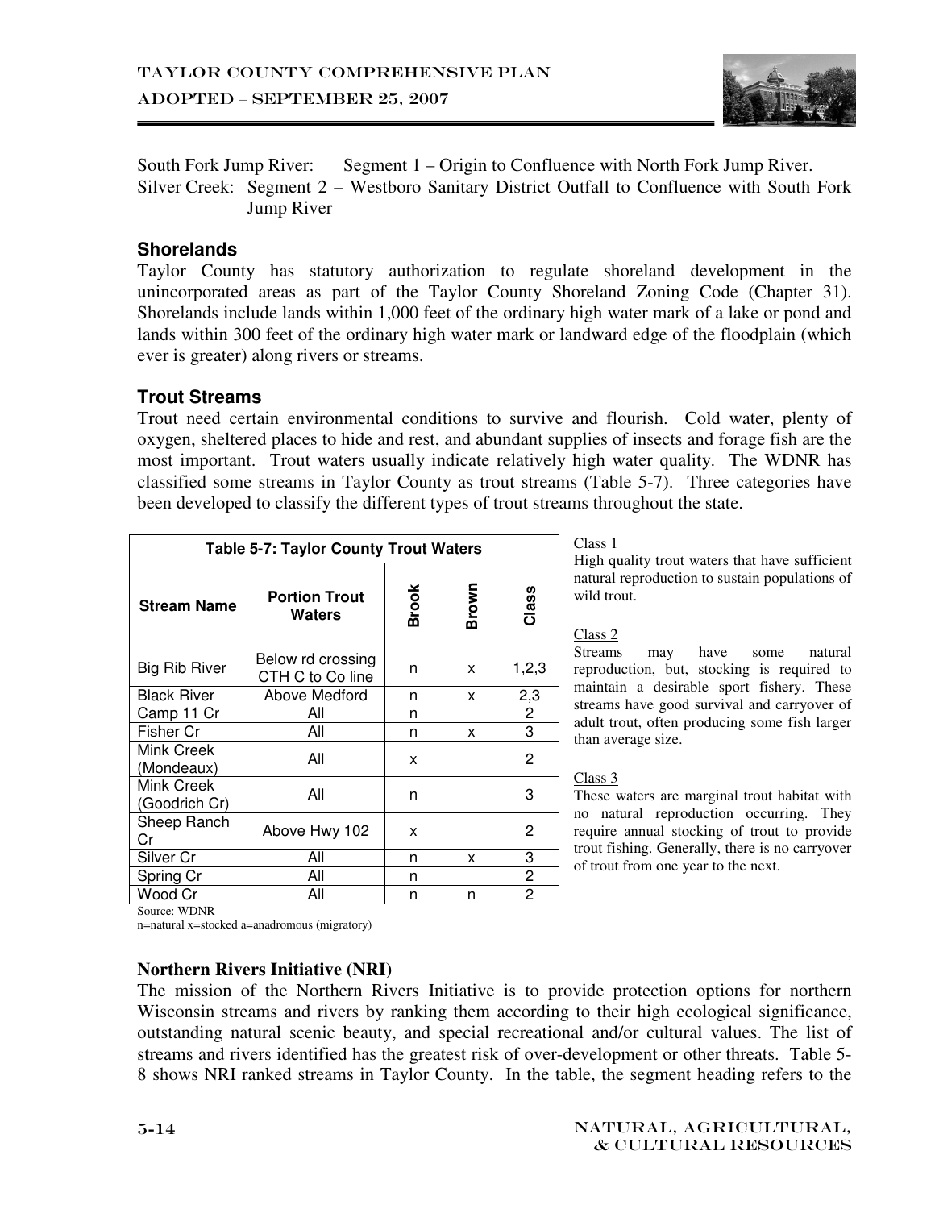South Fork Jump River: Segment 1 – Origin to Confluence with North Fork Jump River.
Silver Creek: Segment 2 – Westboro Sanitary District Outfall to Confluence with South Fork Jump River

## Shorelands

Taylor County has statutory authorization to regulate shoreland development in the unincorporated areas as part of the Taylor County Shoreland Zoning Code (Chapter 31). Shorelands include lands within 1,000 feet of the ordinary high water mark of a lake or pond and lands within 300 feet of the ordinary high water mark or landward edge of the floodplain (which ever is greater) along rivers or streams.

## Trout Streams

Trout need certain environmental conditions to survive and flourish. Cold water, plenty of oxygen, sheltered places to hide and rest, and abundant supplies of insects and forage fish are the most important. Trout waters usually indicate relatively high water quality. The WDNR has classified some streams in Taylor County as trout streams (Table 5-7). Three categories have been developed to classify the different types of trout streams throughout the state.

**Table 5-7: Taylor County Trout Waters**

| Stream Name | Portion Trout Waters | Brook | Brown | Class |
|---|---|---|---|---|
| Big Rib River | Below rd crossing CTH C to Co line | n | x | 1,2,3 |
| Black River | Above Medford | n | x | 2,3 |
| Camp 11 Cr | All | n | | 2 |
| Fisher Cr | All | n | x | 3 |
| Mink Creek (Mondeaux) | All | x | | 2 |
| Mink Creek (Goodrich Cr) | All | n | | 3 |
| Sheep Ranch Cr | Above Hwy 102 | x | | 2 |
| Silver Cr | All | n | x | 3 |
| Spring Cr | All | n | | 2 |
| Wood Cr | All | n | n | 2 |

Source: WDNR
n=natural x=stocked a=anadromous (migratory)

Class 1
High quality trout waters that have sufficient natural reproduction to sustain populations of wild trout.

Class 2
Streams may have some natural reproduction, but, stocking is required to maintain a desirable sport fishery. These streams have good survival and carryover of adult trout, often producing some fish larger than average size.

Class 3
These waters are marginal trout habitat with no natural reproduction occurring. They require annual stocking of trout to provide trout fishing. Generally, there is no carryover of trout from one year to the next.

### Northern Rivers Initiative (NRI)

The mission of the Northern Rivers Initiative is to provide protection options for northern Wisconsin streams and rivers by ranking them according to their high ecological significance, outstanding natural scenic beauty, and special recreational and/or cultural values. The list of streams and rivers identified has the greatest risk of over-development or other threats. Table 5-8 shows NRI ranked streams in Taylor County. In the table, the segment heading refers to the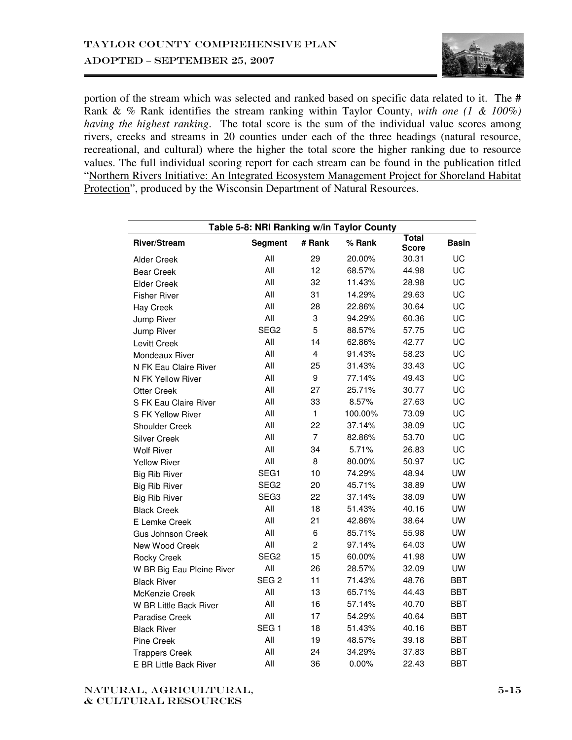portion of the stream which was selected and ranked based on specific data related to it. The **#** Rank & *%* Rank identifies the stream ranking within Taylor County, *with one (1 & 100%) having the highest ranking*. The total score is the sum of the individual value scores among rivers, creeks and streams in 20 counties under each of the three headings (natural resource, recreational, and cultural) where the higher the total score the higher ranking due to resource values. The full individual scoring report for each stream can be found in the publication titled "Northern Rivers Initiative: An Integrated Ecosystem Management Project for Shoreland Habitat Protection", produced by the Wisconsin Department of Natural Resources.

**Table 5-8: NRI Ranking w/in Taylor County**

| River/Stream | Segment | # Rank | % Rank | Total Score | Basin |
|---|---|---|---|---|---|
| Alder Creek | All | 29 | 20.00% | 30.31 | UC |
| Bear Creek | All | 12 | 68.57% | 44.98 | UC |
| Elder Creek | All | 32 | 11.43% | 28.98 | UC |
| Fisher River | All | 31 | 14.29% | 29.63 | UC |
| Hay Creek | All | 28 | 22.86% | 30.64 | UC |
| Jump River | All | 3 | 94.29% | 60.36 | UC |
| Jump River | SEG2 | 5 | 88.57% | 57.75 | UC |
| Levitt Creek | All | 14 | 62.86% | 42.77 | UC |
| Mondeaux River | All | 4 | 91.43% | 58.23 | UC |
| N FK Eau Claire River | All | 25 | 31.43% | 33.43 | UC |
| N FK Yellow River | All | 9 | 77.14% | 49.43 | UC |
| Otter Creek | All | 27 | 25.71% | 30.77 | UC |
| S FK Eau Claire River | All | 33 | 8.57% | 27.63 | UC |
| S FK Yellow River | All | 1 | 100.00% | 73.09 | UC |
| Shoulder Creek | All | 22 | 37.14% | 38.09 | UC |
| Silver Creek | All | 7 | 82.86% | 53.70 | UC |
| Wolf River | All | 34 | 5.71% | 26.83 | UC |
| Yellow River | All | 8 | 80.00% | 50.97 | UC |
| Big Rib River | SEG1 | 10 | 74.29% | 48.94 | UW |
| Big Rib River | SEG2 | 20 | 45.71% | 38.89 | UW |
| Big Rib River | SEG3 | 22 | 37.14% | 38.09 | UW |
| Black Creek | All | 18 | 51.43% | 40.16 | UW |
| E Lemke Creek | All | 21 | 42.86% | 38.64 | UW |
| Gus Johnson Creek | All | 6 | 85.71% | 55.98 | UW |
| New Wood Creek | All | 2 | 97.14% | 64.03 | UW |
| Rocky Creek | SEG2 | 15 | 60.00% | 41.98 | UW |
| W BR Big Eau Pleine River | All | 26 | 28.57% | 32.09 | UW |
| Black River | SEG 2 | 11 | 71.43% | 48.76 | BBT |
| McKenzie Creek | All | 13 | 65.71% | 44.43 | BBT |
| W BR Little Back River | All | 16 | 57.14% | 40.70 | BBT |
| Paradise Creek | All | 17 | 54.29% | 40.64 | BBT |
| Black River | SEG 1 | 18 | 51.43% | 40.16 | BBT |
| Pine Creek | All | 19 | 48.57% | 39.18 | BBT |
| Trappers Creek | All | 24 | 34.29% | 37.83 | BBT |
| E BR Little Back River | All | 36 | 0.00% | 22.43 | BBT |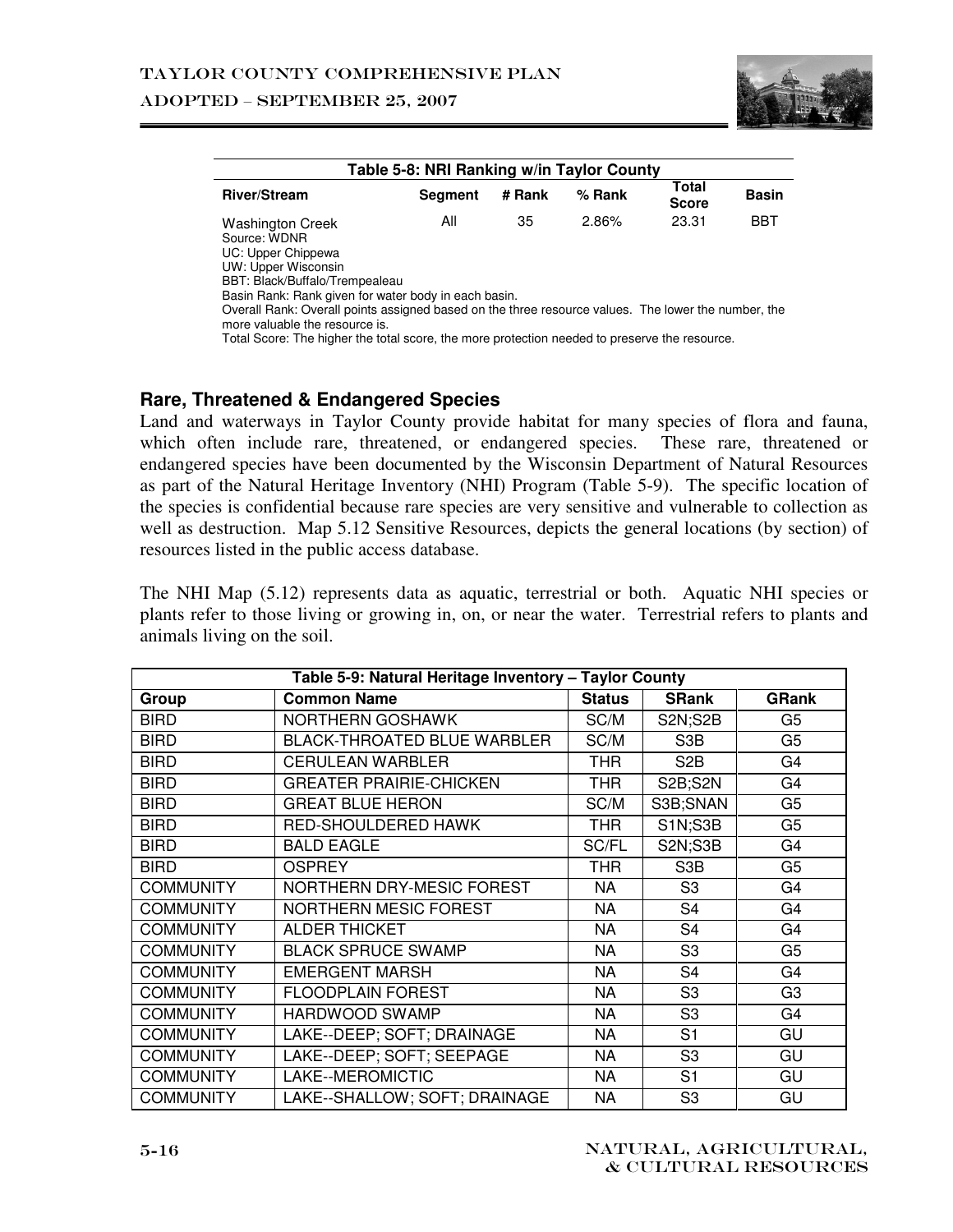| Table 5-8: NRI Ranking w/in Taylor County | | | | | |
|---|---|---|---|---|---|
| River/Stream | Segment | # Rank | % Rank | Total Score | Basin |
| Washington Creek | All | 35 | 2.86% | 23.31 | BBT |

Source: WDNR
UC: Upper Chippewa
UW: Upper Wisconsin
BBT: Black/Buffalo/Trempealeau
Basin Rank: Rank given for water body in each basin.
Overall Rank: Overall points assigned based on the three resource values. The lower the number, the more valuable the resource is.
Total Score: The higher the total score, the more protection needed to preserve the resource.

## Rare, Threatened & Endangered Species

Land and waterways in Taylor County provide habitat for many species of flora and fauna, which often include rare, threatened, or endangered species. These rare, threatened or endangered species have been documented by the Wisconsin Department of Natural Resources as part of the Natural Heritage Inventory (NHI) Program (Table 5-9). The specific location of the species is confidential because rare species are very sensitive and vulnerable to collection as well as destruction. Map 5.12 Sensitive Resources, depicts the general locations (by section) of resources listed in the public access database.

The NHI Map (5.12) represents data as aquatic, terrestrial or both. Aquatic NHI species or plants refer to those living or growing in, on, or near the water. Terrestrial refers to plants and animals living on the soil.

| Table 5-9: Natural Heritage Inventory – Taylor County | | | | |
|---|---|---|---|---|
| Group | Common Name | Status | SRank | GRank |
| BIRD | NORTHERN GOSHAWK | SC/M | S2N;S2B | G5 |
| BIRD | BLACK-THROATED BLUE WARBLER | SC/M | S3B | G5 |
| BIRD | CERULEAN WARBLER | THR | S2B | G4 |
| BIRD | GREATER PRAIRIE-CHICKEN | THR | S2B;S2N | G4 |
| BIRD | GREAT BLUE HERON | SC/M | S3B;SNAN | G5 |
| BIRD | RED-SHOULDERED HAWK | THR | S1N;S3B | G5 |
| BIRD | BALD EAGLE | SC/FL | S2N;S3B | G4 |
| BIRD | OSPREY | THR | S3B | G5 |
| COMMUNITY | NORTHERN DRY-MESIC FOREST | NA | S3 | G4 |
| COMMUNITY | NORTHERN MESIC FOREST | NA | S4 | G4 |
| COMMUNITY | ALDER THICKET | NA | S4 | G4 |
| COMMUNITY | BLACK SPRUCE SWAMP | NA | S3 | G5 |
| COMMUNITY | EMERGENT MARSH | NA | S4 | G4 |
| COMMUNITY | FLOODPLAIN FOREST | NA | S3 | G3 |
| COMMUNITY | HARDWOOD SWAMP | NA | S3 | G4 |
| COMMUNITY | LAKE--DEEP; SOFT; DRAINAGE | NA | S1 | GU |
| COMMUNITY | LAKE--DEEP; SOFT; SEEPAGE | NA | S3 | GU |
| COMMUNITY | LAKE--MEROMICTIC | NA | S1 | GU |
| COMMUNITY | LAKE--SHALLOW; SOFT; DRAINAGE | NA | S3 | GU |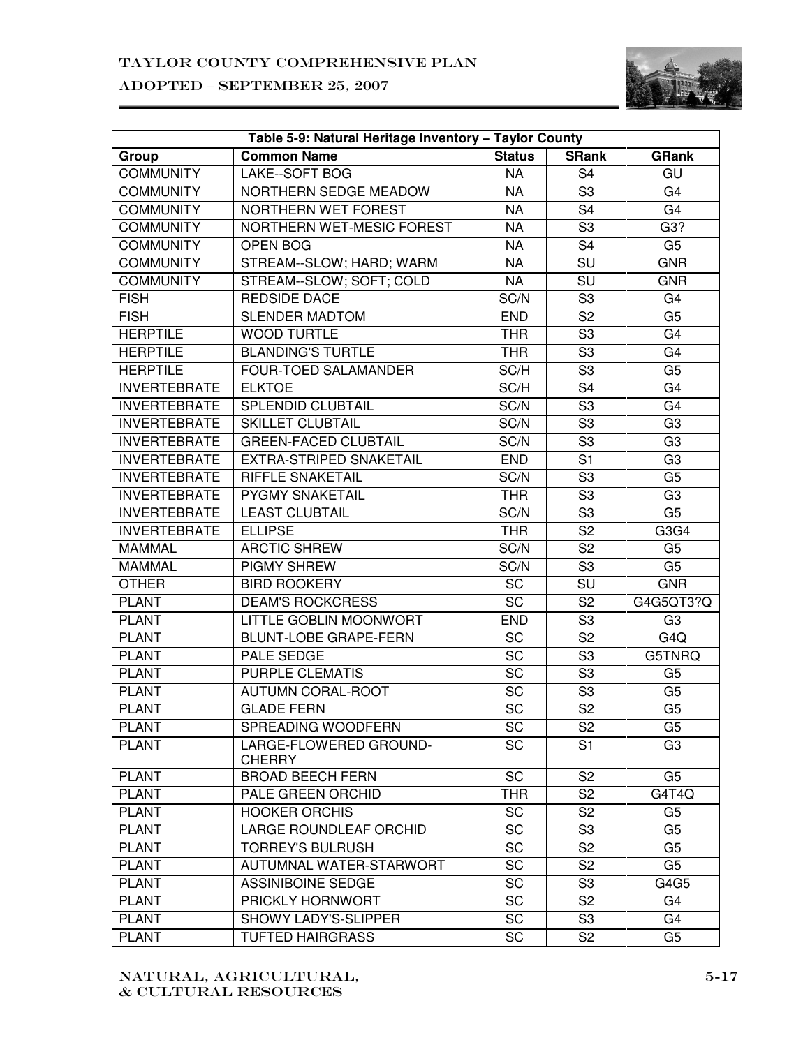| Table 5-9: Natural Heritage Inventory – Taylor County | | | | |
|---|---|---|---|---|
| **Group** | **Common Name** | **Status** | **SRank** | **GRank** |
| COMMUNITY | LAKE--SOFT BOG | NA | S4 | GU |
| COMMUNITY | NORTHERN SEDGE MEADOW | NA | S3 | G4 |
| COMMUNITY | NORTHERN WET FOREST | NA | S4 | G4 |
| COMMUNITY | NORTHERN WET-MESIC FOREST | NA | S3 | G3? |
| COMMUNITY | OPEN BOG | NA | S4 | G5 |
| COMMUNITY | STREAM--SLOW; HARD; WARM | NA | SU | GNR |
| COMMUNITY | STREAM--SLOW; SOFT; COLD | NA | SU | GNR |
| FISH | REDSIDE DACE | SC/N | S3 | G4 |
| FISH | SLENDER MADTOM | END | S2 | G5 |
| HERPTILE | WOOD TURTLE | THR | S3 | G4 |
| HERPTILE | BLANDING'S TURTLE | THR | S3 | G4 |
| HERPTILE | FOUR-TOED SALAMANDER | SC/H | S3 | G5 |
| INVERTEBRATE | ELKTOE | SC/H | S4 | G4 |
| INVERTEBRATE | SPLENDID CLUBTAIL | SC/N | S3 | G4 |
| INVERTEBRATE | SKILLET CLUBTAIL | SC/N | S3 | G3 |
| INVERTEBRATE | GREEN-FACED CLUBTAIL | SC/N | S3 | G3 |
| INVERTEBRATE | EXTRA-STRIPED SNAKETAIL | END | S1 | G3 |
| INVERTEBRATE | RIFFLE SNAKETAIL | SC/N | S3 | G5 |
| INVERTEBRATE | PYGMY SNAKETAIL | THR | S3 | G3 |
| INVERTEBRATE | LEAST CLUBTAIL | SC/N | S3 | G5 |
| INVERTEBRATE | ELLIPSE | THR | S2 | G3G4 |
| MAMMAL | ARCTIC SHREW | SC/N | S2 | G5 |
| MAMMAL | PIGMY SHREW | SC/N | S3 | G5 |
| OTHER | BIRD ROOKERY | SC | SU | GNR |
| PLANT | DEAM'S ROCKCRESS | SC | S2 | G4G5QT3?Q |
| PLANT | LITTLE GOBLIN MOONWORT | END | S3 | G3 |
| PLANT | BLUNT-LOBE GRAPE-FERN | SC | S2 | G4Q |
| PLANT | PALE SEDGE | SC | S3 | G5TNRQ |
| PLANT | PURPLE CLEMATIS | SC | S3 | G5 |
| PLANT | AUTUMN CORAL-ROOT | SC | S3 | G5 |
| PLANT | GLADE FERN | SC | S2 | G5 |
| PLANT | SPREADING WOODFERN | SC | S2 | G5 |
| PLANT | LARGE-FLOWERED GROUND-CHERRY | SC | S1 | G3 |
| PLANT | BROAD BEECH FERN | SC | S2 | G5 |
| PLANT | PALE GREEN ORCHID | THR | S2 | G4T4Q |
| PLANT | HOOKER ORCHIS | SC | S2 | G5 |
| PLANT | LARGE ROUNDLEAF ORCHID | SC | S3 | G5 |
| PLANT | TORREY'S BULRUSH | SC | S2 | G5 |
| PLANT | AUTUMNAL WATER-STARWORT | SC | S2 | G5 |
| PLANT | ASSINIBOINE SEDGE | SC | S3 | G4G5 |
| PLANT | PRICKLY HORNWORT | SC | S2 | G4 |
| PLANT | SHOWY LADY'S-SLIPPER | SC | S3 | G4 |
| PLANT | TUFTED HAIRGRASS | SC | S2 | G5 |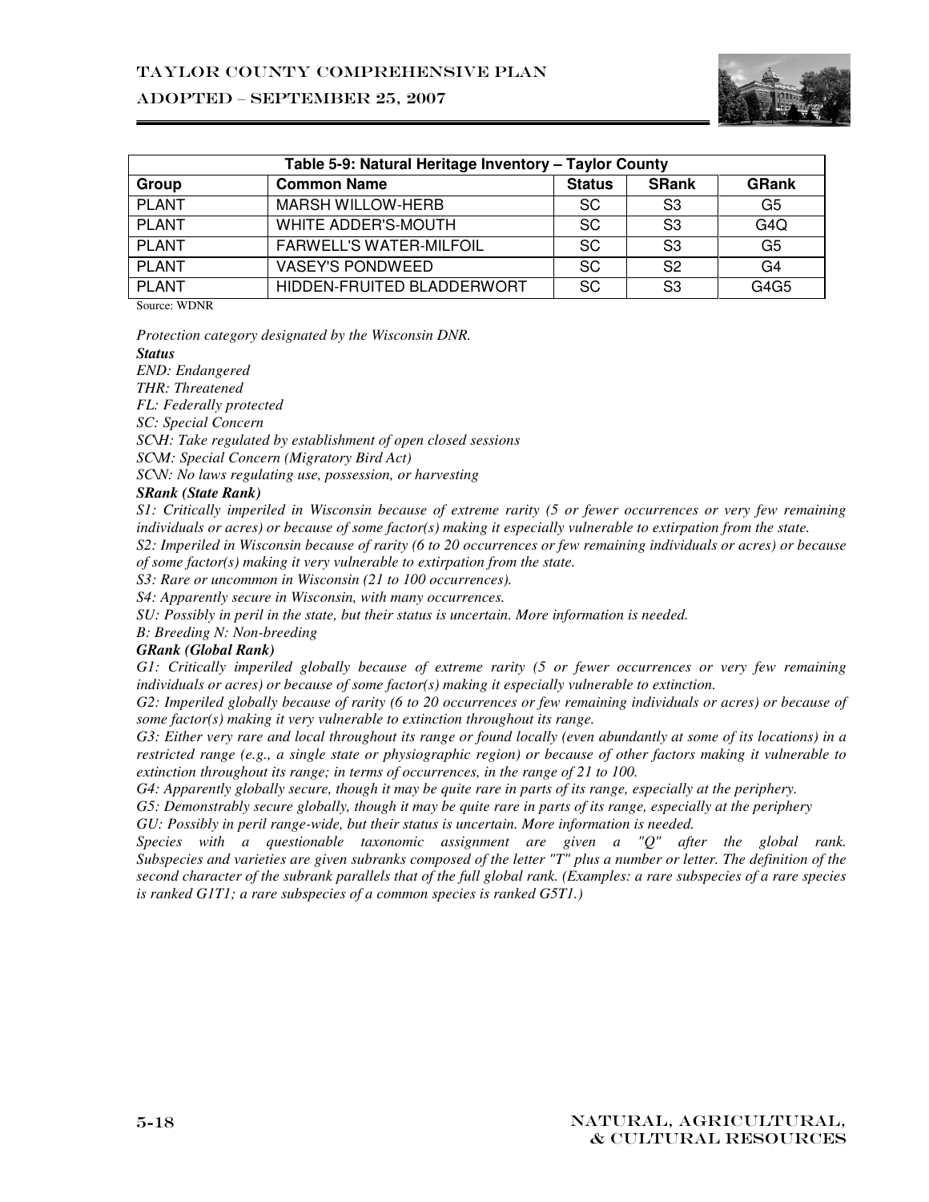| Table 5-9: Natural Heritage Inventory – Taylor County | | | | |
|---|---|---|---|---|
| **Group** | **Common Name** | **Status** | **SRank** | **GRank** |
| PLANT | MARSH WILLOW-HERB | SC | S3 | G5 |
| PLANT | WHITE ADDER'S-MOUTH | SC | S3 | G4Q |
| PLANT | FARWELL'S WATER-MILFOIL | SC | S3 | G5 |
| PLANT | VASEY'S PONDWEED | SC | S2 | G4 |
| PLANT | HIDDEN-FRUITED BLADDERWORT | SC | S3 | G4G5 |

Source: WDNR

*Protection category designated by the Wisconsin DNR.*

***Status***

*END: Endangered*
*THR: Threatened*
*FL: Federally protected*
*SC: Special Concern*
*SC\H: Take regulated by establishment of open closed sessions*
*SC\M: Special Concern (Migratory Bird Act)*
*SC\N: No laws regulating use, possession, or harvesting*

***SRank (State Rank)***

*S1: Critically imperiled in Wisconsin because of extreme rarity (5 or fewer occurrences or very few remaining individuals or acres) or because of some factor(s) making it especially vulnerable to extirpation from the state.*
*S2: Imperiled in Wisconsin because of rarity (6 to 20 occurrences or few remaining individuals or acres) or because of some factor(s) making it very vulnerable to extirpation from the state.*
*S3: Rare or uncommon in Wisconsin (21 to 100 occurrences).*
*S4: Apparently secure in Wisconsin, with many occurrences.*
*SU: Possibly in peril in the state, but their status is uncertain. More information is needed.*
*B: Breeding N: Non-breeding*

***GRank (Global Rank)***

*G1: Critically imperiled globally because of extreme rarity (5 or fewer occurrences or very few remaining individuals or acres) or because of some factor(s) making it especially vulnerable to extinction.*
*G2: Imperiled globally because of rarity (6 to 20 occurrences or few remaining individuals or acres) or because of some factor(s) making it very vulnerable to extinction throughout its range.*
*G3: Either very rare and local throughout its range or found locally (even abundantly at some of its locations) in a restricted range (e.g., a single state or physiographic region) or because of other factors making it vulnerable to extinction throughout its range; in terms of occurrences, in the range of 21 to 100.*
*G4: Apparently globally secure, though it may be quite rare in parts of its range, especially at the periphery.*
*G5: Demonstrably secure globally, though it may be quite rare in parts of its range, especially at the periphery*
*GU: Possibly in peril range-wide, but their status is uncertain. More information is needed.*
*Species with a questionable taxonomic assignment are given a "Q" after the global rank. Subspecies and varieties are given subranks composed of the letter "T" plus a number or letter. The definition of the second character of the subrank parallels that of the full global rank. (Examples: a rare subspecies of a rare species is ranked G1T1; a rare subspecies of a common species is ranked G5T1.)*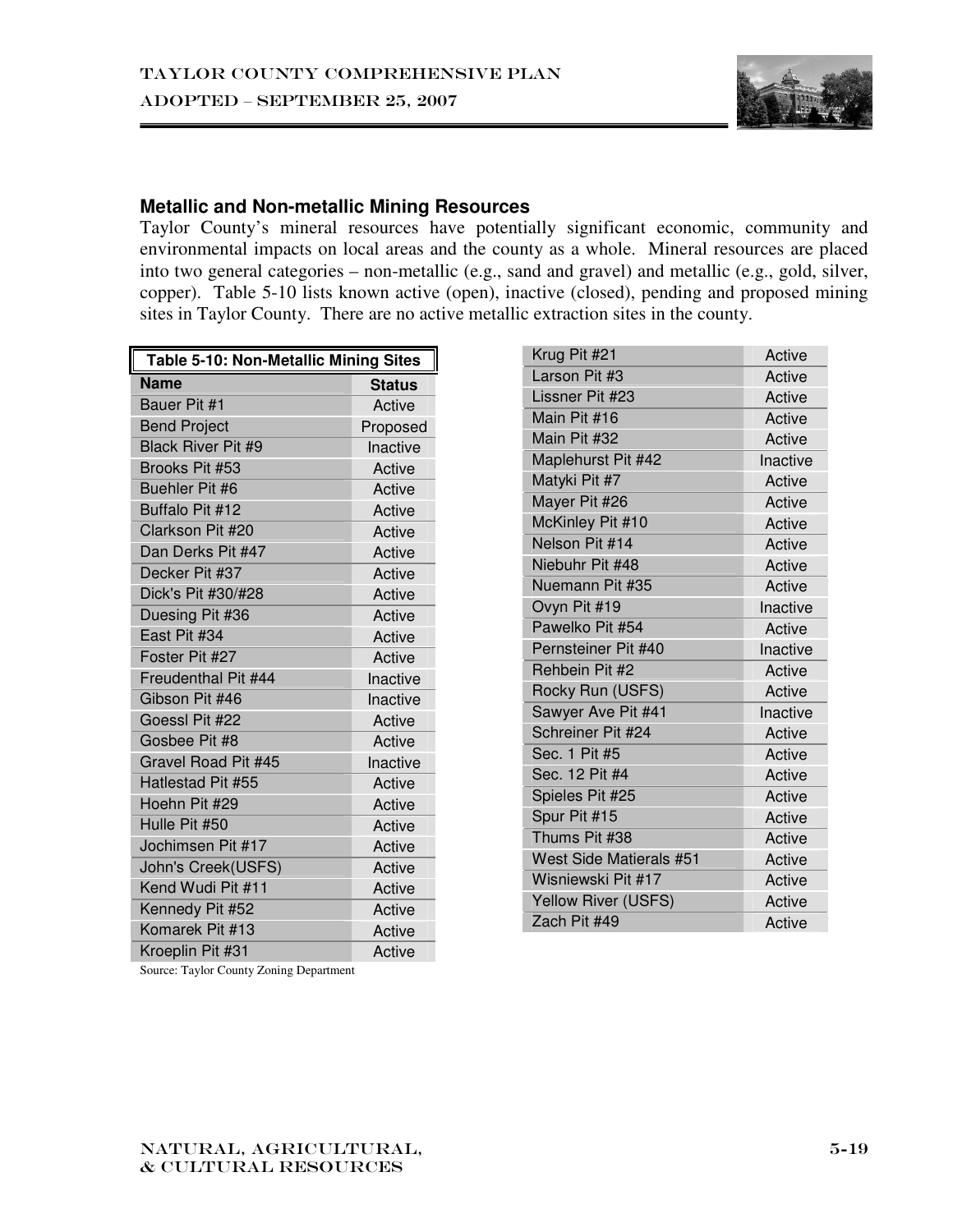## Metallic and Non-metallic Mining Resources

Taylor County's mineral resources have potentially significant economic, community and environmental impacts on local areas and the county as a whole. Mineral resources are placed into two general categories – non-metallic (e.g., sand and gravel) and metallic (e.g., gold, silver, copper). Table 5-10 lists known active (open), inactive (closed), pending and proposed mining sites in Taylor County. There are no active metallic extraction sites in the county.

**Table 5-10: Non-Metallic Mining Sites**

| Name | Status |
|---|---|
| Bauer Pit #1 | Active |
| Bend Project | Proposed |
| Black River Pit #9 | Inactive |
| Brooks Pit #53 | Active |
| Buehler Pit #6 | Active |
| Buffalo Pit #12 | Active |
| Clarkson Pit #20 | Active |
| Dan Derks Pit #47 | Active |
| Decker Pit #37 | Active |
| Dick's Pit #30/#28 | Active |
| Duesing Pit #36 | Active |
| East Pit #34 | Active |
| Foster Pit #27 | Active |
| Freudenthal Pit #44 | Inactive |
| Gibson Pit #46 | Inactive |
| Goessl Pit #22 | Active |
| Gosbee Pit #8 | Active |
| Gravel Road Pit #45 | Inactive |
| Hatlestad Pit #55 | Active |
| Hoehn Pit #29 | Active |
| Hulle Pit #50 | Active |
| Jochimsen Pit #17 | Active |
| John's Creek(USFS) | Active |
| Kend Wudi Pit #11 | Active |
| Kennedy Pit #52 | Active |
| Komarek Pit #13 | Active |
| Kroeplin Pit #31 | Active |
| Krug Pit #21 | Active |
| Larson Pit #3 | Active |
| Lissner Pit #23 | Active |
| Main Pit #16 | Active |
| Main Pit #32 | Active |
| Maplehurst Pit #42 | Inactive |
| Matyki Pit #7 | Active |
| Mayer Pit #26 | Active |
| McKinley Pit #10 | Active |
| Nelson Pit #14 | Active |
| Niebuhr Pit #48 | Active |
| Nuemann Pit #35 | Active |
| Ovyn Pit #19 | Inactive |
| Pawelko Pit #54 | Active |
| Pernsteiner Pit #40 | Inactive |
| Rehbein Pit #2 | Active |
| Rocky Run (USFS) | Active |
| Sawyer Ave Pit #41 | Inactive |
| Schreiner Pit #24 | Active |
| Sec. 1 Pit #5 | Active |
| Sec. 12 Pit #4 | Active |
| Spieles Pit #25 | Active |
| Spur Pit #15 | Active |
| Thums Pit #38 | Active |
| West Side Matierals #51 | Active |
| Wisniewski Pit #17 | Active |
| Yellow River (USFS) | Active |
| Zach Pit #49 | Active |

Source: Taylor County Zoning Department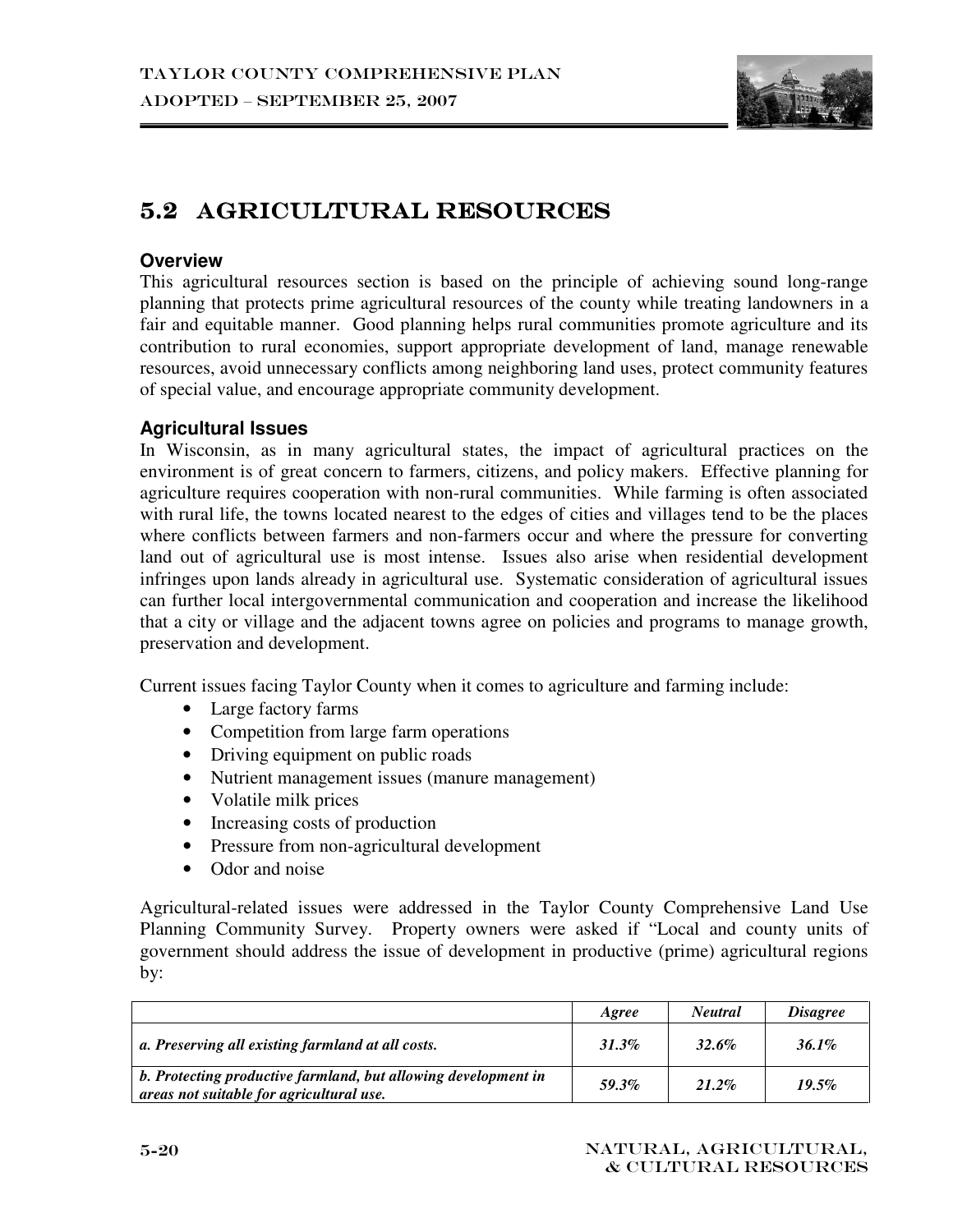## 5.2 AGRICULTURAL RESOURCES

### Overview

This agricultural resources section is based on the principle of achieving sound long-range planning that protects prime agricultural resources of the county while treating landowners in a fair and equitable manner. Good planning helps rural communities promote agriculture and its contribution to rural economies, support appropriate development of land, manage renewable resources, avoid unnecessary conflicts among neighboring land uses, protect community features of special value, and encourage appropriate community development.

### Agricultural Issues

In Wisconsin, as in many agricultural states, the impact of agricultural practices on the environment is of great concern to farmers, citizens, and policy makers. Effective planning for agriculture requires cooperation with non-rural communities. While farming is often associated with rural life, the towns located nearest to the edges of cities and villages tend to be the places where conflicts between farmers and non-farmers occur and where the pressure for converting land out of agricultural use is most intense. Issues also arise when residential development infringes upon lands already in agricultural use. Systematic consideration of agricultural issues can further local intergovernmental communication and cooperation and increase the likelihood that a city or village and the adjacent towns agree on policies and programs to manage growth, preservation and development.

Current issues facing Taylor County when it comes to agriculture and farming include:

- Large factory farms
- Competition from large farm operations
- Driving equipment on public roads
- Nutrient management issues (manure management)
- Volatile milk prices
- Increasing costs of production
- Pressure from non-agricultural development
- Odor and noise

Agricultural-related issues were addressed in the Taylor County Comprehensive Land Use Planning Community Survey. Property owners were asked if "Local and county units of government should address the issue of development in productive (prime) agricultural regions by:

| | *Agree* | *Neutral* | *Disagree* |
|---|---|---|---|
| ***a. Preserving all existing farmland at all costs.*** | ***31.3%*** | ***32.6%*** | ***36.1%*** |
| ***b. Protecting productive farmland, but allowing development in areas not suitable for agricultural use.*** | ***59.3%*** | ***21.2%*** | ***19.5%*** |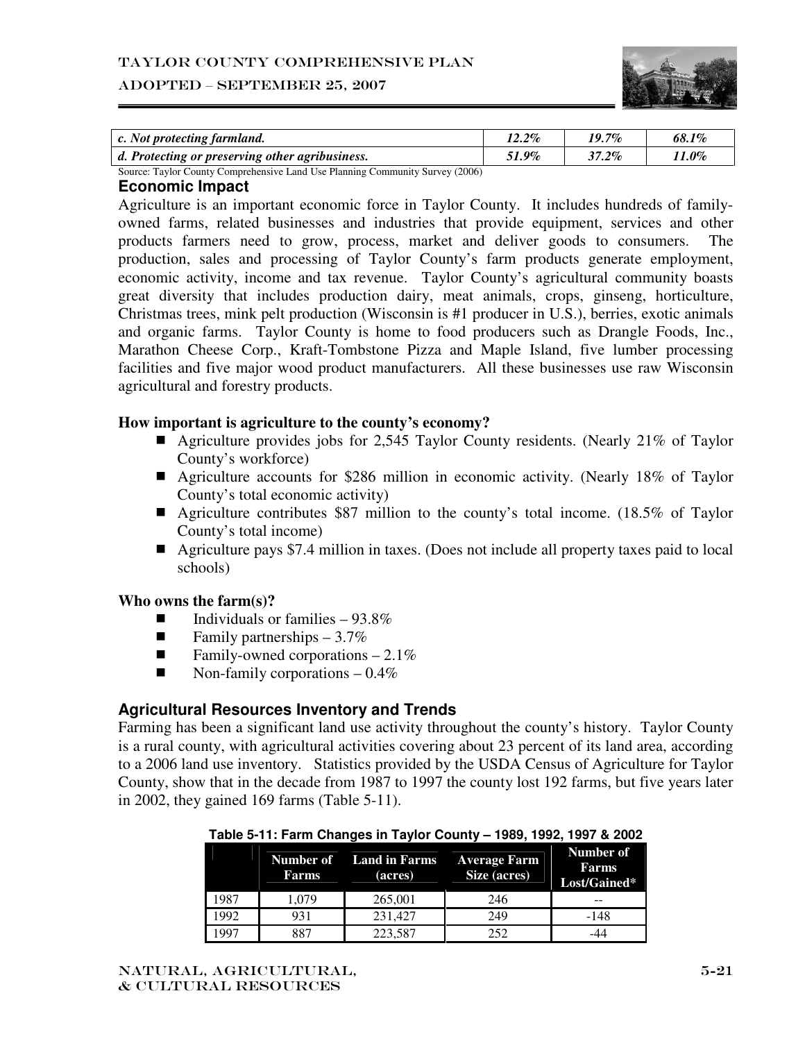| c. Not protecting farmland. | 12.2% | 19.7% | 68.1% |
|---|---|---|---|
| d. Protecting or preserving other agribusiness. | 51.9% | 37.2% | 11.0% |

Source: Taylor County Comprehensive Land Use Planning Community Survey (2006)

### Economic Impact

Agriculture is an important economic force in Taylor County. It includes hundreds of family-owned farms, related businesses and industries that provide equipment, services and other products farmers need to grow, process, market and deliver goods to consumers. The production, sales and processing of Taylor County's farm products generate employment, economic activity, income and tax revenue. Taylor County's agricultural community boasts great diversity that includes production dairy, meat animals, crops, ginseng, horticulture, Christmas trees, mink pelt production (Wisconsin is #1 producer in U.S.), berries, exotic animals and organic farms. Taylor County is home to food producers such as Drangle Foods, Inc., Marathon Cheese Corp., Kraft-Tombstone Pizza and Maple Island, five lumber processing facilities and five major wood product manufacturers. All these businesses use raw Wisconsin agricultural and forestry products.

**How important is agriculture to the county's economy?**

- Agriculture provides jobs for 2,545 Taylor County residents. (Nearly 21% of Taylor County's workforce)
- Agriculture accounts for $286 million in economic activity. (Nearly 18% of Taylor County's total economic activity)
- Agriculture contributes $87 million to the county's total income. (18.5% of Taylor County's total income)
- Agriculture pays $7.4 million in taxes. (Does not include all property taxes paid to local schools)

**Who owns the farm(s)?**

- Individuals or families – 93.8%
- Family partnerships – 3.7%
- Family-owned corporations – 2.1%
- Non-family corporations – 0.4%

### Agricultural Resources Inventory and Trends

Farming has been a significant land use activity throughout the county's history. Taylor County is a rural county, with agricultural activities covering about 23 percent of its land area, according to a 2006 land use inventory. Statistics provided by the USDA Census of Agriculture for Taylor County, show that in the decade from 1987 to 1997 the county lost 192 farms, but five years later in 2002, they gained 169 farms (Table 5-11).

**Table 5-11: Farm Changes in Taylor County – 1989, 1992, 1997 & 2002**

| | Number of Farms | Land in Farms (acres) | Average Farm Size (acres) | Number of Farms Lost/Gained* |
|---|---|---|---|---|
| 1987 | 1,079 | 265,001 | 246 | -- |
| 1992 | 931 | 231,427 | 249 | -148 |
| 1997 | 887 | 223,587 | 252 | -44 |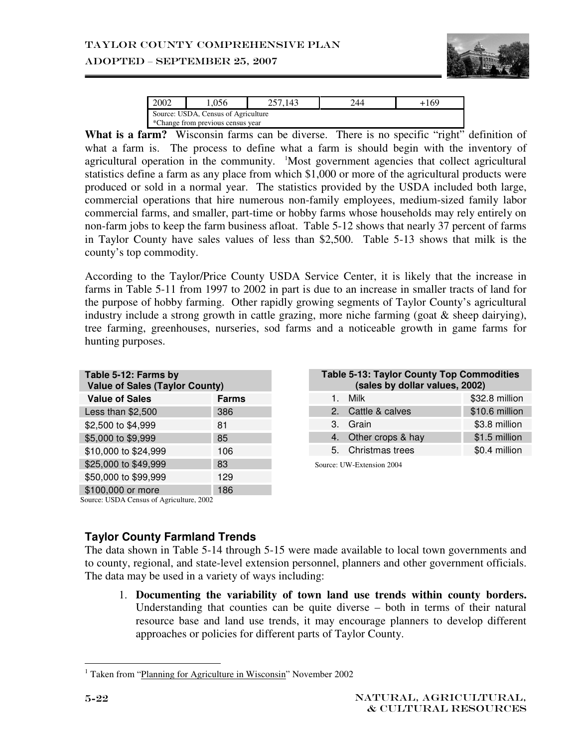| 2002 | 1,056 | 257,143 | 244 | +169 |
|---|---|---|---|---|
| Source: USDA, Census of Agriculture | | | | |
| *Change from previous census year | | | | |

**What is a farm?** Wisconsin farms can be diverse. There is no specific "right" definition of what a farm is. The process to define what a farm is should begin with the inventory of agricultural operation in the community. [1]Most government agencies that collect agricultural statistics define a farm as any place from which $1,000 or more of the agricultural products were produced or sold in a normal year. The statistics provided by the USDA included both large, commercial operations that hire numerous non-family employees, medium-sized family labor commercial farms, and smaller, part-time or hobby farms whose households may rely entirely on non-farm jobs to keep the farm business afloat. Table 5-12 shows that nearly 37 percent of farms in Taylor County have sales values of less than $2,500. Table 5-13 shows that milk is the county's top commodity.

According to the Taylor/Price County USDA Service Center, it is likely that the increase in farms in Table 5-11 from 1997 to 2002 in part is due to an increase in smaller tracts of land for the purpose of hobby farming. Other rapidly growing segments of Taylor County's agricultural industry include a strong growth in cattle grazing, more niche farming (goat & sheep dairying), tree farming, greenhouses, nurseries, sod farms and a noticeable growth in game farms for hunting purposes.

**Table 5-12: Farms by Value of Sales (Taylor County)**

| Value of Sales | Farms |
|---|---|
| Less than $2,500 | 386 |
| $2,500 to $4,999 | 81 |
| $5,000 to $9,999 | 85 |
| $10,000 to $24,999 | 106 |
| $25,000 to $49,999 | 83 |
| $50,000 to $99,999 | 129 |
| $100,000 or more | 186 |

Source: USDA Census of Agriculture, 2002

**Table 5-13: Taylor County Top Commodities (sales by dollar values, 2002)**

| Commodity | Sales |
|---|---|
| 1. Milk | $32.8 million |
| 2. Cattle & calves | $10.6 million |
| 3. Grain | $3.8 million |
| 4. Other crops & hay | $1.5 million |
| 5. Christmas trees | $0.4 million |

Source: UW-Extension 2004

## Taylor County Farmland Trends

The data shown in Table 5-14 through 5-15 were made available to local town governments and to county, regional, and state-level extension personnel, planners and other government officials. The data may be used in a variety of ways including:

1. **Documenting the variability of town land use trends within county borders.** Understanding that counties can be quite diverse – both in terms of their natural resource base and land use trends, it may encourage planners to develop different approaches or policies for different parts of Taylor County.

[1] Taken from "Planning for Agriculture in Wisconsin" November 2002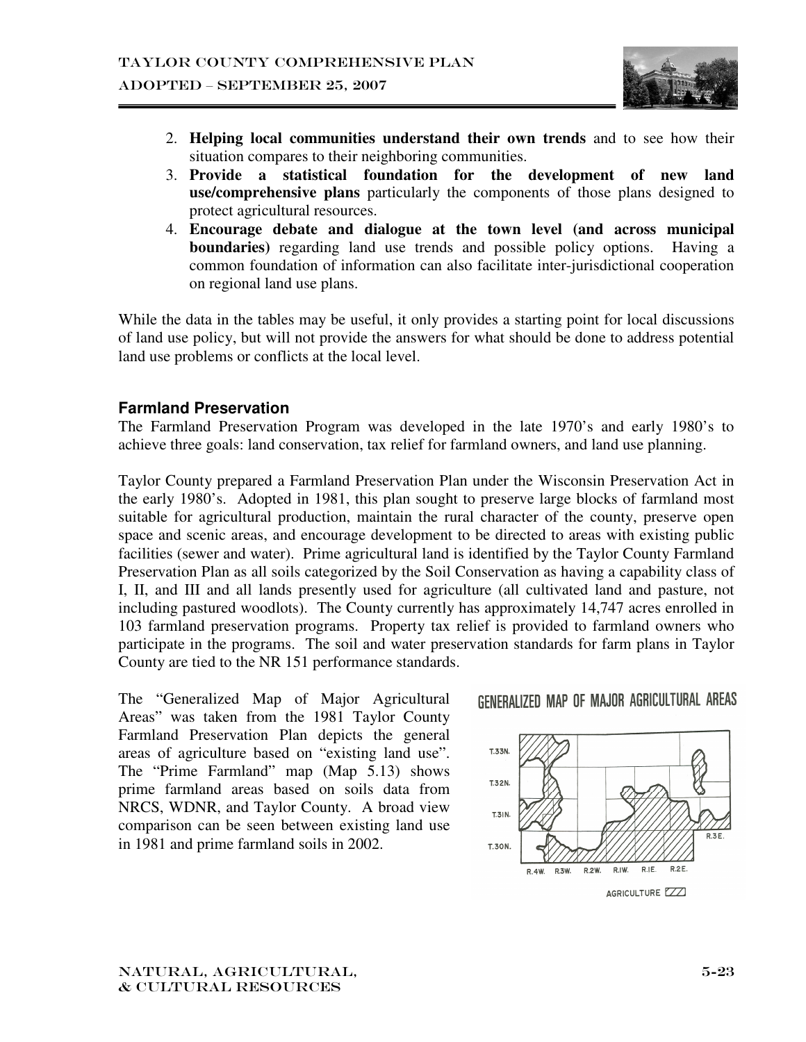2. **Helping local communities understand their own trends** and to see how their situation compares to their neighboring communities.
3. **Provide a statistical foundation for the development of new land use/comprehensive plans** particularly the components of those plans designed to protect agricultural resources.
4. **Encourage debate and dialogue at the town level (and across municipal boundaries)** regarding land use trends and possible policy options. Having a common foundation of information can also facilitate inter-jurisdictional cooperation on regional land use plans.

While the data in the tables may be useful, it only provides a starting point for local discussions of land use policy, but will not provide the answers for what should be done to address potential land use problems or conflicts at the local level.

### Farmland Preservation

The Farmland Preservation Program was developed in the late 1970's and early 1980's to achieve three goals: land conservation, tax relief for farmland owners, and land use planning.

Taylor County prepared a Farmland Preservation Plan under the Wisconsin Preservation Act in the early 1980's. Adopted in 1981, this plan sought to preserve large blocks of farmland most suitable for agricultural production, maintain the rural character of the county, preserve open space and scenic areas, and encourage development to be directed to areas with existing public facilities (sewer and water). Prime agricultural land is identified by the Taylor County Farmland Preservation Plan as all soils categorized by the Soil Conservation as having a capability class of I, II, and III and all lands presently used for agriculture (all cultivated land and pasture, not including pastured woodlots). The County currently has approximately 14,747 acres enrolled in 103 farmland preservation programs. Property tax relief is provided to farmland owners who participate in the programs. The soil and water preservation standards for farm plans in Taylor County are tied to the NR 151 performance standards.

The "Generalized Map of Major Agricultural Areas" was taken from the 1981 Taylor County Farmland Preservation Plan depicts the general areas of agriculture based on "existing land use". The "Prime Farmland" map (Map 5.13) shows prime farmland areas based on soils data from NRCS, WDNR, and Taylor County. A broad view comparison can be seen between existing land use in 1981 and prime farmland soils in 2002.

GENERALIZED MAP OF MAJOR AGRICULTURAL AREAS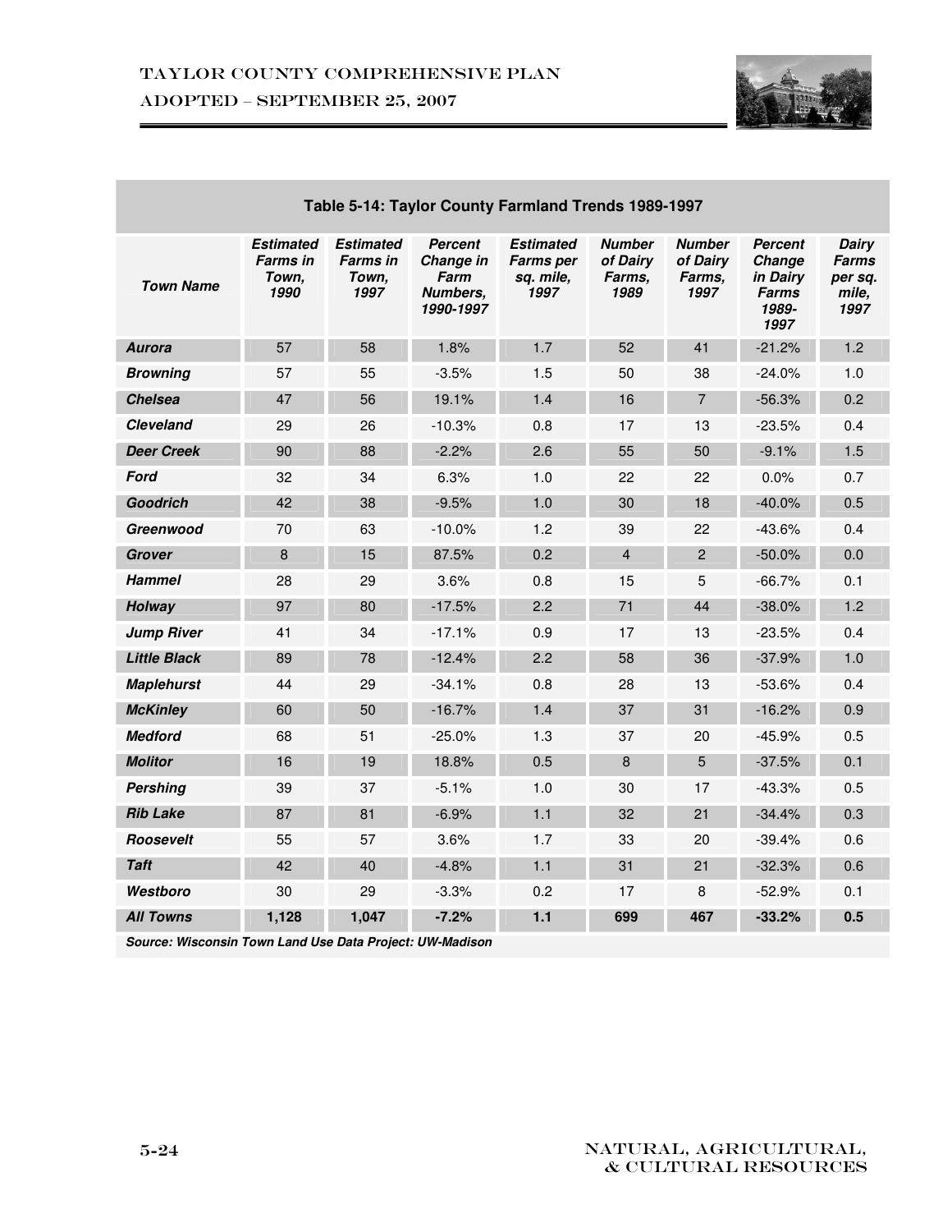**Table 5-14: Taylor County Farmland Trends 1989-1997**

| Town Name | Estimated Farms in Town, 1990 | Estimated Farms in Town, 1997 | Percent Change in Farm Numbers, 1990-1997 | Estimated Farms per sq. mile, 1997 | Number of Dairy Farms, 1989 | Number of Dairy Farms, 1997 | Percent Change in Dairy Farms 1989-1997 | Dairy Farms per sq. mile, 1997 |
|---|---|---|---|---|---|---|---|---|
| **Aurora** | 57 | 58 | 1.8% | 1.7 | 52 | 41 | -21.2% | 1.2 |
| **Browning** | 57 | 55 | -3.5% | 1.5 | 50 | 38 | -24.0% | 1.0 |
| **Chelsea** | 47 | 56 | 19.1% | 1.4 | 16 | 7 | -56.3% | 0.2 |
| **Cleveland** | 29 | 26 | -10.3% | 0.8 | 17 | 13 | -23.5% | 0.4 |
| **Deer Creek** | 90 | 88 | -2.2% | 2.6 | 55 | 50 | -9.1% | 1.5 |
| **Ford** | 32 | 34 | 6.3% | 1.0 | 22 | 22 | 0.0% | 0.7 |
| **Goodrich** | 42 | 38 | -9.5% | 1.0 | 30 | 18 | -40.0% | 0.5 |
| **Greenwood** | 70 | 63 | -10.0% | 1.2 | 39 | 22 | -43.6% | 0.4 |
| **Grover** | 8 | 15 | 87.5% | 0.2 | 4 | 2 | -50.0% | 0.0 |
| **Hammel** | 28 | 29 | 3.6% | 0.8 | 15 | 5 | -66.7% | 0.1 |
| **Holway** | 97 | 80 | -17.5% | 2.2 | 71 | 44 | -38.0% | 1.2 |
| **Jump River** | 41 | 34 | -17.1% | 0.9 | 17 | 13 | -23.5% | 0.4 |
| **Little Black** | 89 | 78 | -12.4% | 2.2 | 58 | 36 | -37.9% | 1.0 |
| **Maplehurst** | 44 | 29 | -34.1% | 0.8 | 28 | 13 | -53.6% | 0.4 |
| **McKinley** | 60 | 50 | -16.7% | 1.4 | 37 | 31 | -16.2% | 0.9 |
| **Medford** | 68 | 51 | -25.0% | 1.3 | 37 | 20 | -45.9% | 0.5 |
| **Molitor** | 16 | 19 | 18.8% | 0.5 | 8 | 5 | -37.5% | 0.1 |
| **Pershing** | 39 | 37 | -5.1% | 1.0 | 30 | 17 | -43.3% | 0.5 |
| **Rib Lake** | 87 | 81 | -6.9% | 1.1 | 32 | 21 | -34.4% | 0.3 |
| **Roosevelt** | 55 | 57 | 3.6% | 1.7 | 33 | 20 | -39.4% | 0.6 |
| **Taft** | 42 | 40 | -4.8% | 1.1 | 31 | 21 | -32.3% | 0.6 |
| **Westboro** | 30 | 29 | -3.3% | 0.2 | 17 | 8 | -52.9% | 0.1 |
| **All Towns** | **1,128** | **1,047** | **-7.2%** | **1.1** | **699** | **467** | **-33.2%** | **0.5** |

***Source: Wisconsin Town Land Use Data Project: UW-Madison***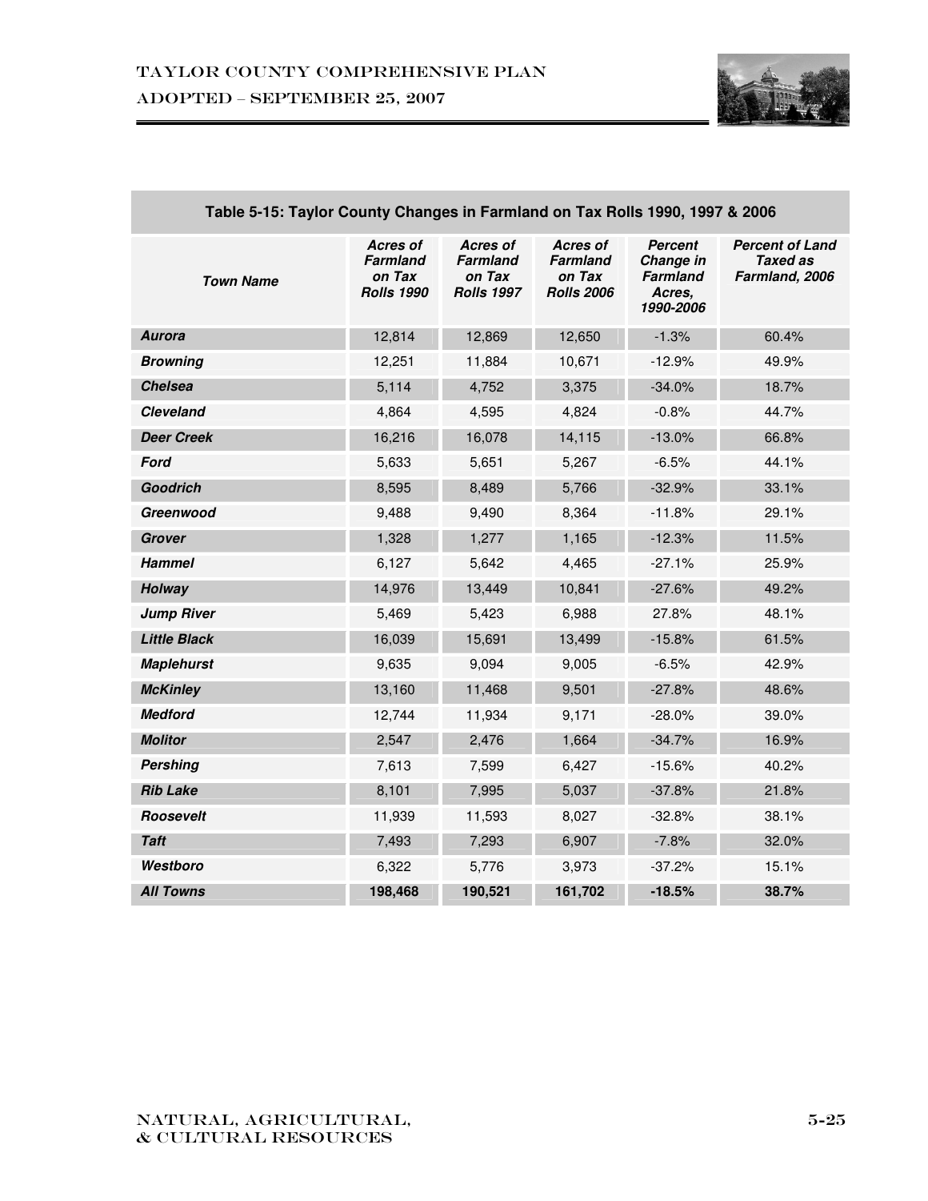**Table 5-15: Taylor County Changes in Farmland on Tax Rolls 1990, 1997 & 2006**

| *Town Name* | *Acres of Farmland on Tax Rolls 1990* | *Acres of Farmland on Tax Rolls 1997* | *Acres of Farmland on Tax Rolls 2006* | *Percent Change in Farmland Acres, 1990-2006* | *Percent of Land Taxed as Farmland, 2006* |
|---|---|---|---|---|---|
| ***Aurora*** | 12,814 | 12,869 | 12,650 | -1.3% | 60.4% |
| ***Browning*** | 12,251 | 11,884 | 10,671 | -12.9% | 49.9% |
| ***Chelsea*** | 5,114 | 4,752 | 3,375 | -34.0% | 18.7% |
| ***Cleveland*** | 4,864 | 4,595 | 4,824 | -0.8% | 44.7% |
| ***Deer Creek*** | 16,216 | 16,078 | 14,115 | -13.0% | 66.8% |
| ***Ford*** | 5,633 | 5,651 | 5,267 | -6.5% | 44.1% |
| ***Goodrich*** | 8,595 | 8,489 | 5,766 | -32.9% | 33.1% |
| ***Greenwood*** | 9,488 | 9,490 | 8,364 | -11.8% | 29.1% |
| ***Grover*** | 1,328 | 1,277 | 1,165 | -12.3% | 11.5% |
| ***Hammel*** | 6,127 | 5,642 | 4,465 | -27.1% | 25.9% |
| ***Holway*** | 14,976 | 13,449 | 10,841 | -27.6% | 49.2% |
| ***Jump River*** | 5,469 | 5,423 | 6,988 | 27.8% | 48.1% |
| ***Little Black*** | 16,039 | 15,691 | 13,499 | -15.8% | 61.5% |
| ***Maplehurst*** | 9,635 | 9,094 | 9,005 | -6.5% | 42.9% |
| ***McKinley*** | 13,160 | 11,468 | 9,501 | -27.8% | 48.6% |
| ***Medford*** | 12,744 | 11,934 | 9,171 | -28.0% | 39.0% |
| ***Molitor*** | 2,547 | 2,476 | 1,664 | -34.7% | 16.9% |
| ***Pershing*** | 7,613 | 7,599 | 6,427 | -15.6% | 40.2% |
| ***Rib Lake*** | 8,101 | 7,995 | 5,037 | -37.8% | 21.8% |
| ***Roosevelt*** | 11,939 | 11,593 | 8,027 | -32.8% | 38.1% |
| ***Taft*** | 7,493 | 7,293 | 6,907 | -7.8% | 32.0% |
| ***Westboro*** | 6,322 | 5,776 | 3,973 | -37.2% | 15.1% |
| ***All Towns*** | **198,468** | **190,521** | **161,702** | **-18.5%** | **38.7%** |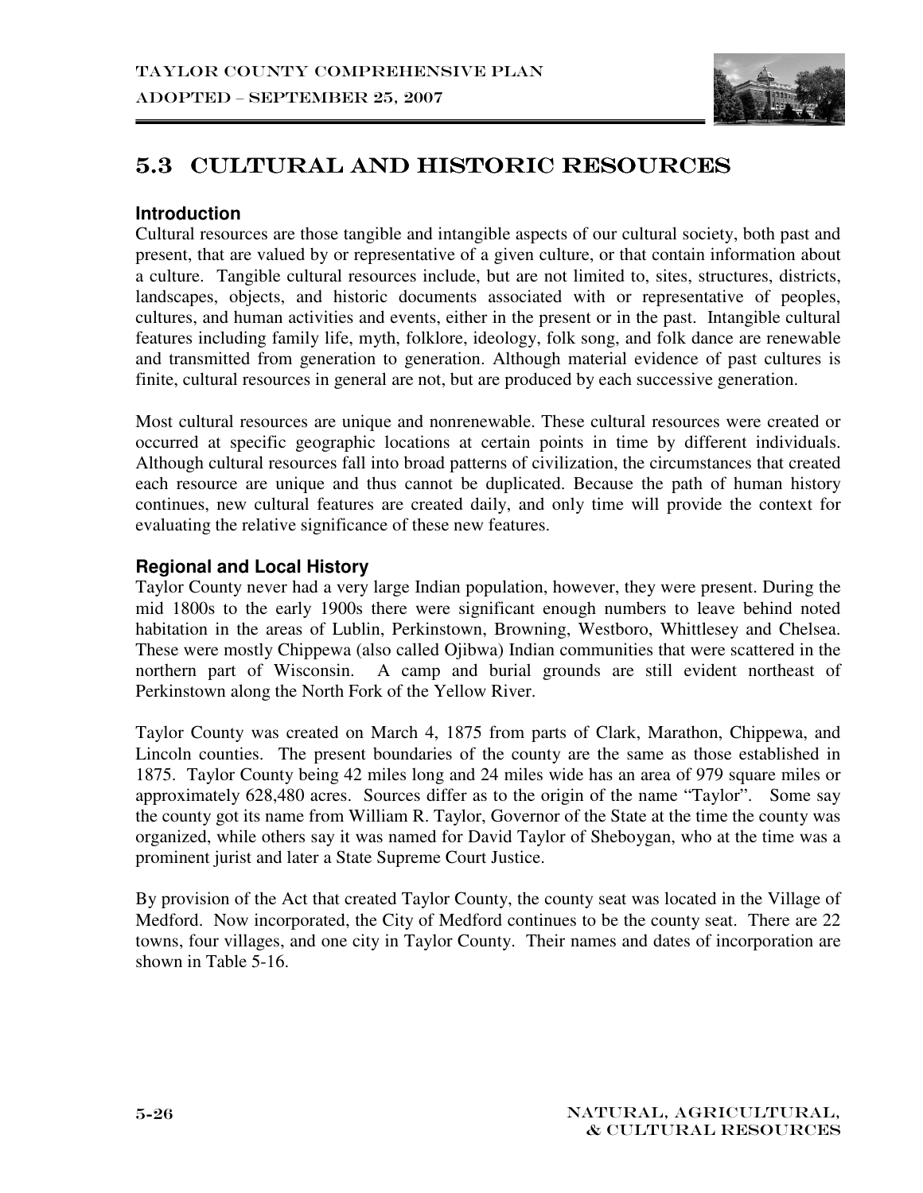## 5.3 CULTURAL AND HISTORIC RESOURCES

### Introduction

Cultural resources are those tangible and intangible aspects of our cultural society, both past and present, that are valued by or representative of a given culture, or that contain information about a culture. Tangible cultural resources include, but are not limited to, sites, structures, districts, landscapes, objects, and historic documents associated with or representative of peoples, cultures, and human activities and events, either in the present or in the past. Intangible cultural features including family life, myth, folklore, ideology, folk song, and folk dance are renewable and transmitted from generation to generation. Although material evidence of past cultures is finite, cultural resources in general are not, but are produced by each successive generation.

Most cultural resources are unique and nonrenewable. These cultural resources were created or occurred at specific geographic locations at certain points in time by different individuals. Although cultural resources fall into broad patterns of civilization, the circumstances that created each resource are unique and thus cannot be duplicated. Because the path of human history continues, new cultural features are created daily, and only time will provide the context for evaluating the relative significance of these new features.

### Regional and Local History

Taylor County never had a very large Indian population, however, they were present. During the mid 1800s to the early 1900s there were significant enough numbers to leave behind noted habitation in the areas of Lublin, Perkinstown, Browning, Westboro, Whittlesey and Chelsea. These were mostly Chippewa (also called Ojibwa) Indian communities that were scattered in the northern part of Wisconsin. A camp and burial grounds are still evident northeast of Perkinstown along the North Fork of the Yellow River.

Taylor County was created on March 4, 1875 from parts of Clark, Marathon, Chippewa, and Lincoln counties. The present boundaries of the county are the same as those established in 1875. Taylor County being 42 miles long and 24 miles wide has an area of 979 square miles or approximately 628,480 acres. Sources differ as to the origin of the name "Taylor". Some say the county got its name from William R. Taylor, Governor of the State at the time the county was organized, while others say it was named for David Taylor of Sheboygan, who at the time was a prominent jurist and later a State Supreme Court Justice.

By provision of the Act that created Taylor County, the county seat was located in the Village of Medford. Now incorporated, the City of Medford continues to be the county seat. There are 22 towns, four villages, and one city in Taylor County. Their names and dates of incorporation are shown in Table 5-16.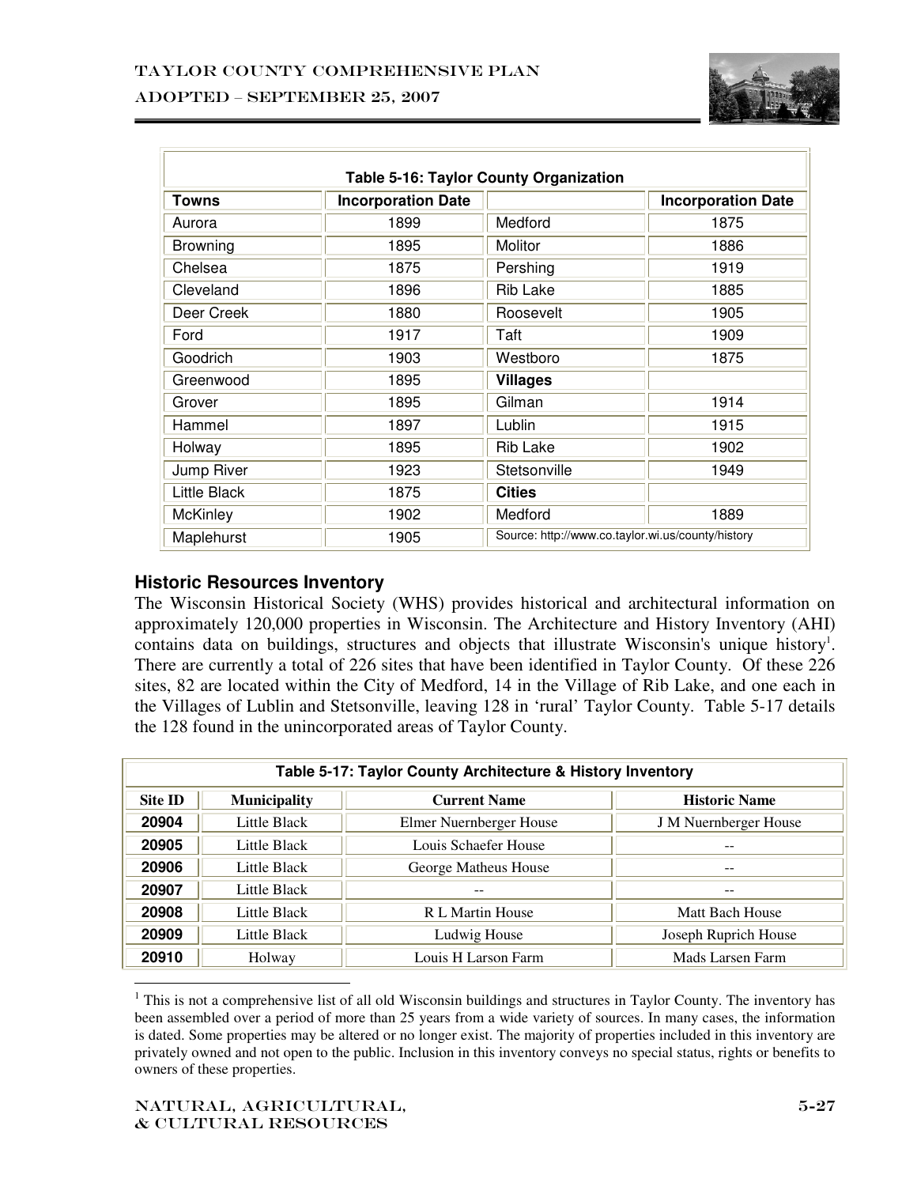| Table 5-16: Taylor County Organization | | | |
|---|---|---|---|
| **Towns** | **Incorporation Date** | | **Incorporation Date** |
| Aurora | 1899 | Medford | 1875 |
| Browning | 1895 | Molitor | 1886 |
| Chelsea | 1875 | Pershing | 1919 |
| Cleveland | 1896 | Rib Lake | 1885 |
| Deer Creek | 1880 | Roosevelt | 1905 |
| Ford | 1917 | Taft | 1909 |
| Goodrich | 1903 | Westboro | 1875 |
| Greenwood | 1895 | **Villages** | |
| Grover | 1895 | Gilman | 1914 |
| Hammel | 1897 | Lublin | 1915 |
| Holway | 1895 | Rib Lake | 1902 |
| Jump River | 1923 | Stetsonville | 1949 |
| Little Black | 1875 | **Cities** | |
| McKinley | 1902 | Medford | 1889 |
| Maplehurst | 1905 | Source: http://www.co.taylor.wi.us/county/history | |

## Historic Resources Inventory

The Wisconsin Historical Society (WHS) provides historical and architectural information on approximately 120,000 properties in Wisconsin. The Architecture and History Inventory (AHI) contains data on buildings, structures and objects that illustrate Wisconsin's unique history[1]. There are currently a total of 226 sites that have been identified in Taylor County. Of these 226 sites, 82 are located within the City of Medford, 14 in the Village of Rib Lake, and one each in the Villages of Lublin and Stetsonville, leaving 128 in 'rural' Taylor County. Table 5-17 details the 128 found in the unincorporated areas of Taylor County.

| Table 5-17: Taylor County Architecture & History Inventory | | | |
|---|---|---|---|
| **Site ID** | **Municipality** | **Current Name** | **Historic Name** |
| **20904** | Little Black | Elmer Nuernberger House | J M Nuernberger House |
| **20905** | Little Black | Louis Schaefer House | -- |
| **20906** | Little Black | George Matheus House | -- |
| **20907** | Little Black | -- | -- |
| **20908** | Little Black | R L Martin House | Matt Bach House |
| **20909** | Little Black | Ludwig House | Joseph Ruprich House |
| **20910** | Holway | Louis H Larson Farm | Mads Larsen Farm |

[1] This is not a comprehensive list of all old Wisconsin buildings and structures in Taylor County. The inventory has been assembled over a period of more than 25 years from a wide variety of sources. In many cases, the information is dated. Some properties may be altered or no longer exist. The majority of properties included in this inventory are privately owned and not open to the public. Inclusion in this inventory conveys no special status, rights or benefits to owners of these properties.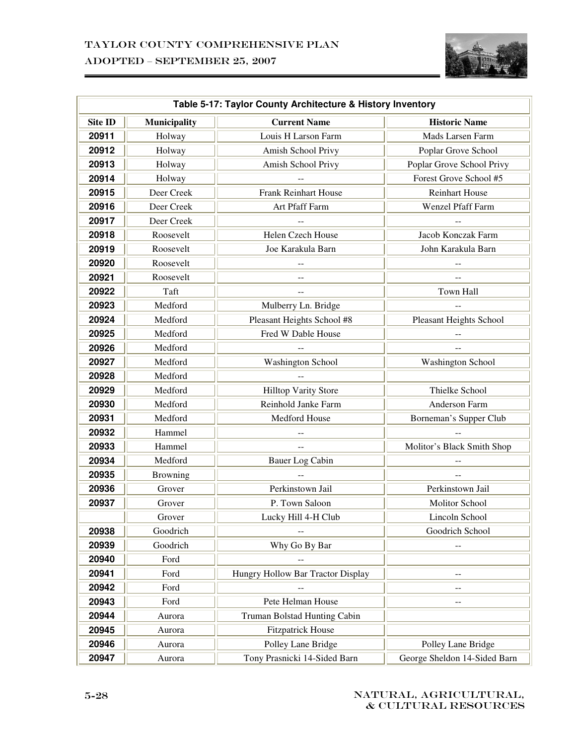| Table 5-17: Taylor County Architecture & History Inventory | | | |
|---|---|---|---|
| **Site ID** | **Municipality** | **Current Name** | **Historic Name** |
| 20911 | Holway | Louis H Larson Farm | Mads Larsen Farm |
| 20912 | Holway | Amish School Privy | Poplar Grove School |
| 20913 | Holway | Amish School Privy | Poplar Grove School Privy |
| 20914 | Holway | -- | Forest Grove School #5 |
| 20915 | Deer Creek | Frank Reinhart House | Reinhart House |
| 20916 | Deer Creek | Art Pfaff Farm | Wenzel Pfaff Farm |
| 20917 | Deer Creek | -- | -- |
| 20918 | Roosevelt | Helen Czech House | Jacob Konczak Farm |
| 20919 | Roosevelt | Joe Karakula Barn | John Karakula Barn |
| 20920 | Roosevelt | -- | -- |
| 20921 | Roosevelt | -- | -- |
| 20922 | Taft | -- | Town Hall |
| 20923 | Medford | Mulberry Ln. Bridge | -- |
| 20924 | Medford | Pleasant Heights School #8 | Pleasant Heights School |
| 20925 | Medford | Fred W Dable House | -- |
| 20926 | Medford | -- | -- |
| 20927 | Medford | Washington School | Washington School |
| 20928 | Medford | -- | |
| 20929 | Medford | Hilltop Varity Store | Thielke School |
| 20930 | Medford | Reinhold Janke Farm | Anderson Farm |
| 20931 | Medford | Medford House | Borneman's Supper Club |
| 20932 | Hammel | -- | -- |
| 20933 | Hammel | -- | Molitor's Black Smith Shop |
| 20934 | Medford | Bauer Log Cabin | -- |
| 20935 | Browning | -- | -- |
| 20936 | Grover | Perkinstown Jail | Perkinstown Jail |
| 20937 | Grover | P. Town Saloon | Molitor School |
| | Grover | Lucky Hill 4-H Club | Lincoln School |
| 20938 | Goodrich | -- | Goodrich School |
| 20939 | Goodrich | Why Go By Bar | -- |
| 20940 | Ford | -- | |
| 20941 | Ford | Hungry Hollow Bar Tractor Display | -- |
| 20942 | Ford | -- | -- |
| 20943 | Ford | Pete Helman House | -- |
| 20944 | Aurora | Truman Bolstad Hunting Cabin | |
| 20945 | Aurora | Fitzpatrick House | |
| 20946 | Aurora | Polley Lane Bridge | Polley Lane Bridge |
| 20947 | Aurora | Tony Prasnicki 14-Sided Barn | George Sheldon 14-Sided Barn |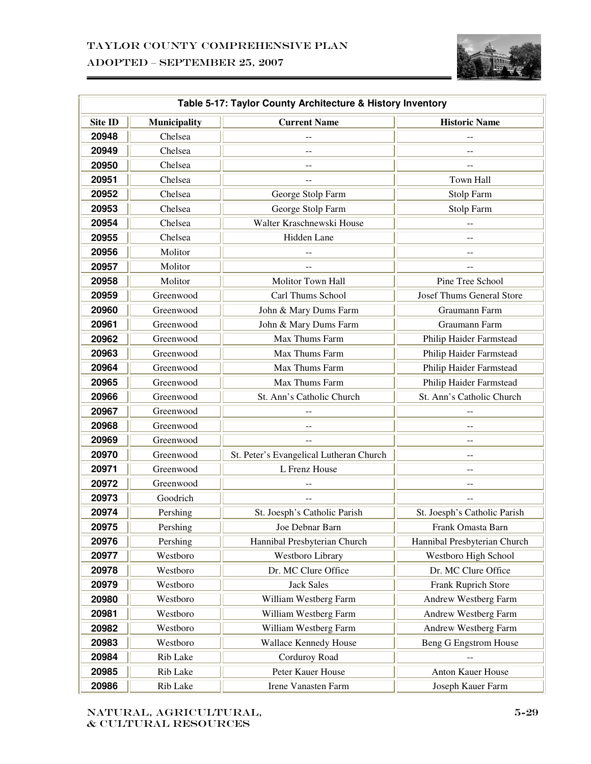| Table 5-17: Taylor County Architecture & History Inventory | | | |
|---|---|---|---|
| **Site ID** | **Municipality** | **Current Name** | **Historic Name** |
| 20948 | Chelsea | -- | -- |
| 20949 | Chelsea | -- | -- |
| 20950 | Chelsea | -- | -- |
| 20951 | Chelsea | -- | Town Hall |
| 20952 | Chelsea | George Stolp Farm | Stolp Farm |
| 20953 | Chelsea | George Stolp Farm | Stolp Farm |
| 20954 | Chelsea | Walter Kraschnewski House | -- |
| 20955 | Chelsea | Hidden Lane | -- |
| 20956 | Molitor | -- | -- |
| 20957 | Molitor | -- | -- |
| 20958 | Molitor | Molitor Town Hall | Pine Tree School |
| 20959 | Greenwood | Carl Thums School | Josef Thums General Store |
| 20960 | Greenwood | John & Mary Dums Farm | Graumann Farm |
| 20961 | Greenwood | John & Mary Dums Farm | Graumann Farm |
| 20962 | Greenwood | Max Thums Farm | Philip Haider Farmstead |
| 20963 | Greenwood | Max Thums Farm | Philip Haider Farmstead |
| 20964 | Greenwood | Max Thums Farm | Philip Haider Farmstead |
| 20965 | Greenwood | Max Thums Farm | Philip Haider Farmstead |
| 20966 | Greenwood | St. Ann's Catholic Church | St. Ann's Catholic Church |
| 20967 | Greenwood | -- | -- |
| 20968 | Greenwood | -- | -- |
| 20969 | Greenwood | -- | -- |
| 20970 | Greenwood | St. Peter's Evangelical Lutheran Church | -- |
| 20971 | Greenwood | L Frenz House | -- |
| 20972 | Greenwood | -- | -- |
| 20973 | Goodrich | -- | -- |
| 20974 | Pershing | St. Joesph's Catholic Parish | St. Joesph's Catholic Parish |
| 20975 | Pershing | Joe Debnar Barn | Frank Omasta Barn |
| 20976 | Pershing | Hannibal Presbyterian Church | Hannibal Presbyterian Church |
| 20977 | Westboro | Westboro Library | Westboro High School |
| 20978 | Westboro | Dr. MC Clure Office | Dr. MC Clure Office |
| 20979 | Westboro | Jack Sales | Frank Ruprich Store |
| 20980 | Westboro | William Westberg Farm | Andrew Westberg Farm |
| 20981 | Westboro | William Westberg Farm | Andrew Westberg Farm |
| 20982 | Westboro | William Westberg Farm | Andrew Westberg Farm |
| 20983 | Westboro | Wallace Kennedy House | Beng G Engstrom House |
| 20984 | Rib Lake | Corduroy Road | -- |
| 20985 | Rib Lake | Peter Kauer House | Anton Kauer House |
| 20986 | Rib Lake | Irene Vanasten Farm | Joseph Kauer Farm |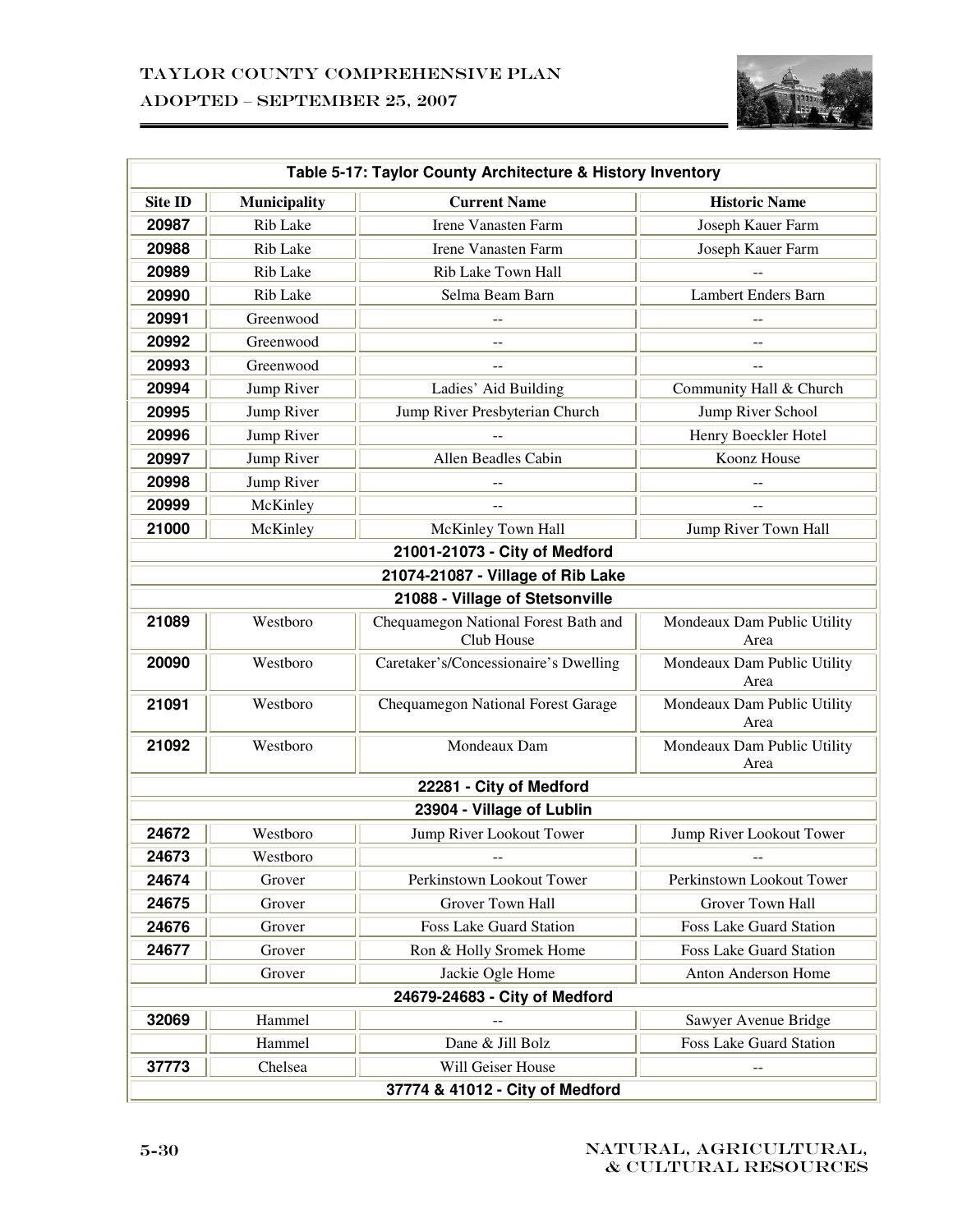| Table 5-17: Taylor County Architecture & History Inventory | | | |
|---|---|---|---|
| **Site ID** | **Municipality** | **Current Name** | **Historic Name** |
| **20987** | Rib Lake | Irene Vanasten Farm | Joseph Kauer Farm |
| **20988** | Rib Lake | Irene Vanasten Farm | Joseph Kauer Farm |
| **20989** | Rib Lake | Rib Lake Town Hall | -- |
| **20990** | Rib Lake | Selma Beam Barn | Lambert Enders Barn |
| **20991** | Greenwood | -- | -- |
| **20992** | Greenwood | -- | -- |
| **20993** | Greenwood | -- | -- |
| **20994** | Jump River | Ladies' Aid Building | Community Hall & Church |
| **20995** | Jump River | Jump River Presbyterian Church | Jump River School |
| **20996** | Jump River | -- | Henry Boeckler Hotel |
| **20997** | Jump River | Allen Beadles Cabin | Koonz House |
| **20998** | Jump River | -- | -- |
| **20999** | McKinley | -- | -- |
| **21000** | McKinley | McKinley Town Hall | Jump River Town Hall |
| **21001-21073 - City of Medford** | | | |
| **21074-21087 - Village of Rib Lake** | | | |
| **21088 - Village of Stetsonville** | | | |
| **21089** | Westboro | Chequamegon National Forest Bath and Club House | Mondeaux Dam Public Utility Area |
| **20090** | Westboro | Caretaker's/Concessionaire's Dwelling | Mondeaux Dam Public Utility Area |
| **21091** | Westboro | Chequamegon National Forest Garage | Mondeaux Dam Public Utility Area |
| **21092** | Westboro | Mondeaux Dam | Mondeaux Dam Public Utility Area |
| **22281 - City of Medford** | | | |
| **23904 - Village of Lublin** | | | |
| **24672** | Westboro | Jump River Lookout Tower | Jump River Lookout Tower |
| **24673** | Westboro | -- | -- |
| **24674** | Grover | Perkinstown Lookout Tower | Perkinstown Lookout Tower |
| **24675** | Grover | Grover Town Hall | Grover Town Hall |
| **24676** | Grover | Foss Lake Guard Station | Foss Lake Guard Station |
| **24677** | Grover | Ron & Holly Sromek Home | Foss Lake Guard Station |
| | Grover | Jackie Ogle Home | Anton Anderson Home |
| **24679-24683 - City of Medford** | | | |
| **32069** | Hammel | -- | Sawyer Avenue Bridge |
| | Hammel | Dane & Jill Bolz | Foss Lake Guard Station |
| **37773** | Chelsea | Will Geiser House | -- |
| **37774 & 41012 - City of Medford** | | | |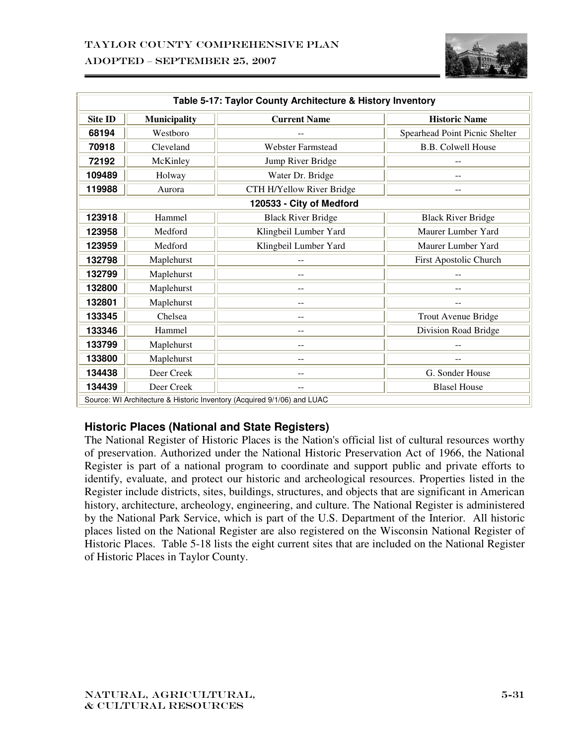| Table 5-17: Taylor County Architecture & History Inventory | | | |
|---|---|---|---|
| **Site ID** | **Municipality** | **Current Name** | **Historic Name** |
| **68194** | Westboro | -- | Spearhead Point Picnic Shelter |
| **70918** | Cleveland | Webster Farmstead | B.B. Colwell House |
| **72192** | McKinley | Jump River Bridge | -- |
| **109489** | Holway | Water Dr. Bridge | -- |
| **119988** | Aurora | CTH H/Yellow River Bridge | -- |
| **120533 - City of Medford** | | | |
| **123918** | Hammel | Black River Bridge | Black River Bridge |
| **123958** | Medford | Klingbeil Lumber Yard | Maurer Lumber Yard |
| **123959** | Medford | Klingbeil Lumber Yard | Maurer Lumber Yard |
| **132798** | Maplehurst | -- | First Apostolic Church |
| **132799** | Maplehurst | -- | -- |
| **132800** | Maplehurst | -- | -- |
| **132801** | Maplehurst | -- | -- |
| **133345** | Chelsea | -- | Trout Avenue Bridge |
| **133346** | Hammel | -- | Division Road Bridge |
| **133799** | Maplehurst | -- | -- |
| **133800** | Maplehurst | -- | -- |
| **134438** | Deer Creek | -- | G. Sonder House |
| **134439** | Deer Creek | -- | Blasel House |
| Source: WI Architecture & Historic Inventory (Acquired 9/1/06) and LUAC | | | |

### Historic Places (National and State Registers)

The National Register of Historic Places is the Nation's official list of cultural resources worthy of preservation. Authorized under the National Historic Preservation Act of 1966, the National Register is part of a national program to coordinate and support public and private efforts to identify, evaluate, and protect our historic and archeological resources. Properties listed in the Register include districts, sites, buildings, structures, and objects that are significant in American history, architecture, archeology, engineering, and culture. The National Register is administered by the National Park Service, which is part of the U.S. Department of the Interior. All historic places listed on the National Register are also registered on the Wisconsin National Register of Historic Places. Table 5-18 lists the eight current sites that are included on the National Register of Historic Places in Taylor County.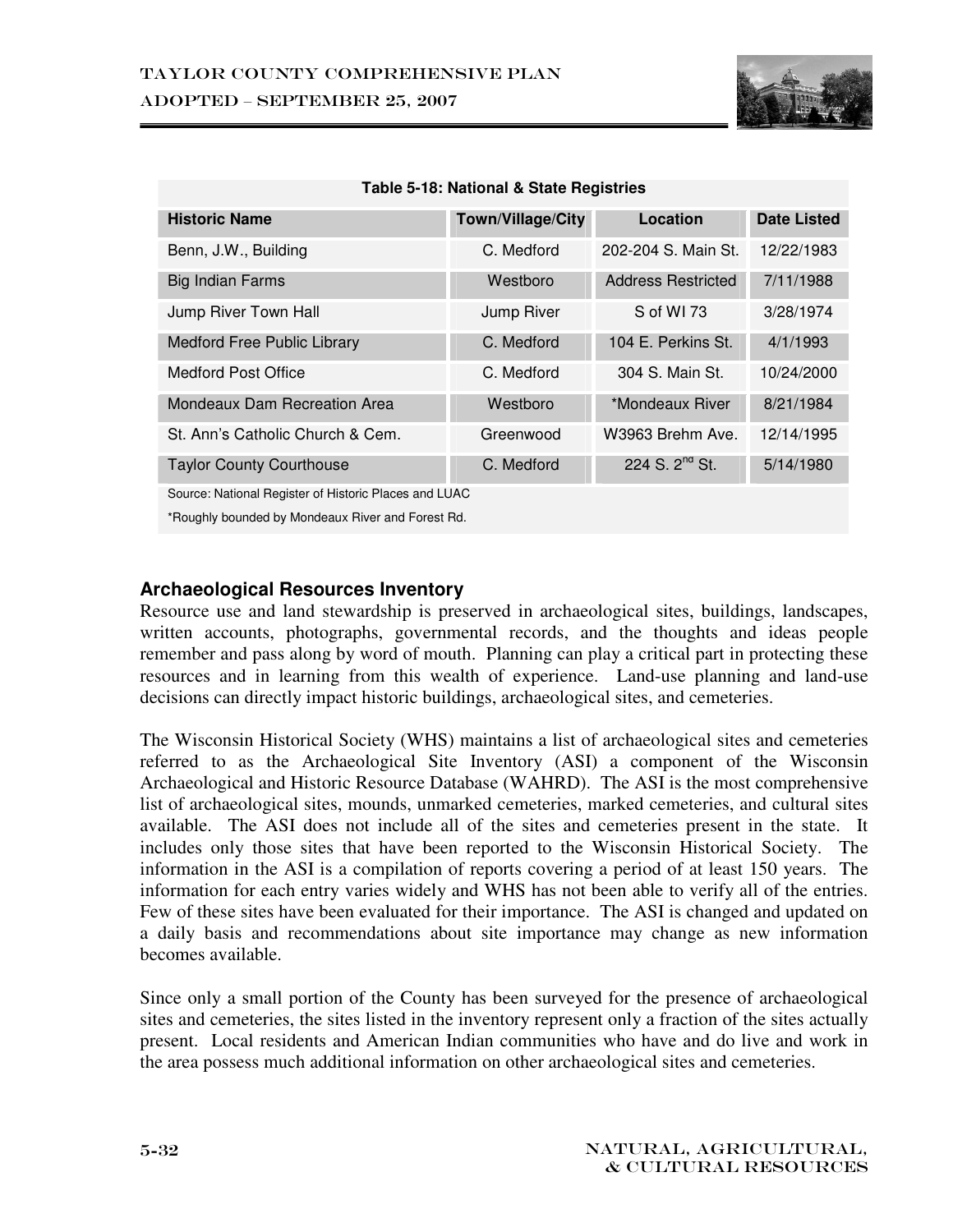**Table 5-18: National & State Registries**

| Historic Name | Town/Village/City | Location | Date Listed |
|---|---|---|---|
| Benn, J.W., Building | C. Medford | 202-204 S. Main St. | 12/22/1983 |
| Big Indian Farms | Westboro | Address Restricted | 7/11/1988 |
| Jump River Town Hall | Jump River | S of WI 73 | 3/28/1974 |
| Medford Free Public Library | C. Medford | 104 E. Perkins St. | 4/1/1993 |
| Medford Post Office | C. Medford | 304 S. Main St. | 10/24/2000 |
| Mondeaux Dam Recreation Area | Westboro | *Mondeaux River | 8/21/1984 |
| St. Ann's Catholic Church & Cem. | Greenwood | W3963 Brehm Ave. | 12/14/1995 |
| Taylor County Courthouse | C. Medford | 224 S. 2nd St. | 5/14/1980 |

Source: National Register of Historic Places and LUAC

*Roughly bounded by Mondeaux River and Forest Rd.

### Archaeological Resources Inventory

Resource use and land stewardship is preserved in archaeological sites, buildings, landscapes, written accounts, photographs, governmental records, and the thoughts and ideas people remember and pass along by word of mouth. Planning can play a critical part in protecting these resources and in learning from this wealth of experience. Land-use planning and land-use decisions can directly impact historic buildings, archaeological sites, and cemeteries.

The Wisconsin Historical Society (WHS) maintains a list of archaeological sites and cemeteries referred to as the Archaeological Site Inventory (ASI) a component of the Wisconsin Archaeological and Historic Resource Database (WAHRD). The ASI is the most comprehensive list of archaeological sites, mounds, unmarked cemeteries, marked cemeteries, and cultural sites available. The ASI does not include all of the sites and cemeteries present in the state. It includes only those sites that have been reported to the Wisconsin Historical Society. The information in the ASI is a compilation of reports covering a period of at least 150 years. The information for each entry varies widely and WHS has not been able to verify all of the entries. Few of these sites have been evaluated for their importance. The ASI is changed and updated on a daily basis and recommendations about site importance may change as new information becomes available.

Since only a small portion of the County has been surveyed for the presence of archaeological sites and cemeteries, the sites listed in the inventory represent only a fraction of the sites actually present. Local residents and American Indian communities who have and do live and work in the area possess much additional information on other archaeological sites and cemeteries.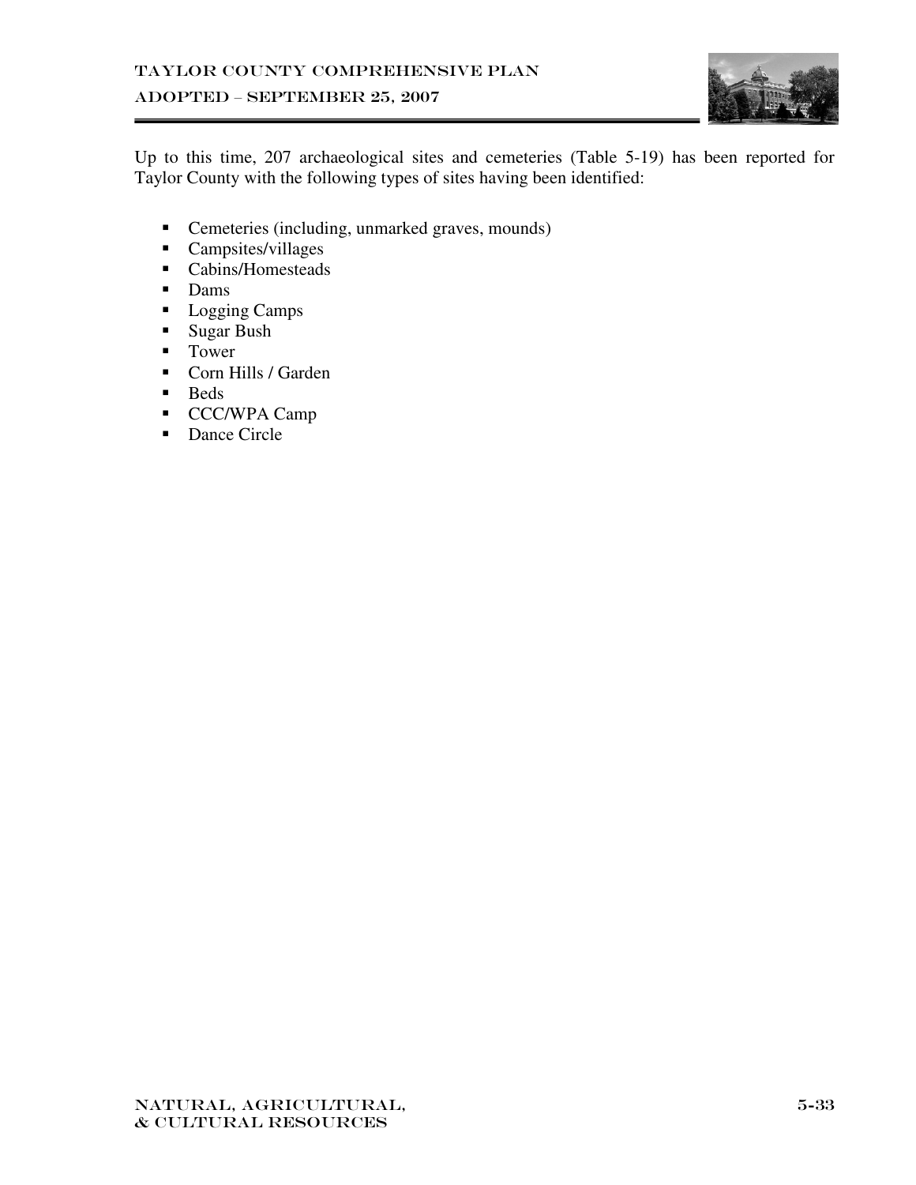Up to this time, 207 archaeological sites and cemeteries (Table 5-19) has been reported for Taylor County with the following types of sites having been identified:

- Cemeteries (including, unmarked graves, mounds)
- Campsites/villages
- Cabins/Homesteads
- Dams
- Logging Camps
- Sugar Bush
- Tower
- Corn Hills / Garden
- Beds
- CCC/WPA Camp
- Dance Circle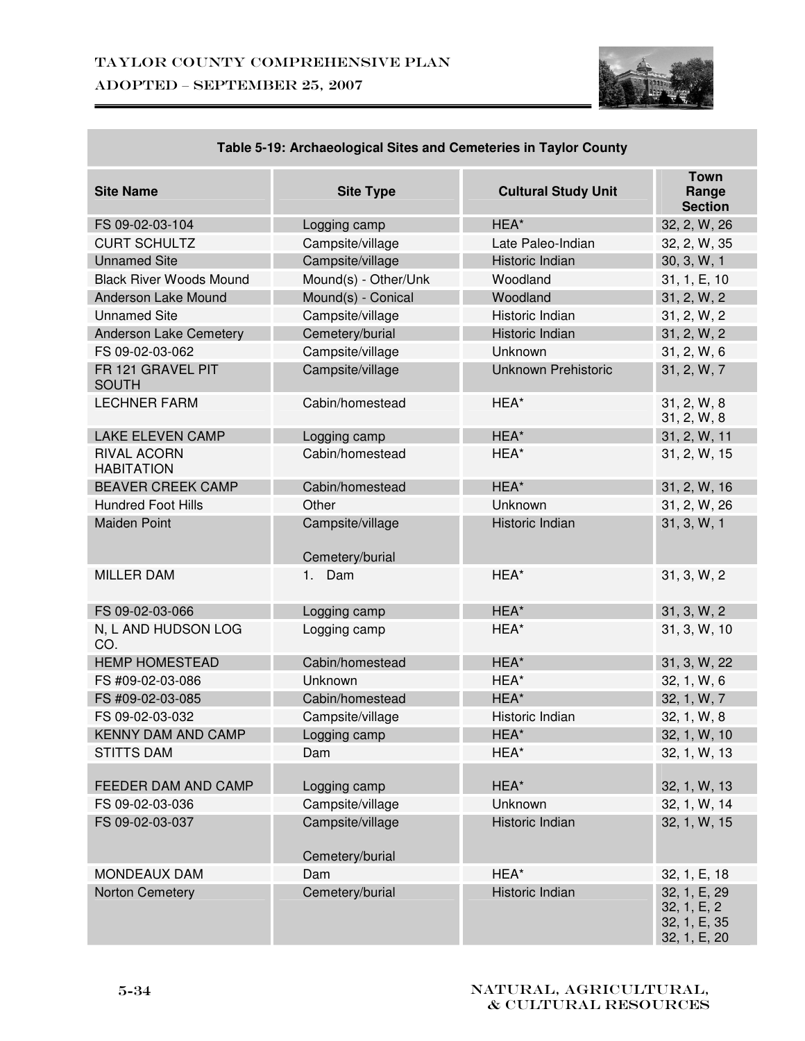| Table 5-19: Archaeological Sites and Cemeteries in Taylor County | | | |
|---|---|---|---|
| **Site Name** | **Site Type** | **Cultural Study Unit** | **Town Range Section** |
| FS 09-02-03-104 | Logging camp | HEA* | 32, 2, W, 26 |
| CURT SCHULTZ | Campsite/village | Late Paleo-Indian | 32, 2, W, 35 |
| Unnamed Site | Campsite/village | Historic Indian | 30, 3, W, 1 |
| Black River Woods Mound | Mound(s) - Other/Unk | Woodland | 31, 1, E, 10 |
| Anderson Lake Mound | Mound(s) - Conical | Woodland | 31, 2, W, 2 |
| Unnamed Site | Campsite/village | Historic Indian | 31, 2, W, 2 |
| Anderson Lake Cemetery | Cemetery/burial | Historic Indian | 31, 2, W, 2 |
| FS 09-02-03-062 | Campsite/village | Unknown | 31, 2, W, 6 |
| FR 121 GRAVEL PIT SOUTH | Campsite/village | Unknown Prehistoric | 31, 2, W, 7 |
| LECHNER FARM | Cabin/homestead | HEA* | 31, 2, W, 8<br>31, 2, W, 8 |
| LAKE ELEVEN CAMP | Logging camp | HEA* | 31, 2, W, 11 |
| RIVAL ACORN HABITATION | Cabin/homestead | HEA* | 31, 2, W, 15 |
| BEAVER CREEK CAMP | Cabin/homestead | HEA* | 31, 2, W, 16 |
| Hundred Foot Hills | Other | Unknown | 31, 2, W, 26 |
| Maiden Point | Campsite/village<br><br>Cemetery/burial | Historic Indian | 31, 3, W, 1 |
| MILLER DAM | 1. Dam | HEA* | 31, 3, W, 2 |
| FS 09-02-03-066 | Logging camp | HEA* | 31, 3, W, 2 |
| N, L AND HUDSON LOG CO. | Logging camp | HEA* | 31, 3, W, 10 |
| HEMP HOMESTEAD | Cabin/homestead | HEA* | 31, 3, W, 22 |
| FS #09-02-03-086 | Unknown | HEA* | 32, 1, W, 6 |
| FS #09-02-03-085 | Cabin/homestead | HEA* | 32, 1, W, 7 |
| FS 09-02-03-032 | Campsite/village | Historic Indian | 32, 1, W, 8 |
| KENNY DAM AND CAMP | Logging camp | HEA* | 32, 1, W, 10 |
| STITTS DAM | Dam | HEA* | 32, 1, W, 13 |
| FEEDER DAM AND CAMP | Logging camp | HEA* | 32, 1, W, 13 |
| FS 09-02-03-036 | Campsite/village | Unknown | 32, 1, W, 14 |
| FS 09-02-03-037 | Campsite/village<br><br>Cemetery/burial | Historic Indian | 32, 1, W, 15 |
| MONDEAUX DAM | Dam | HEA* | 32, 1, E, 18 |
| Norton Cemetery | Cemetery/burial | Historic Indian | 32, 1, E, 29<br>32, 1, E, 2<br>32, 1, E, 35<br>32, 1, E, 20 |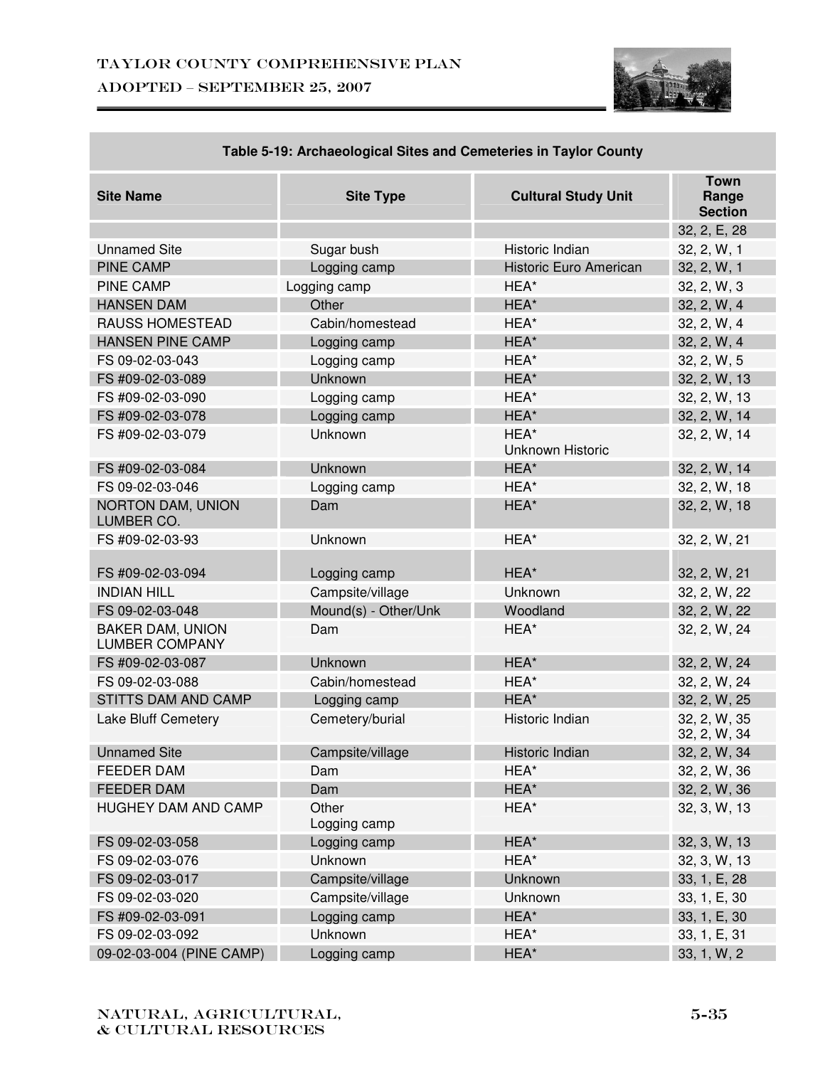**Table 5-19: Archaeological Sites and Cemeteries in Taylor County**

| Site Name | Site Type | Cultural Study Unit | Town Range Section |
|---|---|---|---|
| | | | 32, 2, E, 28 |
| Unnamed Site | Sugar bush | Historic Indian | 32, 2, W, 1 |
| PINE CAMP | Logging camp | Historic Euro American | 32, 2, W, 1 |
| PINE CAMP | Logging camp | HEA* | 32, 2, W, 3 |
| HANSEN DAM | Other | HEA* | 32, 2, W, 4 |
| RAUSS HOMESTEAD | Cabin/homestead | HEA* | 32, 2, W, 4 |
| HANSEN PINE CAMP | Logging camp | HEA* | 32, 2, W, 4 |
| FS 09-02-03-043 | Logging camp | HEA* | 32, 2, W, 5 |
| FS #09-02-03-089 | Unknown | HEA* | 32, 2, W, 13 |
| FS #09-02-03-090 | Logging camp | HEA* | 32, 2, W, 13 |
| FS #09-02-03-078 | Logging camp | HEA* | 32, 2, W, 14 |
| FS #09-02-03-079 | Unknown | HEA* Unknown Historic | 32, 2, W, 14 |
| FS #09-02-03-084 | Unknown | HEA* | 32, 2, W, 14 |
| FS 09-02-03-046 | Logging camp | HEA* | 32, 2, W, 18 |
| NORTON DAM, UNION LUMBER CO. | Dam | HEA* | 32, 2, W, 18 |
| FS #09-02-03-93 | Unknown | HEA* | 32, 2, W, 21 |
| FS #09-02-03-094 | Logging camp | HEA* | 32, 2, W, 21 |
| INDIAN HILL | Campsite/village | Unknown | 32, 2, W, 22 |
| FS 09-02-03-048 | Mound(s) - Other/Unk | Woodland | 32, 2, W, 22 |
| BAKER DAM, UNION LUMBER COMPANY | Dam | HEA* | 32, 2, W, 24 |
| FS #09-02-03-087 | Unknown | HEA* | 32, 2, W, 24 |
| FS 09-02-03-088 | Cabin/homestead | HEA* | 32, 2, W, 24 |
| STITTS DAM AND CAMP | Logging camp | HEA* | 32, 2, W, 25 |
| Lake Bluff Cemetery | Cemetery/burial | Historic Indian | 32, 2, W, 35 32, 2, W, 34 |
| Unnamed Site | Campsite/village | Historic Indian | 32, 2, W, 34 |
| FEEDER DAM | Dam | HEA* | 32, 2, W, 36 |
| FEEDER DAM | Dam | HEA* | 32, 2, W, 36 |
| HUGHEY DAM AND CAMP | Other Logging camp | HEA* | 32, 3, W, 13 |
| FS 09-02-03-058 | Logging camp | HEA* | 32, 3, W, 13 |
| FS 09-02-03-076 | Unknown | HEA* | 32, 3, W, 13 |
| FS 09-02-03-017 | Campsite/village | Unknown | 33, 1, E, 28 |
| FS 09-02-03-020 | Campsite/village | Unknown | 33, 1, E, 30 |
| FS #09-02-03-091 | Logging camp | HEA* | 33, 1, E, 30 |
| FS 09-02-03-092 | Unknown | HEA* | 33, 1, E, 31 |
| 09-02-03-004 (PINE CAMP) | Logging camp | HEA* | 33, 1, W, 2 |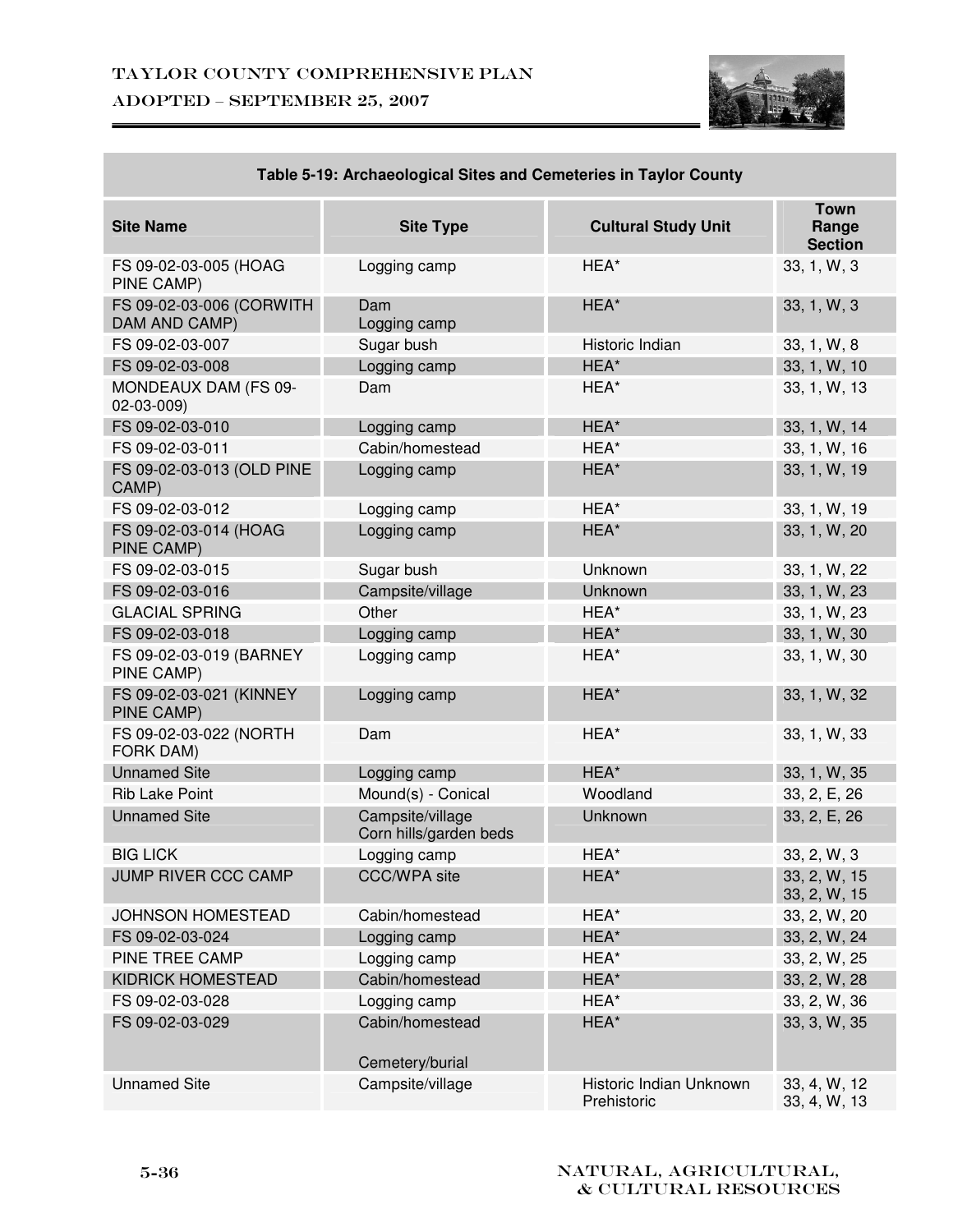**Table 5-19: Archaeological Sites and Cemeteries in Taylor County**

| Site Name | Site Type | Cultural Study Unit | Town Range Section |
|---|---|---|---|
| FS 09-02-03-005 (HOAG PINE CAMP) | Logging camp | HEA* | 33, 1, W, 3 |
| FS 09-02-03-006 (CORWITH DAM AND CAMP) | Dam<br>Logging camp | HEA* | 33, 1, W, 3 |
| FS 09-02-03-007 | Sugar bush | Historic Indian | 33, 1, W, 8 |
| FS 09-02-03-008 | Logging camp | HEA* | 33, 1, W, 10 |
| MONDEAUX DAM (FS 09-02-03-009) | Dam | HEA* | 33, 1, W, 13 |
| FS 09-02-03-010 | Logging camp | HEA* | 33, 1, W, 14 |
| FS 09-02-03-011 | Cabin/homestead | HEA* | 33, 1, W, 16 |
| FS 09-02-03-013 (OLD PINE CAMP) | Logging camp | HEA* | 33, 1, W, 19 |
| FS 09-02-03-012 | Logging camp | HEA* | 33, 1, W, 19 |
| FS 09-02-03-014 (HOAG PINE CAMP) | Logging camp | HEA* | 33, 1, W, 20 |
| FS 09-02-03-015 | Sugar bush | Unknown | 33, 1, W, 22 |
| FS 09-02-03-016 | Campsite/village | Unknown | 33, 1, W, 23 |
| GLACIAL SPRING | Other | HEA* | 33, 1, W, 23 |
| FS 09-02-03-018 | Logging camp | HEA* | 33, 1, W, 30 |
| FS 09-02-03-019 (BARNEY PINE CAMP) | Logging camp | HEA* | 33, 1, W, 30 |
| FS 09-02-03-021 (KINNEY PINE CAMP) | Logging camp | HEA* | 33, 1, W, 32 |
| FS 09-02-03-022 (NORTH FORK DAM) | Dam | HEA* | 33, 1, W, 33 |
| Unnamed Site | Logging camp | HEA* | 33, 1, W, 35 |
| Rib Lake Point | Mound(s) - Conical | Woodland | 33, 2, E, 26 |
| Unnamed Site | Campsite/village<br>Corn hills/garden beds | Unknown | 33, 2, E, 26 |
| BIG LICK | Logging camp | HEA* | 33, 2, W, 3 |
| JUMP RIVER CCC CAMP | CCC/WPA site | HEA* | 33, 2, W, 15<br>33, 2, W, 15 |
| JOHNSON HOMESTEAD | Cabin/homestead | HEA* | 33, 2, W, 20 |
| FS 09-02-03-024 | Logging camp | HEA* | 33, 2, W, 24 |
| PINE TREE CAMP | Logging camp | HEA* | 33, 2, W, 25 |
| KIDRICK HOMESTEAD | Cabin/homestead | HEA* | 33, 2, W, 28 |
| FS 09-02-03-028 | Logging camp | HEA* | 33, 2, W, 36 |
| FS 09-02-03-029 | Cabin/homestead<br><br>Cemetery/burial | HEA* | 33, 3, W, 35 |
| Unnamed Site | Campsite/village | Historic Indian Unknown Prehistoric | 33, 4, W, 12<br>33, 4, W, 13 |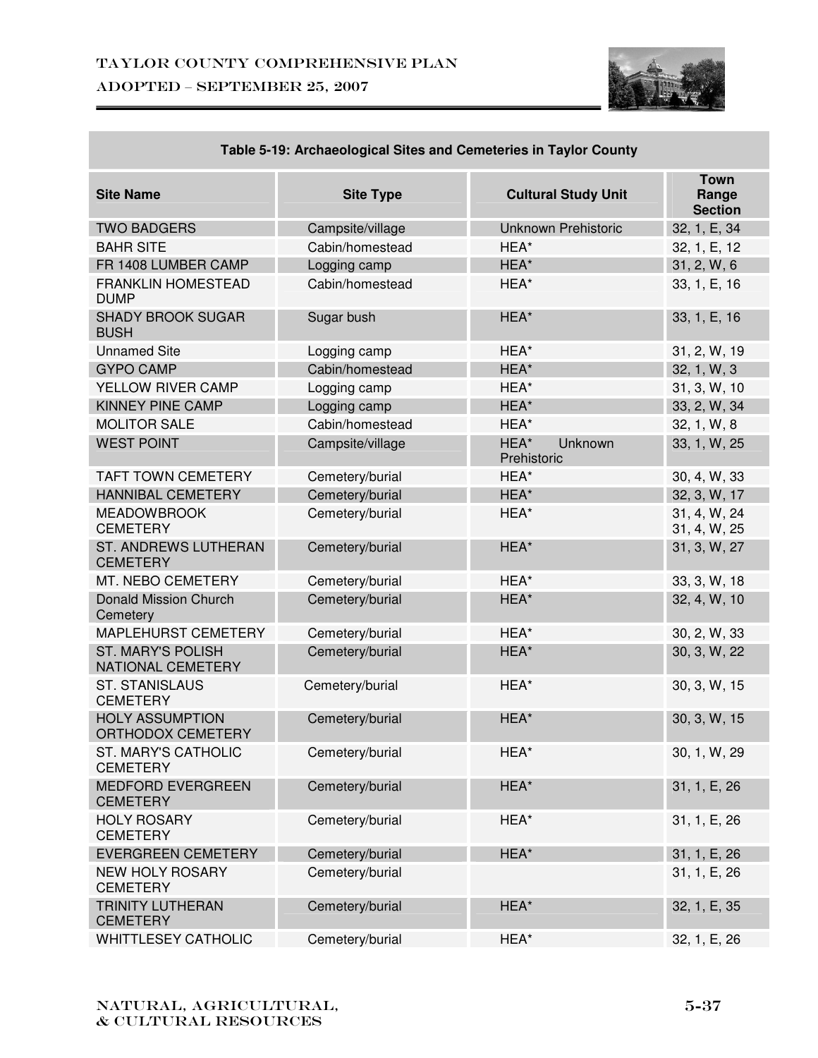**Table 5-19: Archaeological Sites and Cemeteries in Taylor County**

| Site Name | Site Type | Cultural Study Unit | Town Range Section |
|---|---|---|---|
| TWO BADGERS | Campsite/village | Unknown Prehistoric | 32, 1, E, 34 |
| BAHR SITE | Cabin/homestead | HEA* | 32, 1, E, 12 |
| FR 1408 LUMBER CAMP | Logging camp | HEA* | 31, 2, W, 6 |
| FRANKLIN HOMESTEAD DUMP | Cabin/homestead | HEA* | 33, 1, E, 16 |
| SHADY BROOK SUGAR BUSH | Sugar bush | HEA* | 33, 1, E, 16 |
| Unnamed Site | Logging camp | HEA* | 31, 2, W, 19 |
| GYPO CAMP | Cabin/homestead | HEA* | 32, 1, W, 3 |
| YELLOW RIVER CAMP | Logging camp | HEA* | 31, 3, W, 10 |
| KINNEY PINE CAMP | Logging camp | HEA* | 33, 2, W, 34 |
| MOLITOR SALE | Cabin/homestead | HEA* | 32, 1, W, 8 |
| WEST POINT | Campsite/village | HEA* Unknown Prehistoric | 33, 1, W, 25 |
| TAFT TOWN CEMETERY | Cemetery/burial | HEA* | 30, 4, W, 33 |
| HANNIBAL CEMETERY | Cemetery/burial | HEA* | 32, 3, W, 17 |
| MEADOWBROOK CEMETERY | Cemetery/burial | HEA* | 31, 4, W, 24 31, 4, W, 25 |
| ST. ANDREWS LUTHERAN CEMETERY | Cemetery/burial | HEA* | 31, 3, W, 27 |
| MT. NEBO CEMETERY | Cemetery/burial | HEA* | 33, 3, W, 18 |
| Donald Mission Church Cemetery | Cemetery/burial | HEA* | 32, 4, W, 10 |
| MAPLEHURST CEMETERY | Cemetery/burial | HEA* | 30, 2, W, 33 |
| ST. MARY'S POLISH NATIONAL CEMETERY | Cemetery/burial | HEA* | 30, 3, W, 22 |
| ST. STANISLAUS CEMETERY | Cemetery/burial | HEA* | 30, 3, W, 15 |
| HOLY ASSUMPTION ORTHODOX CEMETERY | Cemetery/burial | HEA* | 30, 3, W, 15 |
| ST. MARY'S CATHOLIC CEMETERY | Cemetery/burial | HEA* | 30, 1, W, 29 |
| MEDFORD EVERGREEN CEMETERY | Cemetery/burial | HEA* | 31, 1, E, 26 |
| HOLY ROSARY CEMETERY | Cemetery/burial | HEA* | 31, 1, E, 26 |
| EVERGREEN CEMETERY | Cemetery/burial | HEA* | 31, 1, E, 26 |
| NEW HOLY ROSARY CEMETERY | Cemetery/burial | | 31, 1, E, 26 |
| TRINITY LUTHERAN CEMETERY | Cemetery/burial | HEA* | 32, 1, E, 35 |
| WHITTLESEY CATHOLIC | Cemetery/burial | HEA* | 32, 1, E, 26 |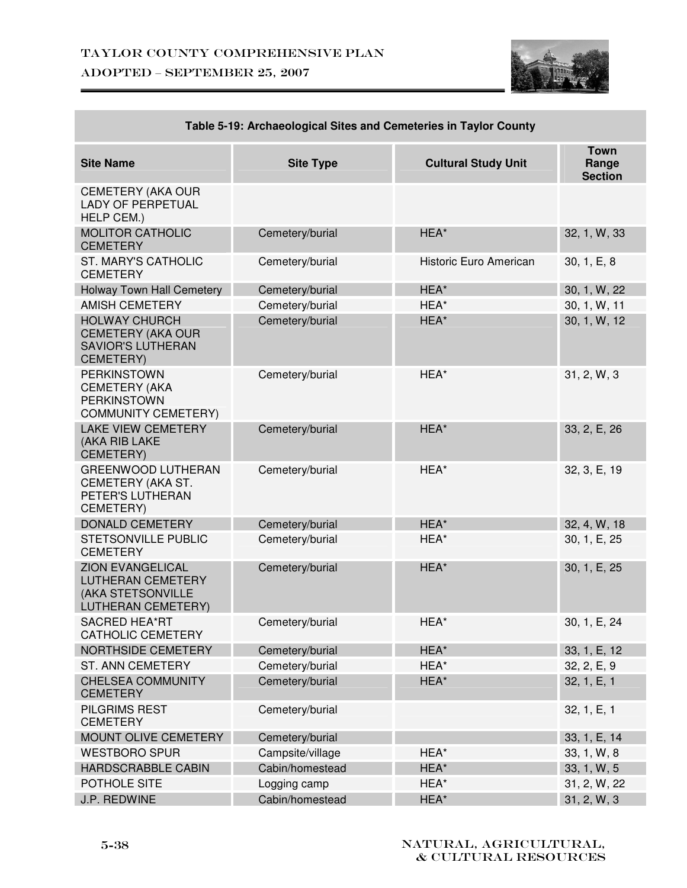| Table 5-19: Archaeological Sites and Cemeteries in Taylor County | | | |
|---|---|---|---|
| **Site Name** | **Site Type** | **Cultural Study Unit** | **Town Range Section** |
| CEMETERY (AKA OUR LADY OF PERPETUAL HELP CEM.) | | | |
| MOLITOR CATHOLIC CEMETERY | Cemetery/burial | HEA* | 32, 1, W, 33 |
| ST. MARY'S CATHOLIC CEMETERY | Cemetery/burial | Historic Euro American | 30, 1, E, 8 |
| Holway Town Hall Cemetery | Cemetery/burial | HEA* | 30, 1, W, 22 |
| AMISH CEMETERY | Cemetery/burial | HEA* | 30, 1, W, 11 |
| HOLWAY CHURCH CEMETERY (AKA OUR SAVIOR'S LUTHERAN CEMETERY) | Cemetery/burial | HEA* | 30, 1, W, 12 |
| PERKINSTOWN CEMETERY (AKA PERKINSTOWN COMMUNITY CEMETERY) | Cemetery/burial | HEA* | 31, 2, W, 3 |
| LAKE VIEW CEMETERY (AKA RIB LAKE CEMETERY) | Cemetery/burial | HEA* | 33, 2, E, 26 |
| GREENWOOD LUTHERAN CEMETERY (AKA ST. PETER'S LUTHERAN CEMETERY) | Cemetery/burial | HEA* | 32, 3, E, 19 |
| DONALD CEMETERY | Cemetery/burial | HEA* | 32, 4, W, 18 |
| STETSONVILLE PUBLIC CEMETERY | Cemetery/burial | HEA* | 30, 1, E, 25 |
| ZION EVANGELICAL LUTHERAN CEMETERY (AKA STETSONVILLE LUTHERAN CEMETERY) | Cemetery/burial | HEA* | 30, 1, E, 25 |
| SACRED HEA*RT CATHOLIC CEMETERY | Cemetery/burial | HEA* | 30, 1, E, 24 |
| NORTHSIDE CEMETERY | Cemetery/burial | HEA* | 33, 1, E, 12 |
| ST. ANN CEMETERY | Cemetery/burial | HEA* | 32, 2, E, 9 |
| CHELSEA COMMUNITY CEMETERY | Cemetery/burial | HEA* | 32, 1, E, 1 |
| PILGRIMS REST CEMETERY | Cemetery/burial | | 32, 1, E, 1 |
| MOUNT OLIVE CEMETERY | Cemetery/burial | | 33, 1, E, 14 |
| WESTBORO SPUR | Campsite/village | HEA* | 33, 1, W, 8 |
| HARDSCRABBLE CABIN | Cabin/homestead | HEA* | 33, 1, W, 5 |
| POTHOLE SITE | Logging camp | HEA* | 31, 2, W, 22 |
| J.P. REDWINE | Cabin/homestead | HEA* | 31, 2, W, 3 |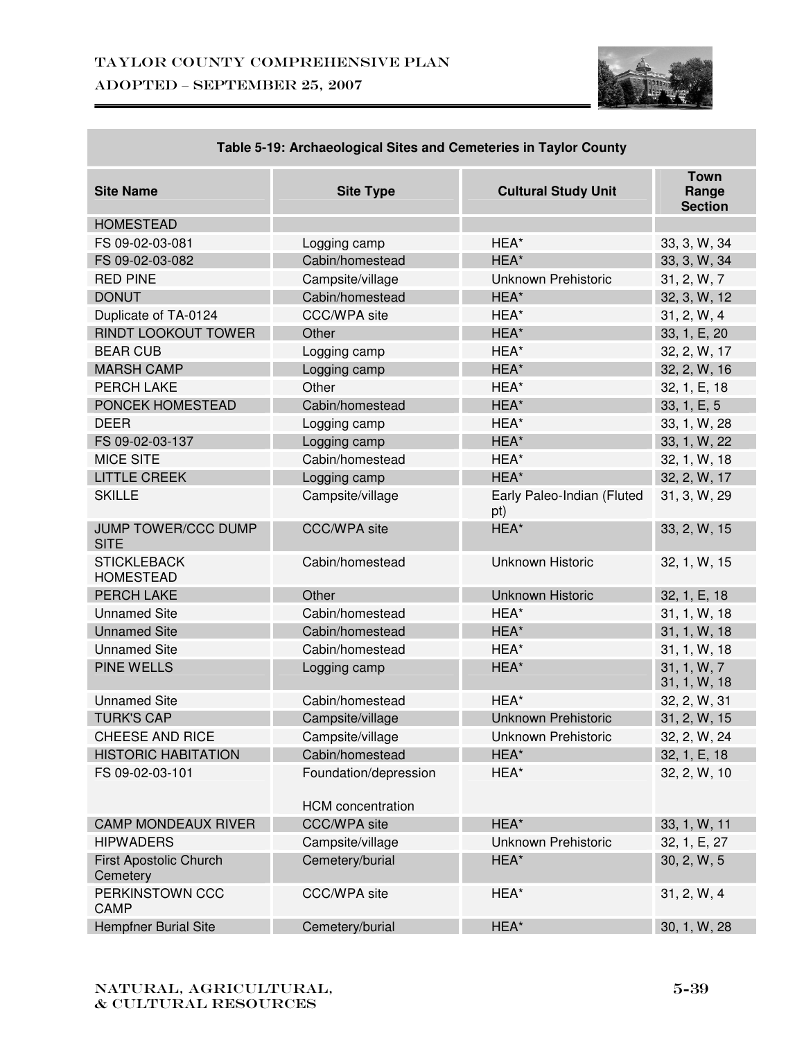**Table 5-19: Archaeological Sites and Cemeteries in Taylor County**

| Site Name | Site Type | Cultural Study Unit | Town Range Section |
|---|---|---|---|
| HOMESTEAD | | | |
| FS 09-02-03-081 | Logging camp | HEA* | 33, 3, W, 34 |
| FS 09-02-03-082 | Cabin/homestead | HEA* | 33, 3, W, 34 |
| RED PINE | Campsite/village | Unknown Prehistoric | 31, 2, W, 7 |
| DONUT | Cabin/homestead | HEA* | 32, 3, W, 12 |
| Duplicate of TA-0124 | CCC/WPA site | HEA* | 31, 2, W, 4 |
| RINDT LOOKOUT TOWER | Other | HEA* | 33, 1, E, 20 |
| BEAR CUB | Logging camp | HEA* | 32, 2, W, 17 |
| MARSH CAMP | Logging camp | HEA* | 32, 2, W, 16 |
| PERCH LAKE | Other | HEA* | 32, 1, E, 18 |
| PONCEK HOMESTEAD | Cabin/homestead | HEA* | 33, 1, E, 5 |
| DEER | Logging camp | HEA* | 33, 1, W, 28 |
| FS 09-02-03-137 | Logging camp | HEA* | 33, 1, W, 22 |
| MICE SITE | Cabin/homestead | HEA* | 32, 1, W, 18 |
| LITTLE CREEK | Logging camp | HEA* | 32, 2, W, 17 |
| SKILLE | Campsite/village | Early Paleo-Indian (Fluted pt) | 31, 3, W, 29 |
| JUMP TOWER/CCC DUMP SITE | CCC/WPA site | HEA* | 33, 2, W, 15 |
| STICKLEBACK HOMESTEAD | Cabin/homestead | Unknown Historic | 32, 1, W, 15 |
| PERCH LAKE | Other | Unknown Historic | 32, 1, E, 18 |
| Unnamed Site | Cabin/homestead | HEA* | 31, 1, W, 18 |
| Unnamed Site | Cabin/homestead | HEA* | 31, 1, W, 18 |
| Unnamed Site | Cabin/homestead | HEA* | 31, 1, W, 18 |
| PINE WELLS | Logging camp | HEA* | 31, 1, W, 7<br>31, 1, W, 18 |
| Unnamed Site | Cabin/homestead | HEA* | 32, 2, W, 31 |
| TURK'S CAP | Campsite/village | Unknown Prehistoric | 31, 2, W, 15 |
| CHEESE AND RICE | Campsite/village | Unknown Prehistoric | 32, 2, W, 24 |
| HISTORIC HABITATION | Cabin/homestead | HEA* | 32, 1, E, 18 |
| FS 09-02-03-101 | Foundation/depression<br><br>HCM concentration | HEA* | 32, 2, W, 10 |
| CAMP MONDEAUX RIVER | CCC/WPA site | HEA* | 33, 1, W, 11 |
| HIPWADERS | Campsite/village | Unknown Prehistoric | 32, 1, E, 27 |
| First Apostolic Church Cemetery | Cemetery/burial | HEA* | 30, 2, W, 5 |
| PERKINSTOWN CCC CAMP | CCC/WPA site | HEA* | 31, 2, W, 4 |
| Hempfner Burial Site | Cemetery/burial | HEA* | 30, 1, W, 28 |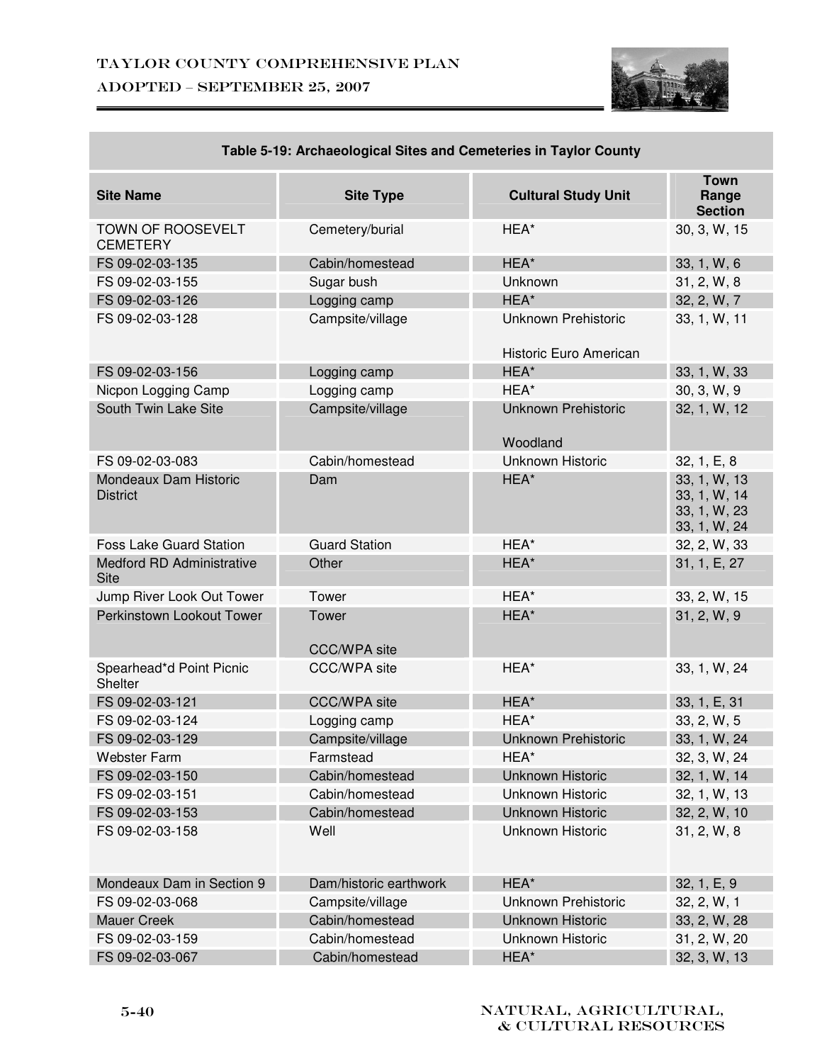**Table 5-19: Archaeological Sites and Cemeteries in Taylor County**

| Site Name | Site Type | Cultural Study Unit | Town Range Section |
|---|---|---|---|
| TOWN OF ROOSEVELT CEMETERY | Cemetery/burial | HEA* | 30, 3, W, 15 |
| FS 09-02-03-135 | Cabin/homestead | HEA* | 33, 1, W, 6 |
| FS 09-02-03-155 | Sugar bush | Unknown | 31, 2, W, 8 |
| FS 09-02-03-126 | Logging camp | HEA* | 32, 2, W, 7 |
| FS 09-02-03-128 | Campsite/village | Unknown Prehistoric<br><br>Historic Euro American | 33, 1, W, 11 |
| FS 09-02-03-156 | Logging camp | HEA* | 33, 1, W, 33 |
| Nicpon Logging Camp | Logging camp | HEA* | 30, 3, W, 9 |
| South Twin Lake Site | Campsite/village | Unknown Prehistoric<br><br>Woodland | 32, 1, W, 12 |
| FS 09-02-03-083 | Cabin/homestead | Unknown Historic | 32, 1, E, 8 |
| Mondeaux Dam Historic District | Dam | HEA* | 33, 1, W, 13<br>33, 1, W, 14<br>33, 1, W, 23<br>33, 1, W, 24 |
| Foss Lake Guard Station | Guard Station | HEA* | 32, 2, W, 33 |
| Medford RD Administrative Site | Other | HEA* | 31, 1, E, 27 |
| Jump River Look Out Tower | Tower | HEA* | 33, 2, W, 15 |
| Perkinstown Lookout Tower | Tower<br><br>CCC/WPA site | HEA* | 31, 2, W, 9 |
| Spearhead*d Point Picnic Shelter | CCC/WPA site | HEA* | 33, 1, W, 24 |
| FS 09-02-03-121 | CCC/WPA site | HEA* | 33, 1, E, 31 |
| FS 09-02-03-124 | Logging camp | HEA* | 33, 2, W, 5 |
| FS 09-02-03-129 | Campsite/village | Unknown Prehistoric | 33, 1, W, 24 |
| Webster Farm | Farmstead | HEA* | 32, 3, W, 24 |
| FS 09-02-03-150 | Cabin/homestead | Unknown Historic | 32, 1, W, 14 |
| FS 09-02-03-151 | Cabin/homestead | Unknown Historic | 32, 1, W, 13 |
| FS 09-02-03-153 | Cabin/homestead | Unknown Historic | 32, 2, W, 10 |
| FS 09-02-03-158 | Well | Unknown Historic | 31, 2, W, 8 |
| Mondeaux Dam in Section 9 | Dam/historic earthwork | HEA* | 32, 1, E, 9 |
| FS 09-02-03-068 | Campsite/village | Unknown Prehistoric | 32, 2, W, 1 |
| Mauer Creek | Cabin/homestead | Unknown Historic | 33, 2, W, 28 |
| FS 09-02-03-159 | Cabin/homestead | Unknown Historic | 31, 2, W, 20 |
| FS 09-02-03-067 | Cabin/homestead | HEA* | 32, 3, W, 13 |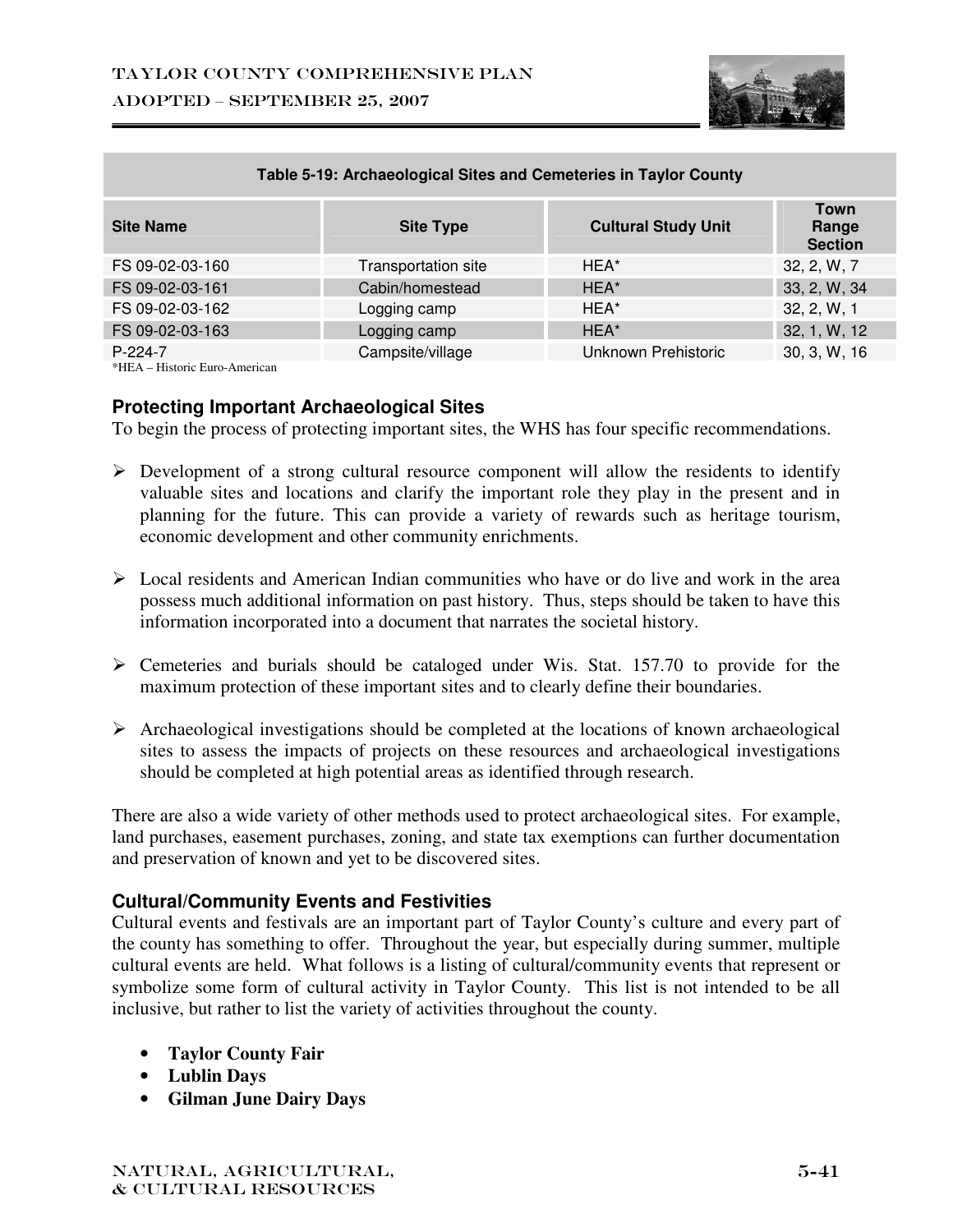**Table 5-19: Archaeological Sites and Cemeteries in Taylor County**

| Site Name | Site Type | Cultural Study Unit | Town Range Section |
|---|---|---|---|
| FS 09-02-03-160 | Transportation site | HEA* | 32, 2, W, 7 |
| FS 09-02-03-161 | Cabin/homestead | HEA* | 33, 2, W, 34 |
| FS 09-02-03-162 | Logging camp | HEA* | 32, 2, W, 1 |
| FS 09-02-03-163 | Logging camp | HEA* | 32, 1, W, 12 |
| P-224-7 | Campsite/village | Unknown Prehistoric | 30, 3, W, 16 |

*HEA – Historic Euro-American

### Protecting Important Archaeological Sites

To begin the process of protecting important sites, the WHS has four specific recommendations.

- Development of a strong cultural resource component will allow the residents to identify valuable sites and locations and clarify the important role they play in the present and in planning for the future. This can provide a variety of rewards such as heritage tourism, economic development and other community enrichments.

- Local residents and American Indian communities who have or do live and work in the area possess much additional information on past history. Thus, steps should be taken to have this information incorporated into a document that narrates the societal history.

- Cemeteries and burials should be cataloged under Wis. Stat. 157.70 to provide for the maximum protection of these important sites and to clearly define their boundaries.

- Archaeological investigations should be completed at the locations of known archaeological sites to assess the impacts of projects on these resources and archaeological investigations should be completed at high potential areas as identified through research.

There are also a wide variety of other methods used to protect archaeological sites. For example, land purchases, easement purchases, zoning, and state tax exemptions can further documentation and preservation of known and yet to be discovered sites.

### Cultural/Community Events and Festivities

Cultural events and festivals are an important part of Taylor County's culture and every part of the county has something to offer. Throughout the year, but especially during summer, multiple cultural events are held. What follows is a listing of cultural/community events that represent or symbolize some form of cultural activity in Taylor County. This list is not intended to be all inclusive, but rather to list the variety of activities throughout the county.

- **Taylor County Fair**
- **Lublin Days**
- **Gilman June Dairy Days**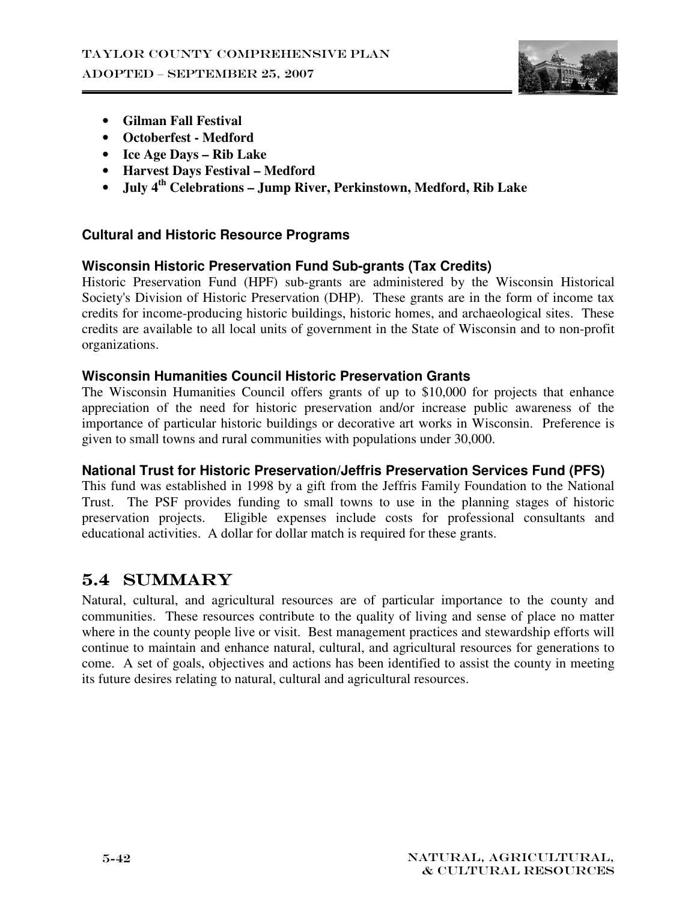- **Gilman Fall Festival**
- **Octoberfest - Medford**
- **Ice Age Days – Rib Lake**
- **Harvest Days Festival – Medford**
- **July 4th Celebrations – Jump River, Perkinstown, Medford, Rib Lake**

### Cultural and Historic Resource Programs

#### Wisconsin Historic Preservation Fund Sub-grants (Tax Credits)

Historic Preservation Fund (HPF) sub-grants are administered by the Wisconsin Historical Society's Division of Historic Preservation (DHP). These grants are in the form of income tax credits for income-producing historic buildings, historic homes, and archaeological sites. These credits are available to all local units of government in the State of Wisconsin and to non-profit organizations.

#### Wisconsin Humanities Council Historic Preservation Grants

The Wisconsin Humanities Council offers grants of up to $10,000 for projects that enhance appreciation of the need for historic preservation and/or increase public awareness of the importance of particular historic buildings or decorative art works in Wisconsin. Preference is given to small towns and rural communities with populations under 30,000.

#### National Trust for Historic Preservation/Jeffris Preservation Services Fund (PFS)

This fund was established in 1998 by a gift from the Jeffris Family Foundation to the National Trust. The PSF provides funding to small towns to use in the planning stages of historic preservation projects. Eligible expenses include costs for professional consultants and educational activities. A dollar for dollar match is required for these grants.

## 5.4 SUMMARY

Natural, cultural, and agricultural resources are of particular importance to the county and communities. These resources contribute to the quality of living and sense of place no matter where in the county people live or visit. Best management practices and stewardship efforts will continue to maintain and enhance natural, cultural, and agricultural resources for generations to come. A set of goals, objectives and actions has been identified to assist the county in meeting its future desires relating to natural, cultural and agricultural resources.